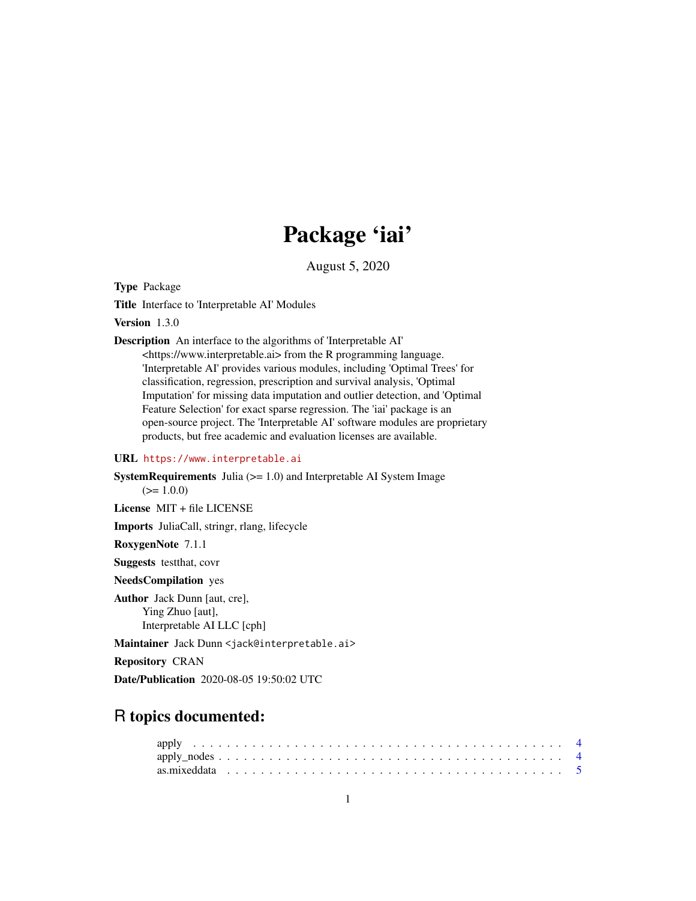# Package 'iai'

August 5, 2020

**Type** Package

**Title** Interface to 'Interpretable AI' Modules

**Version** 1.3.0

**Description** An interface to the algorithms of 'Interpretable AI' <https://www.interpretable.ai> from the R programming language. 'Interpretable AI' provides various modules, including 'Optimal Trees' for classification, regression, prescription and survival analysis, 'Optimal Imputation' for missing data imputation and outlier detection, and 'Optimal Feature Selection' for exact sparse regression. The 'iai' package is an open-source project. The 'Interpretable AI' software modules are proprietary products, but free academic and evaluation licenses are available.

**URL** https://www.interpretable.ai

**SystemRequirements** Julia (>= 1.0) and Interpretable AI System Image (>= 1.0.0)

**License** MIT + file LICENSE

**Imports** JuliaCall, stringr, rlang, lifecycle

**RoxygenNote** 7.1.1

**Suggests** testthat, covr

**NeedsCompilation** yes

**Author** Jack Dunn [aut, cre], Ying Zhuo [aut], Interpretable AI LLC [cph]

**Maintainer** Jack Dunn <jack@interpretable.ai>

**Repository** CRAN

**Date/Publication** 2020-08-05 19:50:02 UTC

## R topics documented:

| | |
|---|---|
| apply | 4 |
| apply_nodes | 4 |
| as.mixeddata | 5 |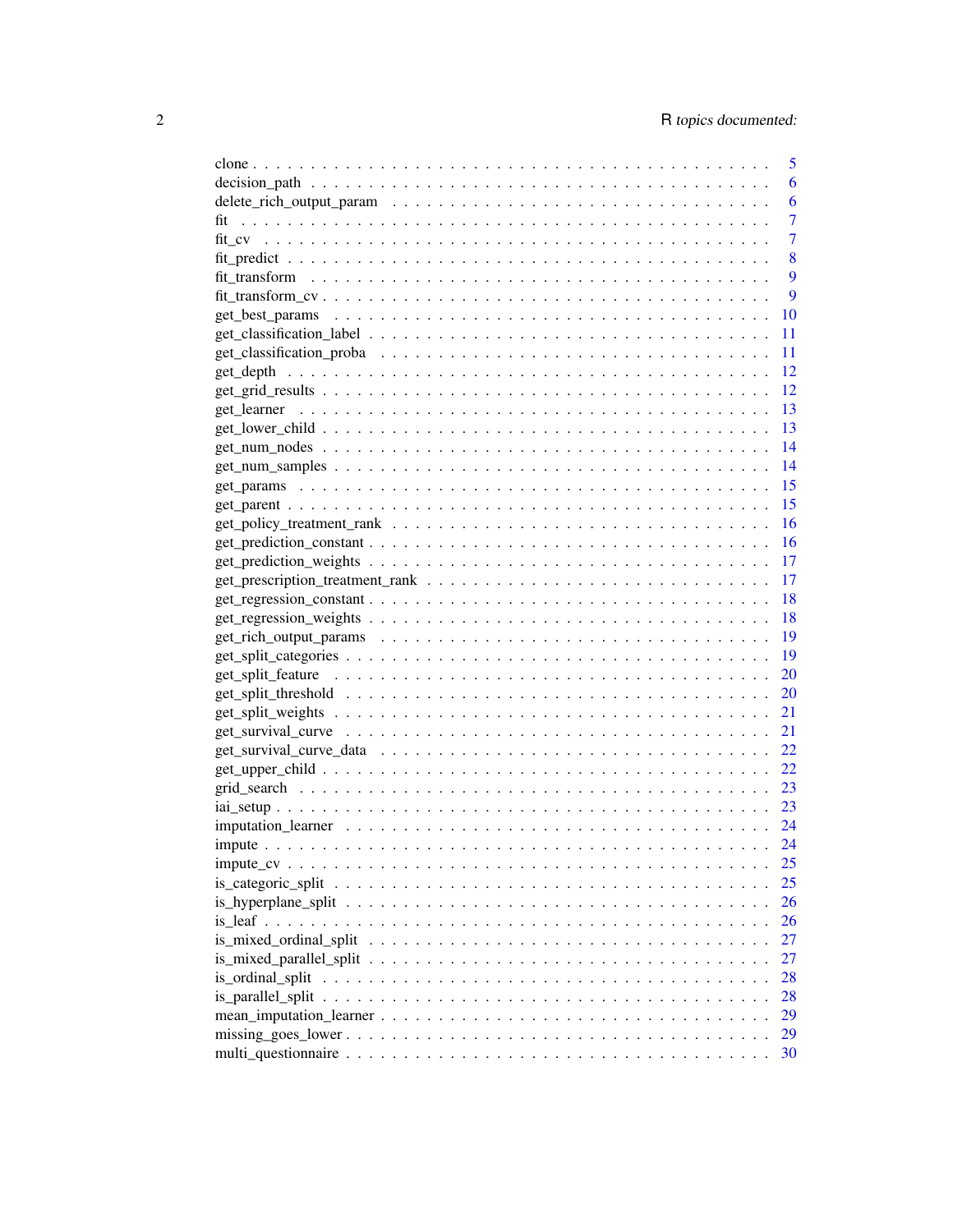clone . . . . . . . . . . . . . . . . . . . . . . . . . . . . . . . . . . . . . . . . . . 5
decision_path . . . . . . . . . . . . . . . . . . . . . . . . . . . . . . . . . . . . . . 6
delete_rich_output_param . . . . . . . . . . . . . . . . . . . . . . . . . . . . . . . . 6
fit . . . . . . . . . . . . . . . . . . . . . . . . . . . . . . . . . . . . . . . . . . . 7
fit_cv . . . . . . . . . . . . . . . . . . . . . . . . . . . . . . . . . . . . . . . . . 7
fit_predict . . . . . . . . . . . . . . . . . . . . . . . . . . . . . . . . . . . . . . . 8
fit_transform . . . . . . . . . . . . . . . . . . . . . . . . . . . . . . . . . . . . . . 9
fit_transform_cv . . . . . . . . . . . . . . . . . . . . . . . . . . . . . . . . . . . . 9
get_best_params . . . . . . . . . . . . . . . . . . . . . . . . . . . . . . . . . . . . 10
get_classification_label . . . . . . . . . . . . . . . . . . . . . . . . . . . . . . . . 11
get_classification_proba . . . . . . . . . . . . . . . . . . . . . . . . . . . . . . . . 11
get_depth . . . . . . . . . . . . . . . . . . . . . . . . . . . . . . . . . . . . . . . 12
get_grid_results . . . . . . . . . . . . . . . . . . . . . . . . . . . . . . . . . . . . 12
get_learner . . . . . . . . . . . . . . . . . . . . . . . . . . . . . . . . . . . . . . 13
get_lower_child . . . . . . . . . . . . . . . . . . . . . . . . . . . . . . . . . . . . 13
get_num_nodes . . . . . . . . . . . . . . . . . . . . . . . . . . . . . . . . . . . . . 14
get_num_samples . . . . . . . . . . . . . . . . . . . . . . . . . . . . . . . . . . . . 14
get_params . . . . . . . . . . . . . . . . . . . . . . . . . . . . . . . . . . . . . . 15
get_parent . . . . . . . . . . . . . . . . . . . . . . . . . . . . . . . . . . . . . . 15
get_policy_treatment_rank . . . . . . . . . . . . . . . . . . . . . . . . . . . . . . . 16
get_prediction_constant . . . . . . . . . . . . . . . . . . . . . . . . . . . . . . . . 16
get_prediction_weights . . . . . . . . . . . . . . . . . . . . . . . . . . . . . . . . . 17
get_prescription_treatment_rank . . . . . . . . . . . . . . . . . . . . . . . . . . . . 17
get_regression_constant . . . . . . . . . . . . . . . . . . . . . . . . . . . . . . . . 18
get_regression_weights . . . . . . . . . . . . . . . . . . . . . . . . . . . . . . . . . 18
get_rich_output_params . . . . . . . . . . . . . . . . . . . . . . . . . . . . . . . . . 19
get_split_categories . . . . . . . . . . . . . . . . . . . . . . . . . . . . . . . . . . 19
get_split_feature . . . . . . . . . . . . . . . . . . . . . . . . . . . . . . . . . . . . 20
get_split_threshold . . . . . . . . . . . . . . . . . . . . . . . . . . . . . . . . . . 20
get_split_weights . . . . . . . . . . . . . . . . . . . . . . . . . . . . . . . . . . . . 21
get_survival_curve . . . . . . . . . . . . . . . . . . . . . . . . . . . . . . . . . . . 21
get_survival_curve_data . . . . . . . . . . . . . . . . . . . . . . . . . . . . . . . . . 22
get_upper_child . . . . . . . . . . . . . . . . . . . . . . . . . . . . . . . . . . . . 22
grid_search . . . . . . . . . . . . . . . . . . . . . . . . . . . . . . . . . . . . . . 23
iai_setup . . . . . . . . . . . . . . . . . . . . . . . . . . . . . . . . . . . . . . . 23
imputation_learner . . . . . . . . . . . . . . . . . . . . . . . . . . . . . . . . . . . 24
impute . . . . . . . . . . . . . . . . . . . . . . . . . . . . . . . . . . . . . . . . . 24
impute_cv . . . . . . . . . . . . . . . . . . . . . . . . . . . . . . . . . . . . . . . 25
is_categoric_split . . . . . . . . . . . . . . . . . . . . . . . . . . . . . . . . . . . 25
is_hyperplane_split . . . . . . . . . . . . . . . . . . . . . . . . . . . . . . . . . . 26
is_leaf . . . . . . . . . . . . . . . . . . . . . . . . . . . . . . . . . . . . . . . . 26
is_mixed_ordinal_split . . . . . . . . . . . . . . . . . . . . . . . . . . . . . . . . . 27
is_mixed_parallel_split . . . . . . . . . . . . . . . . . . . . . . . . . . . . . . . . . 27
is_ordinal_split . . . . . . . . . . . . . . . . . . . . . . . . . . . . . . . . . . . . 28
is_parallel_split . . . . . . . . . . . . . . . . . . . . . . . . . . . . . . . . . . . . 28
mean_imputation_learner . . . . . . . . . . . . . . . . . . . . . . . . . . . . . . . . 29
missing_goes_lower . . . . . . . . . . . . . . . . . . . . . . . . . . . . . . . . . . . 29
multi_questionnaire . . . . . . . . . . . . . . . . . . . . . . . . . . . . . . . . . . . 30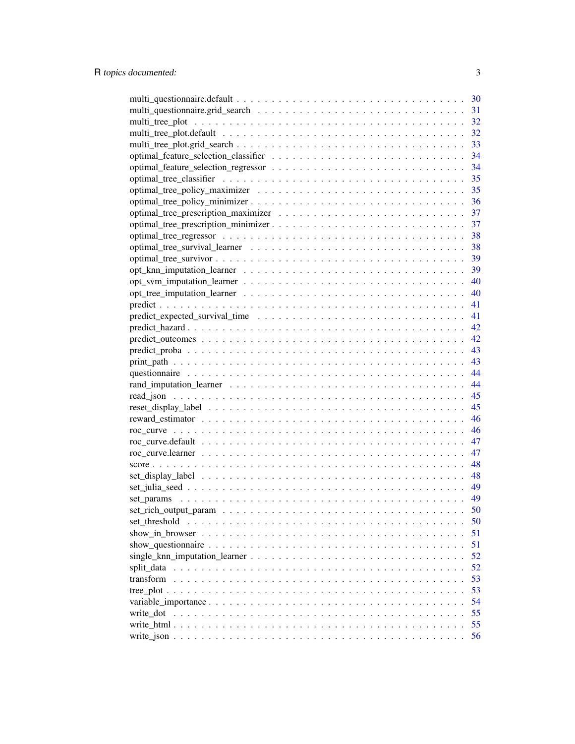| | |
|---|---|
| multi_questionnaire.default | 30 |
| multi_questionnaire.grid_search | 31 |
| multi_tree_plot | 32 |
| multi_tree_plot.default | 32 |
| multi_tree_plot.grid_search | 33 |
| optimal_feature_selection_classifier | 34 |
| optimal_feature_selection_regressor | 34 |
| optimal_tree_classifier | 35 |
| optimal_tree_policy_maximizer | 35 |
| optimal_tree_policy_minimizer | 36 |
| optimal_tree_prescription_maximizer | 37 |
| optimal_tree_prescription_minimizer | 37 |
| optimal_tree_regressor | 38 |
| optimal_tree_survival_learner | 38 |
| optimal_tree_survivor | 39 |
| opt_knn_imputation_learner | 39 |
| opt_svm_imputation_learner | 40 |
| opt_tree_imputation_learner | 40 |
| predict | 41 |
| predict_expected_survival_time | 41 |
| predict_hazard | 42 |
| predict_outcomes | 42 |
| predict_proba | 43 |
| print_path | 43 |
| questionnaire | 44 |
| rand_imputation_learner | 44 |
| read_json | 45 |
| reset_display_label | 45 |
| reward_estimator | 46 |
| roc_curve | 46 |
| roc_curve.default | 47 |
| roc_curve.learner | 47 |
| score | 48 |
| set_display_label | 48 |
| set_julia_seed | 49 |
| set_params | 49 |
| set_rich_output_param | 50 |
| set_threshold | 50 |
| show_in_browser | 51 |
| show_questionnaire | 51 |
| single_knn_imputation_learner | 52 |
| split_data | 52 |
| transform | 53 |
| tree_plot | 53 |
| variable_importance | 54 |
| write_dot | 55 |
| write_html | 55 |
| write_json | 56 |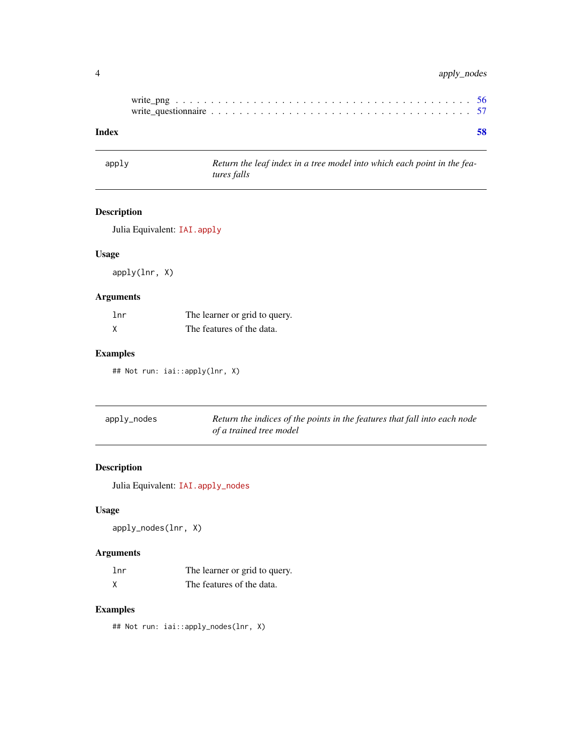| | |
|---|---|
| write_png | 56 |
| write_questionnaire | 57 |

**Index** **58**

---

## apply

*Return the leaf index in a tree model into which each point in the features falls*

### Description

Julia Equivalent: `IAI.apply`

### Usage

```
apply(lnr, X)
```

### Arguments

| | |
|---|---|
| `lnr` | The learner or grid to query. |
| `X` | The features of the data. |

### Examples

```
## Not run: iai::apply(lnr, X)
```

---

## apply_nodes

*Return the indices of the points in the features that fall into each node of a trained tree model*

### Description

Julia Equivalent: `IAI.apply_nodes`

### Usage

```
apply_nodes(lnr, X)
```

### Arguments

| | |
|---|---|
| `lnr` | The learner or grid to query. |
| `X` | The features of the data. |

### Examples

```
## Not run: iai::apply_nodes(lnr, X)
```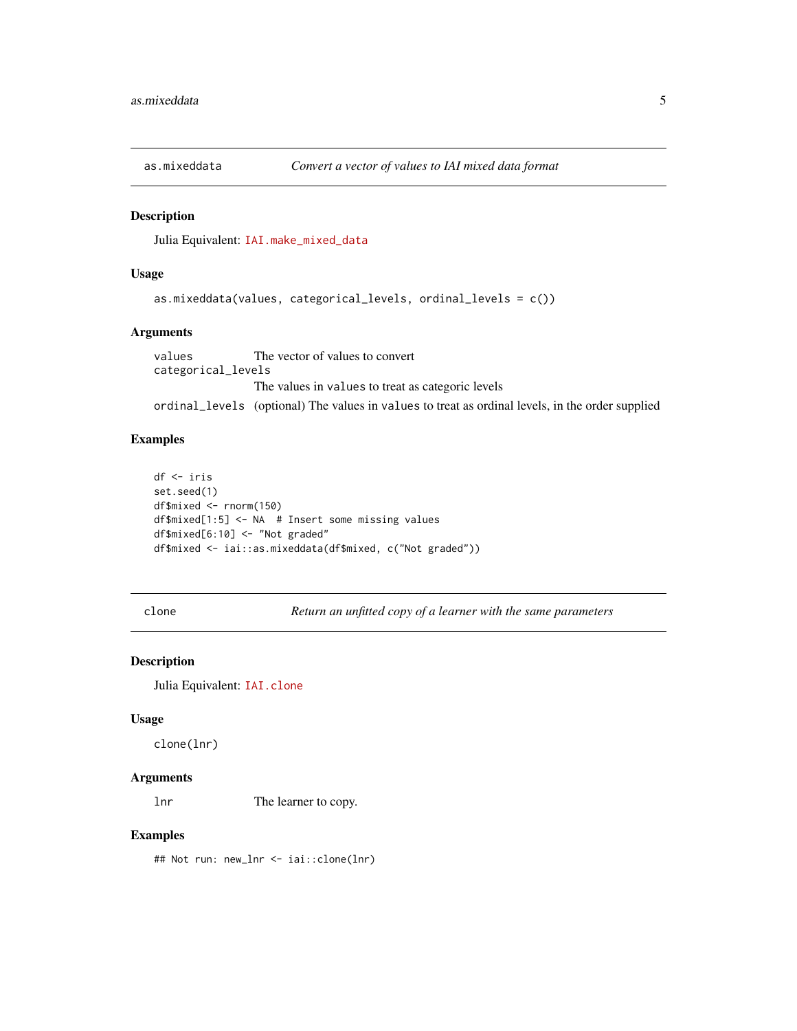## as.mixeddata — *Convert a vector of values to IAI mixed data format*

### Description

Julia Equivalent: `IAI.make_mixed_data`

### Usage

```
as.mixeddata(values, categorical_levels, ordinal_levels = c())
```

### Arguments

| | |
|---|---|
| `values` | The vector of values to convert |
| `categorical_levels` | The values in `values` to treat as categoric levels |
| `ordinal_levels` | (optional) The values in `values` to treat as ordinal levels, in the order supplied |

### Examples

```
df <- iris
set.seed(1)
df$mixed <- rnorm(150)
df$mixed[1:5] <- NA  # Insert some missing values
df$mixed[6:10] <- "Not graded"
df$mixed <- iai::as.mixeddata(df$mixed, c("Not graded"))
```

## clone — *Return an unfitted copy of a learner with the same parameters*

### Description

Julia Equivalent: `IAI.clone`

### Usage

```
clone(lnr)
```

### Arguments

| | |
|---|---|
| `lnr` | The learner to copy. |

### Examples

```
## Not run: new_lnr <- iai::clone(lnr)
```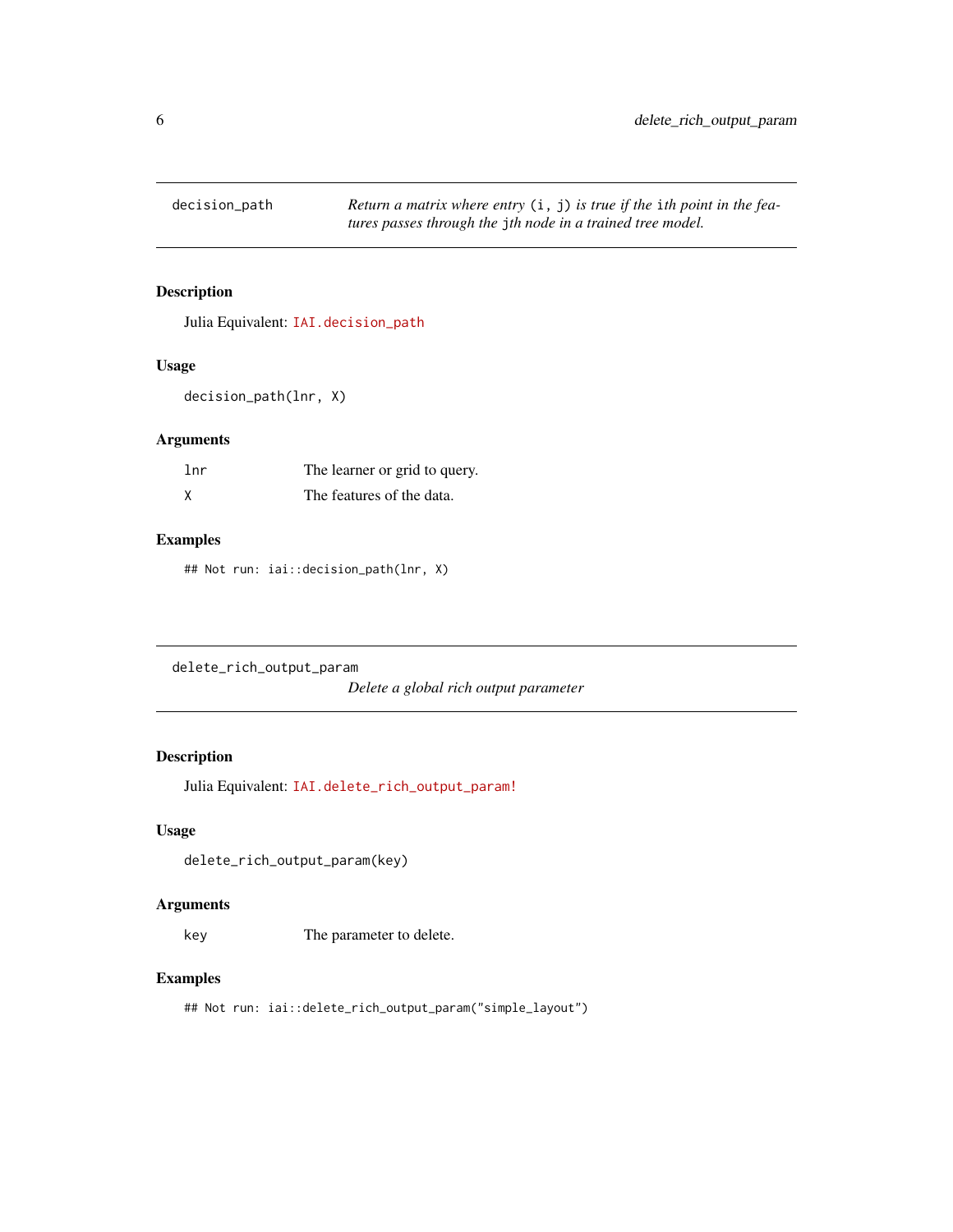## decision_path

*Return a matrix where entry `(i, j)` is true if the `i`th point in the features passes through the `j`th node in a trained tree model.*

### Description

Julia Equivalent: `IAI.decision_path`

### Usage

```
decision_path(lnr, X)
```

### Arguments

| | |
|---|---|
| `lnr` | The learner or grid to query. |
| `X` | The features of the data. |

### Examples

```
## Not run: iai::decision_path(lnr, X)
```

## delete_rich_output_param

*Delete a global rich output parameter*

### Description

Julia Equivalent: `IAI.delete_rich_output_param!`

### Usage

```
delete_rich_output_param(key)
```

### Arguments

| | |
|---|---|
| `key` | The parameter to delete. |

### Examples

```
## Not run: iai::delete_rich_output_param("simple_layout")
```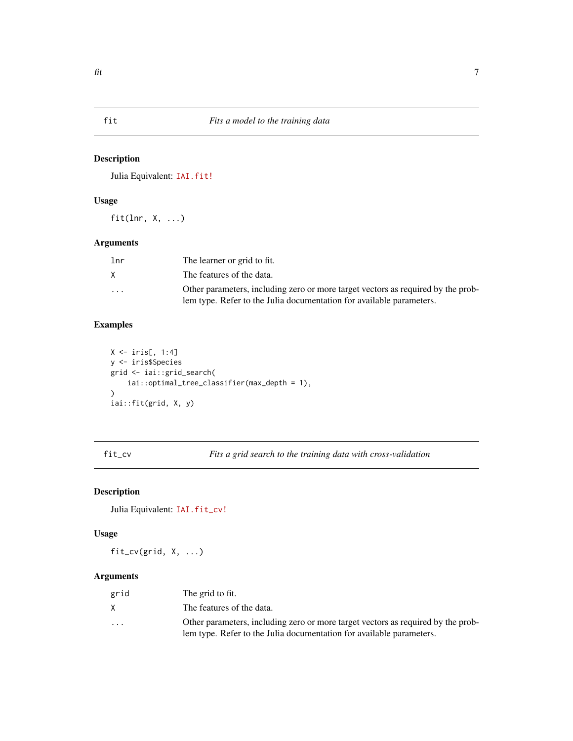## fit — *Fits a model to the training data*

### Description

Julia Equivalent: `IAI.fit!`

### Usage

```
fit(lnr, X, ...)
```

### Arguments

| | |
|---|---|
| `lnr` | The learner or grid to fit. |
| `X` | The features of the data. |
| `...` | Other parameters, including zero or more target vectors as required by the problem type. Refer to the Julia documentation for available parameters. |

### Examples

```
X <- iris[, 1:4]
y <- iris$Species
grid <- iai::grid_search(
    iai::optimal_tree_classifier(max_depth = 1),
)
iai::fit(grid, X, y)
```

## fit_cv — *Fits a grid search to the training data with cross-validation*

### Description

Julia Equivalent: `IAI.fit_cv!`

### Usage

```
fit_cv(grid, X, ...)
```

### Arguments

| | |
|---|---|
| `grid` | The grid to fit. |
| `X` | The features of the data. |
| `...` | Other parameters, including zero or more target vectors as required by the problem type. Refer to the Julia documentation for available parameters. |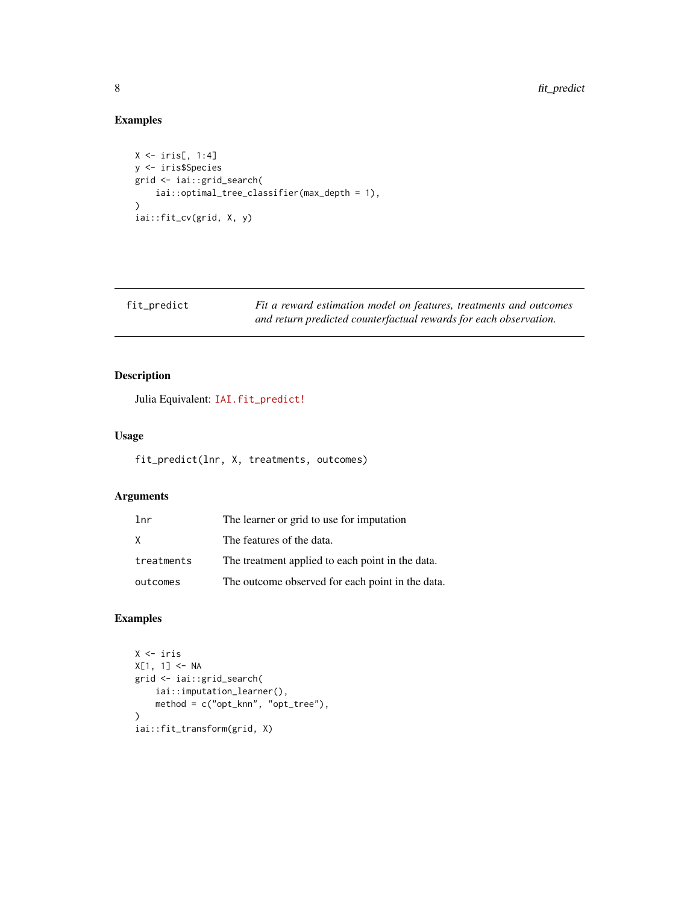## Examples

```
X <- iris[, 1:4]
y <- iris$Species
grid <- iai::grid_search(
    iai::optimal_tree_classifier(max_depth = 1),
)
iai::fit_cv(grid, X, y)
```

---

| fit_predict | *Fit a reward estimation model on features, treatments and outcomes and return predicted counterfactual rewards for each observation.* |
|---|---|

---

### Description

Julia Equivalent: `IAI.fit_predict!`

### Usage

```
fit_predict(lnr, X, treatments, outcomes)
```

### Arguments

| | |
|---|---|
| `lnr` | The learner or grid to use for imputation |
| `X` | The features of the data. |
| `treatments` | The treatment applied to each point in the data. |
| `outcomes` | The outcome observed for each point in the data. |

### Examples

```
X <- iris
X[1, 1] <- NA
grid <- iai::grid_search(
    iai::imputation_learner(),
    method = c("opt_knn", "opt_tree"),
)
iai::fit_transform(grid, X)
```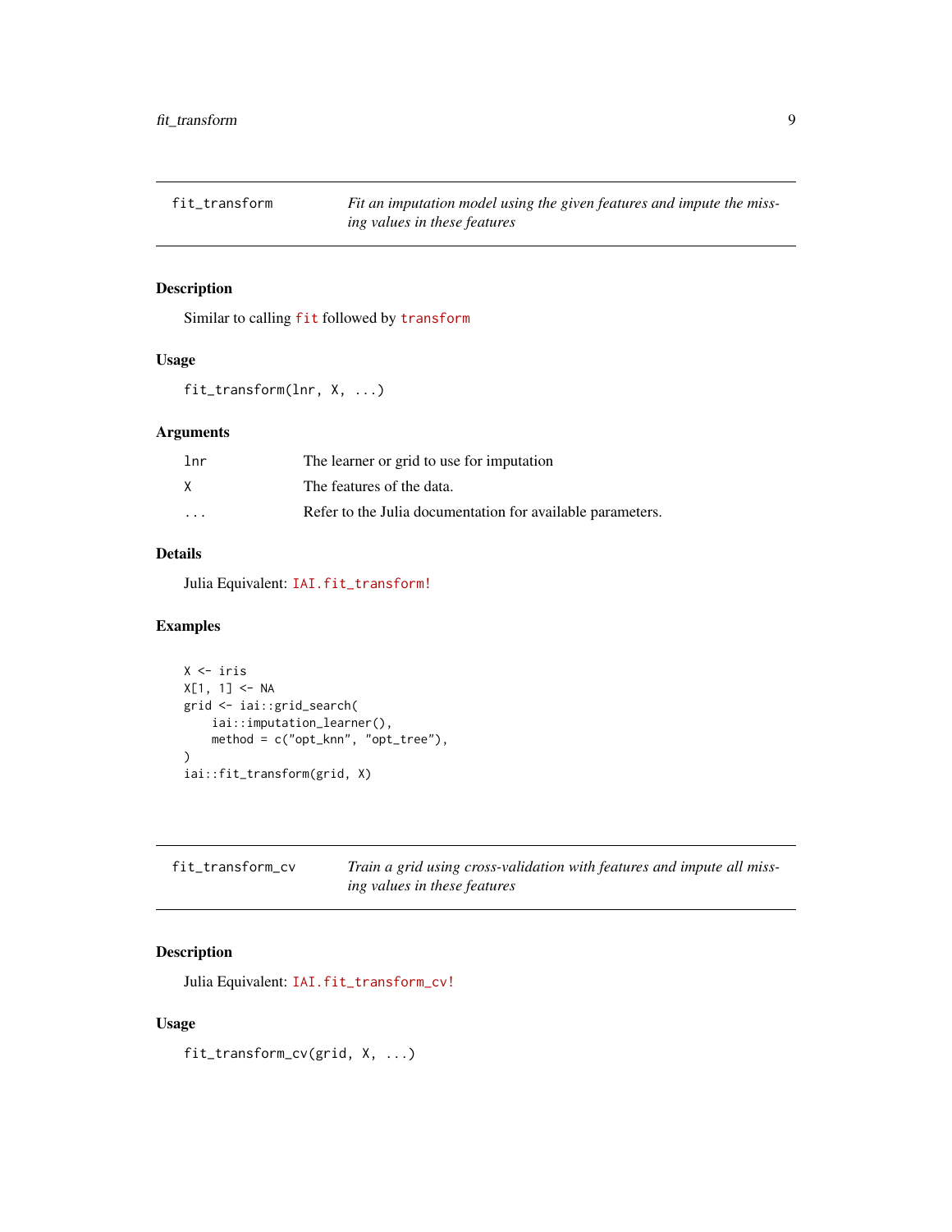## fit_transform

*Fit an imputation model using the given features and impute the missing values in these features*

### Description

Similar to calling `fit` followed by `transform`

### Usage

```
fit_transform(lnr, X, ...)
```

### Arguments

| | |
|---|---|
| `lnr` | The learner or grid to use for imputation |
| `X` | The features of the data. |
| `...` | Refer to the Julia documentation for available parameters. |

### Details

Julia Equivalent: `IAI.fit_transform!`

### Examples

```
X <- iris
X[1, 1] <- NA
grid <- iai::grid_search(
    iai::imputation_learner(),
    method = c("opt_knn", "opt_tree"),
)
iai::fit_transform(grid, X)
```

## fit_transform_cv

*Train a grid using cross-validation with features and impute all missing values in these features*

### Description

Julia Equivalent: `IAI.fit_transform_cv!`

### Usage

```
fit_transform_cv(grid, X, ...)
```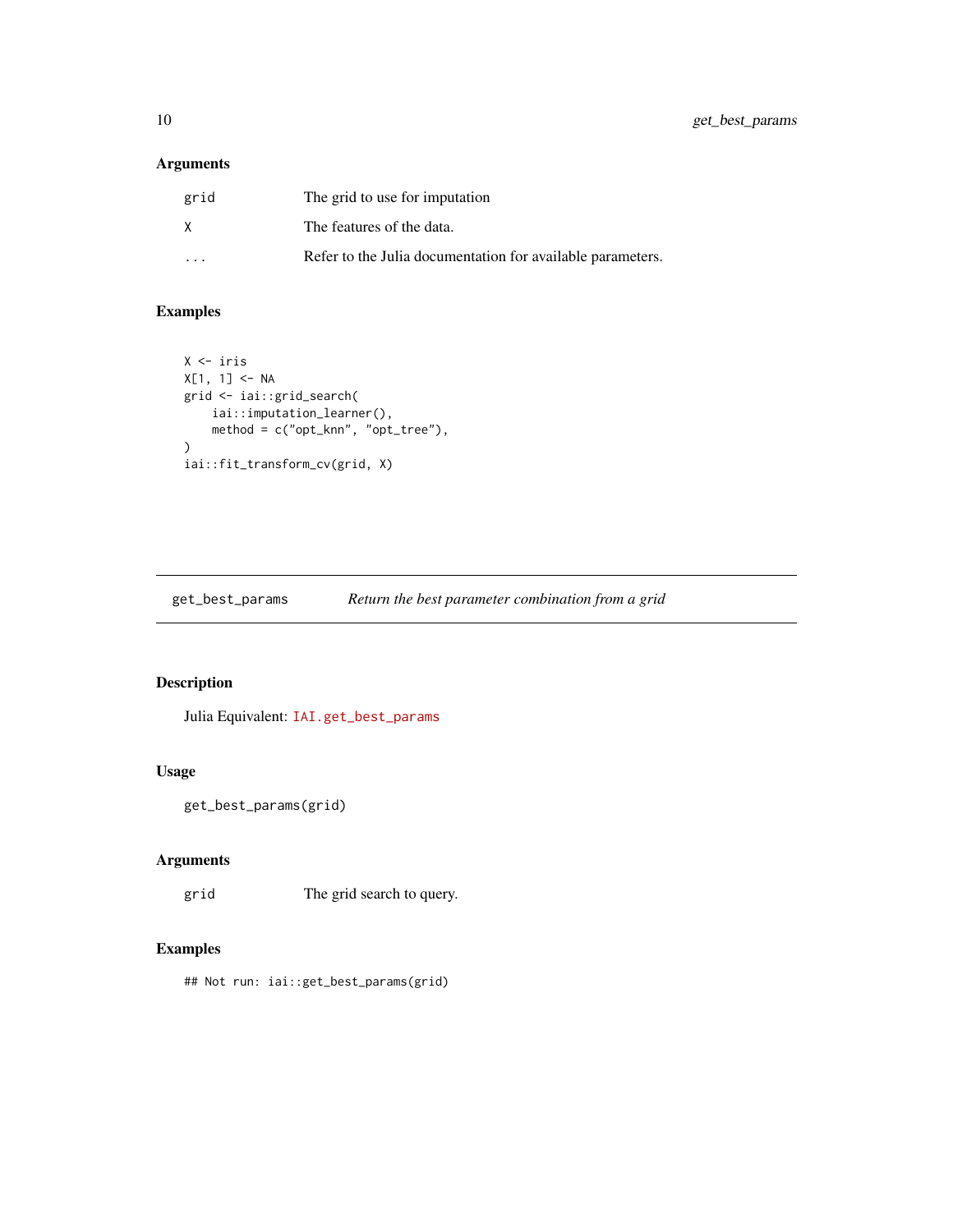### Arguments

| | |
|---|---|
| grid | The grid to use for imputation |
| X | The features of the data. |
| ... | Refer to the Julia documentation for available parameters. |

### Examples

```
X <- iris
X[1, 1] <- NA
grid <- iai::grid_search(
    iai::imputation_learner(),
    method = c("opt_knn", "opt_tree"),
)
iai::fit_transform_cv(grid, X)
```

---

## get_best_params — *Return the best parameter combination from a grid*

### Description

Julia Equivalent: `IAI.get_best_params`

### Usage

```
get_best_params(grid)
```

### Arguments

| | |
|---|---|
| grid | The grid search to query. |

### Examples

```
## Not run: iai::get_best_params(grid)
```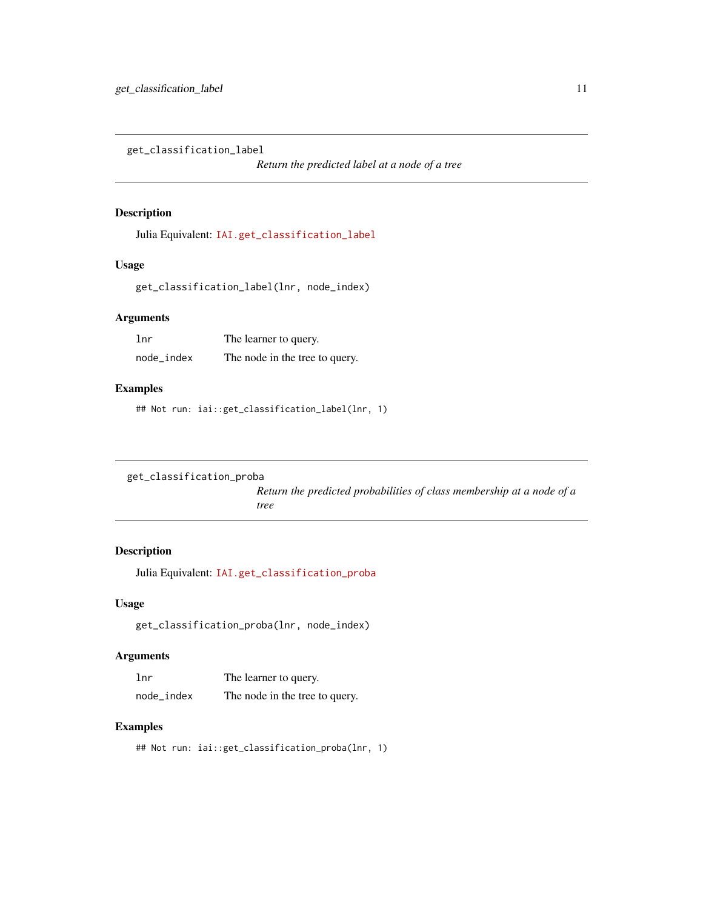## get_classification_label

*Return the predicted label at a node of a tree*

### Description

Julia Equivalent: `IAI.get_classification_label`

### Usage

```
get_classification_label(lnr, node_index)
```

### Arguments

| | |
|---|---|
| `lnr` | The learner to query. |
| `node_index` | The node in the tree to query. |

### Examples

```
## Not run: iai::get_classification_label(lnr, 1)
```

## get_classification_proba

*Return the predicted probabilities of class membership at a node of a tree*

### Description

Julia Equivalent: `IAI.get_classification_proba`

### Usage

```
get_classification_proba(lnr, node_index)
```

### Arguments

| | |
|---|---|
| `lnr` | The learner to query. |
| `node_index` | The node in the tree to query. |

### Examples

```
## Not run: iai::get_classification_proba(lnr, 1)
```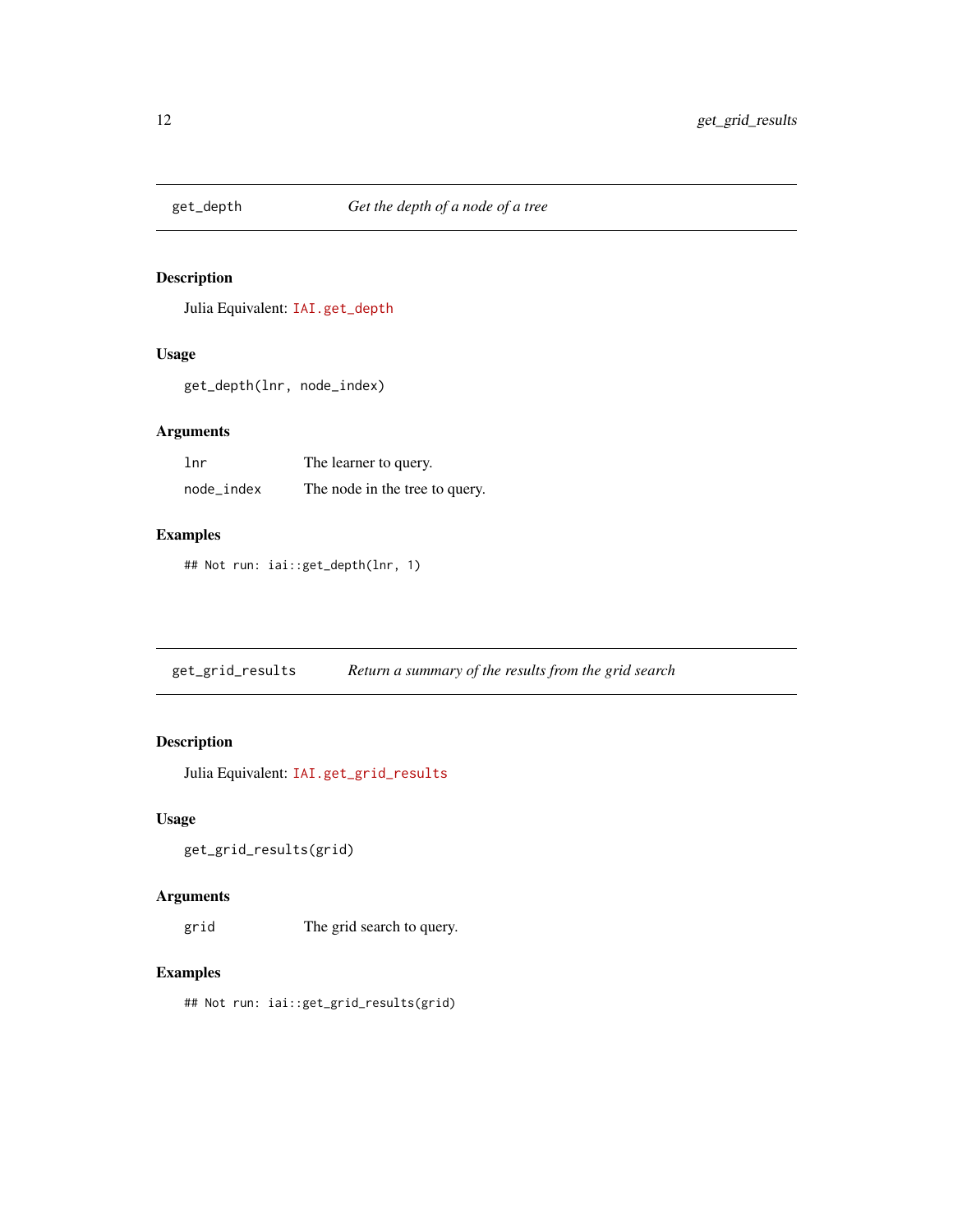## get_depth — *Get the depth of a node of a tree*

### Description

Julia Equivalent: `IAI.get_depth`

### Usage

```
get_depth(lnr, node_index)
```

### Arguments

| | |
|---|---|
| `lnr` | The learner to query. |
| `node_index` | The node in the tree to query. |

### Examples

```
## Not run: iai::get_depth(lnr, 1)
```

## get_grid_results — *Return a summary of the results from the grid search*

### Description

Julia Equivalent: `IAI.get_grid_results`

### Usage

```
get_grid_results(grid)
```

### Arguments

| | |
|---|---|
| `grid` | The grid search to query. |

### Examples

```
## Not run: iai::get_grid_results(grid)
```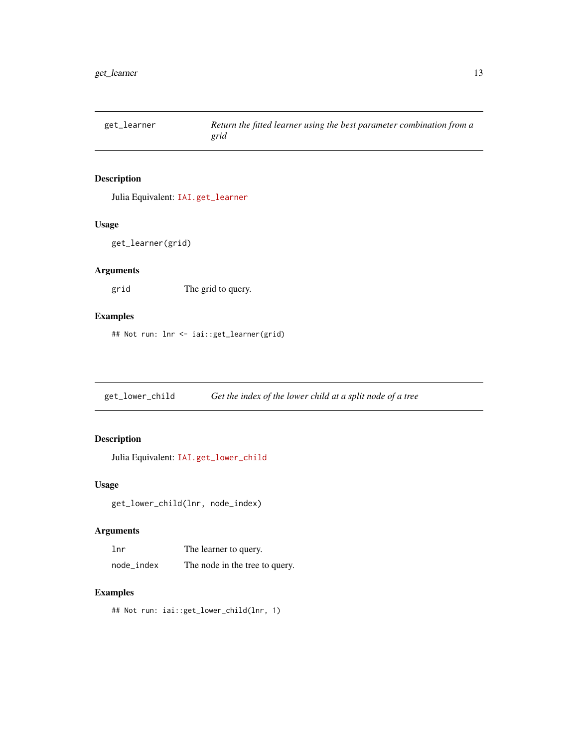## get_learner — *Return the fitted learner using the best parameter combination from a grid*

### Description

Julia Equivalent: `IAI.get_learner`

### Usage

```
get_learner(grid)
```

### Arguments

| | |
|---|---|
| `grid` | The grid to query. |

### Examples

```
## Not run: lnr <- iai::get_learner(grid)
```

## get_lower_child — *Get the index of the lower child at a split node of a tree*

### Description

Julia Equivalent: `IAI.get_lower_child`

### Usage

```
get_lower_child(lnr, node_index)
```

### Arguments

| | |
|---|---|
| `lnr` | The learner to query. |
| `node_index` | The node in the tree to query. |

### Examples

```
## Not run: iai::get_lower_child(lnr, 1)
```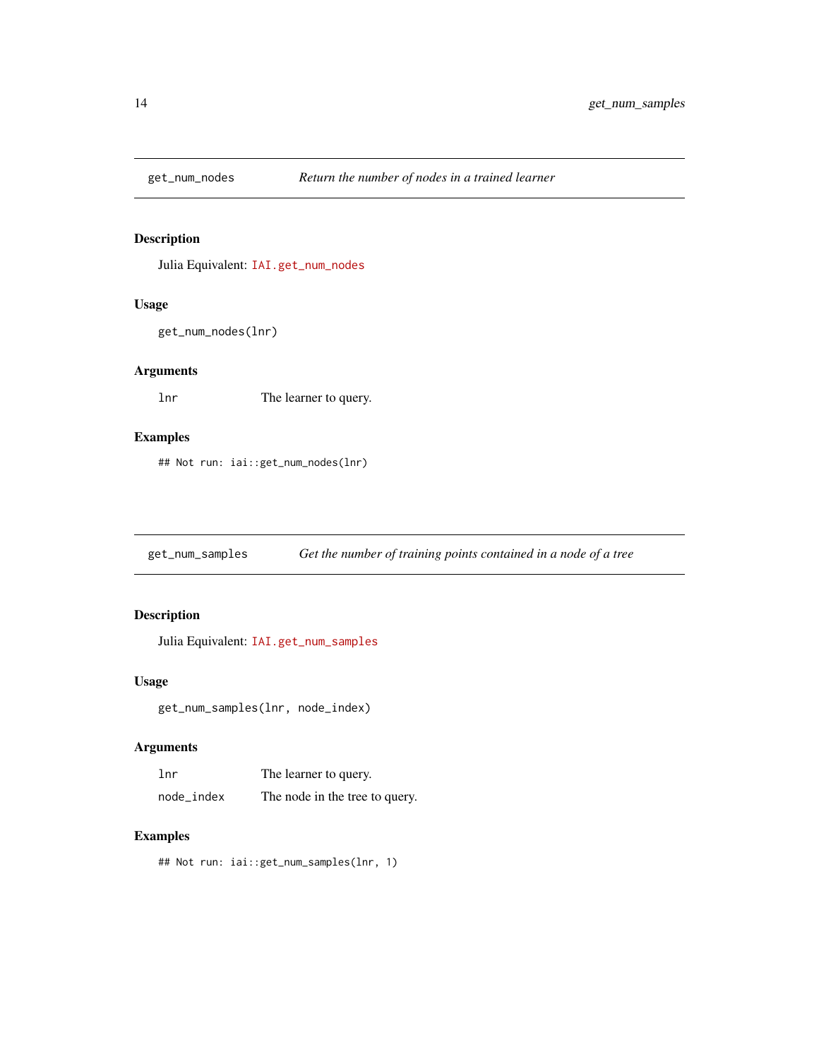## get_num_nodes — *Return the number of nodes in a trained learner*

### Description

Julia Equivalent: `IAI.get_num_nodes`

### Usage

```
get_num_nodes(lnr)
```

### Arguments

| | |
|---|---|
| `lnr` | The learner to query. |

### Examples

```
## Not run: iai::get_num_nodes(lnr)
```

## get_num_samples — *Get the number of training points contained in a node of a tree*

### Description

Julia Equivalent: `IAI.get_num_samples`

### Usage

```
get_num_samples(lnr, node_index)
```

### Arguments

| | |
|---|---|
| `lnr` | The learner to query. |
| `node_index` | The node in the tree to query. |

### Examples

```
## Not run: iai::get_num_samples(lnr, 1)
```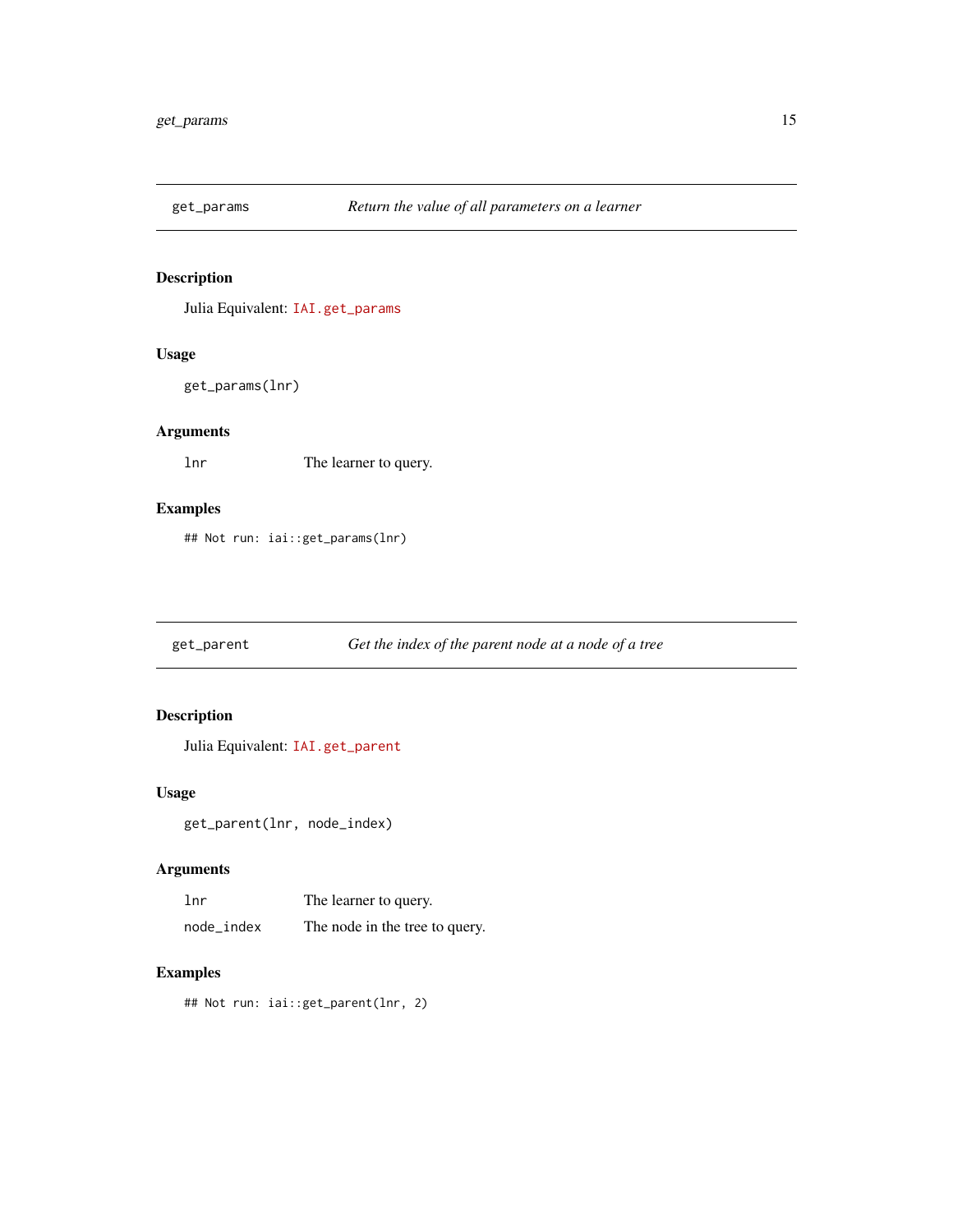## get_params — *Return the value of all parameters on a learner*

### Description

Julia Equivalent: `IAI.get_params`

### Usage

```
get_params(lnr)
```

### Arguments

| | |
|---|---|
| `lnr` | The learner to query. |

### Examples

```
## Not run: iai::get_params(lnr)
```

## get_parent — *Get the index of the parent node at a node of a tree*

### Description

Julia Equivalent: `IAI.get_parent`

### Usage

```
get_parent(lnr, node_index)
```

### Arguments

| | |
|---|---|
| `lnr` | The learner to query. |
| `node_index` | The node in the tree to query. |

### Examples

```
## Not run: iai::get_parent(lnr, 2)
```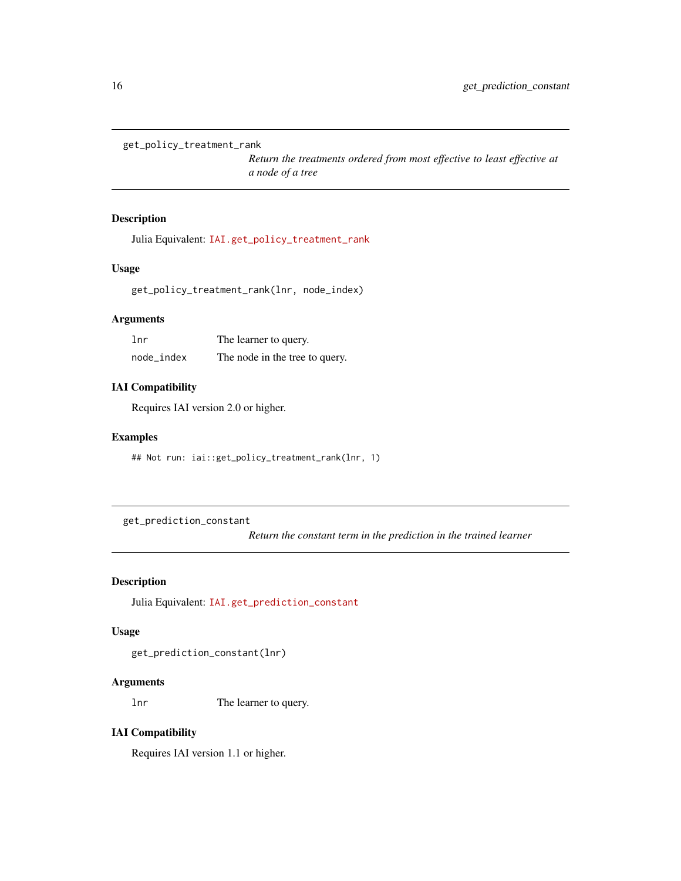## get_policy_treatment_rank

*Return the treatments ordered from most effective to least effective at a node of a tree*

### Description

Julia Equivalent: `IAI.get_policy_treatment_rank`

### Usage

```
get_policy_treatment_rank(lnr, node_index)
```

### Arguments

| | |
|---|---|
| `lnr` | The learner to query. |
| `node_index` | The node in the tree to query. |

### IAI Compatibility

Requires IAI version 2.0 or higher.

### Examples

```
## Not run: iai::get_policy_treatment_rank(lnr, 1)
```

## get_prediction_constant

*Return the constant term in the prediction in the trained learner*

### Description

Julia Equivalent: `IAI.get_prediction_constant`

### Usage

```
get_prediction_constant(lnr)
```

### Arguments

| | |
|---|---|
| `lnr` | The learner to query. |

### IAI Compatibility

Requires IAI version 1.1 or higher.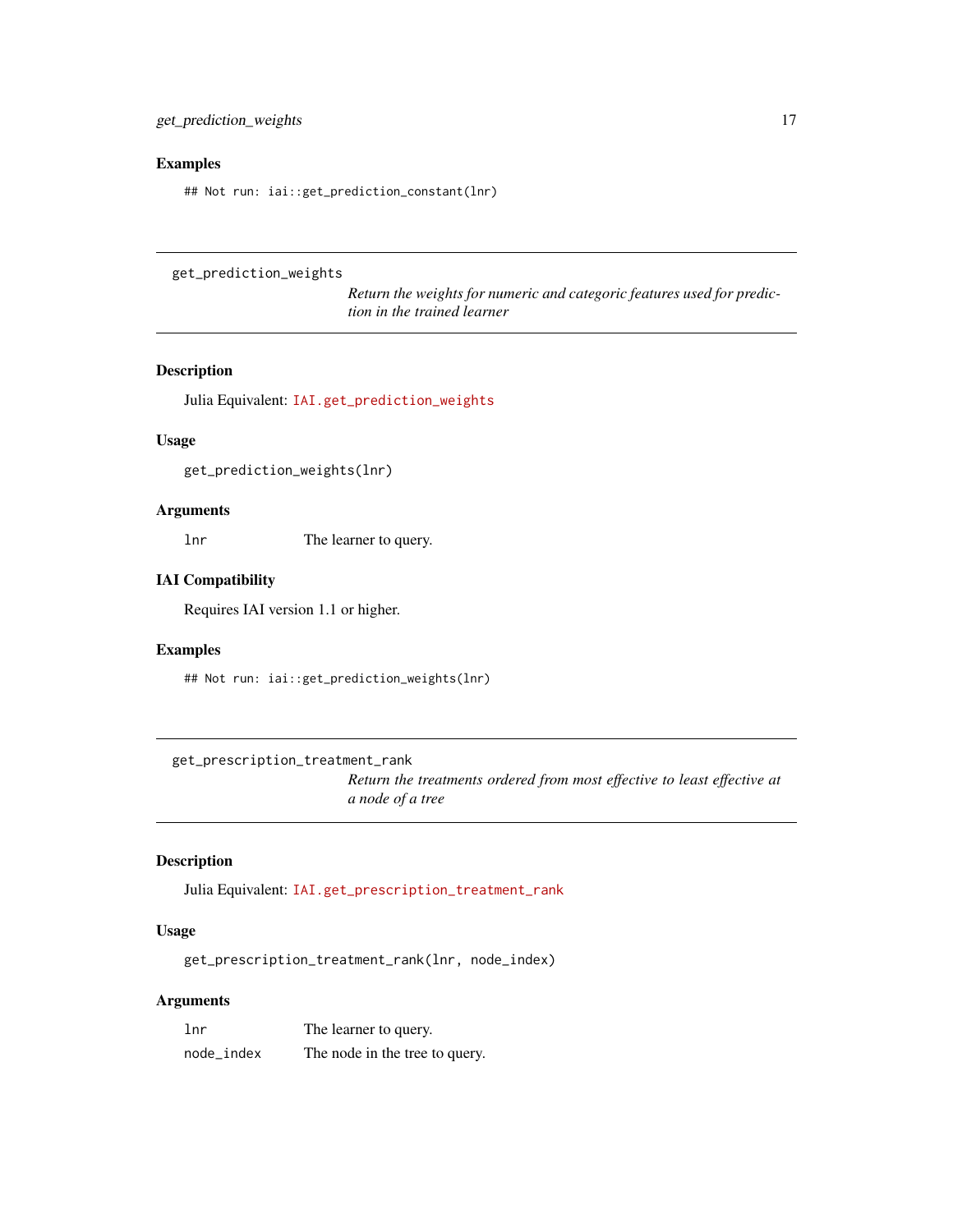### Examples

```
## Not run: iai::get_prediction_constant(lnr)
```

---

## get_prediction_weights

*Return the weights for numeric and categoric features used for prediction in the trained learner*

---

### Description

Julia Equivalent: `IAI.get_prediction_weights`

### Usage

```
get_prediction_weights(lnr)
```

### Arguments

| | |
|---|---|
| `lnr` | The learner to query. |

### IAI Compatibility

Requires IAI version 1.1 or higher.

### Examples

```
## Not run: iai::get_prediction_weights(lnr)
```

---

## get_prescription_treatment_rank

*Return the treatments ordered from most effective to least effective at a node of a tree*

---

### Description

Julia Equivalent: `IAI.get_prescription_treatment_rank`

### Usage

```
get_prescription_treatment_rank(lnr, node_index)
```

### Arguments

| | |
|---|---|
| `lnr` | The learner to query. |
| `node_index` | The node in the tree to query. |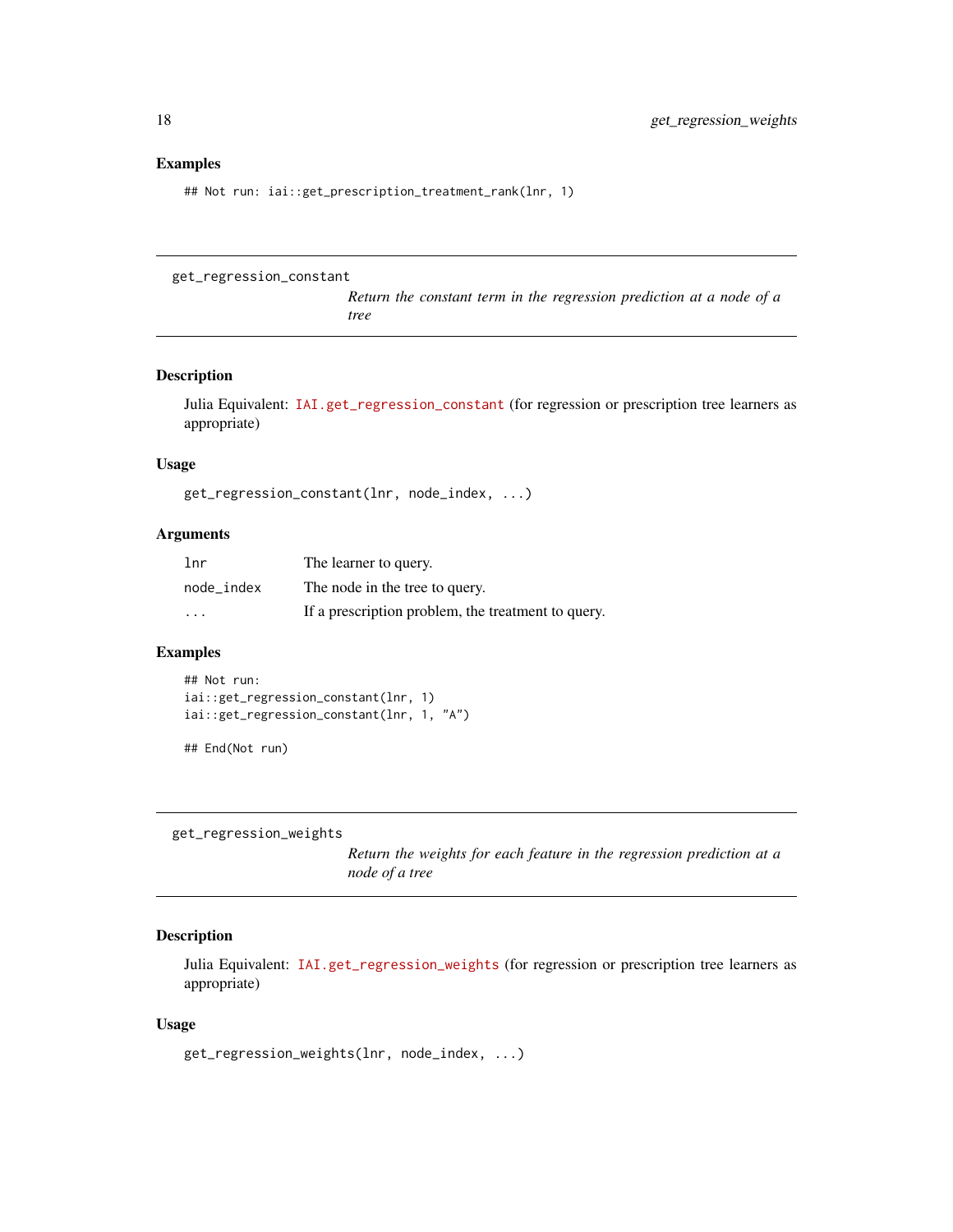### Examples

```
## Not run: iai::get_prescription_treatment_rank(lnr, 1)
```

---

## get_regression_constant

*Return the constant term in the regression prediction at a node of a tree*

### Description

Julia Equivalent: IAI.get_regression_constant (for regression or prescription tree learners as appropriate)

### Usage

```
get_regression_constant(lnr, node_index, ...)
```

### Arguments

| | |
|---|---|
| lnr | The learner to query. |
| node_index | The node in the tree to query. |
| ... | If a prescription problem, the treatment to query. |

### Examples

```
## Not run:
iai::get_regression_constant(lnr, 1)
iai::get_regression_constant(lnr, 1, "A")

## End(Not run)
```

---

## get_regression_weights

*Return the weights for each feature in the regression prediction at a node of a tree*

### Description

Julia Equivalent: IAI.get_regression_weights (for regression or prescription tree learners as appropriate)

### Usage

```
get_regression_weights(lnr, node_index, ...)
```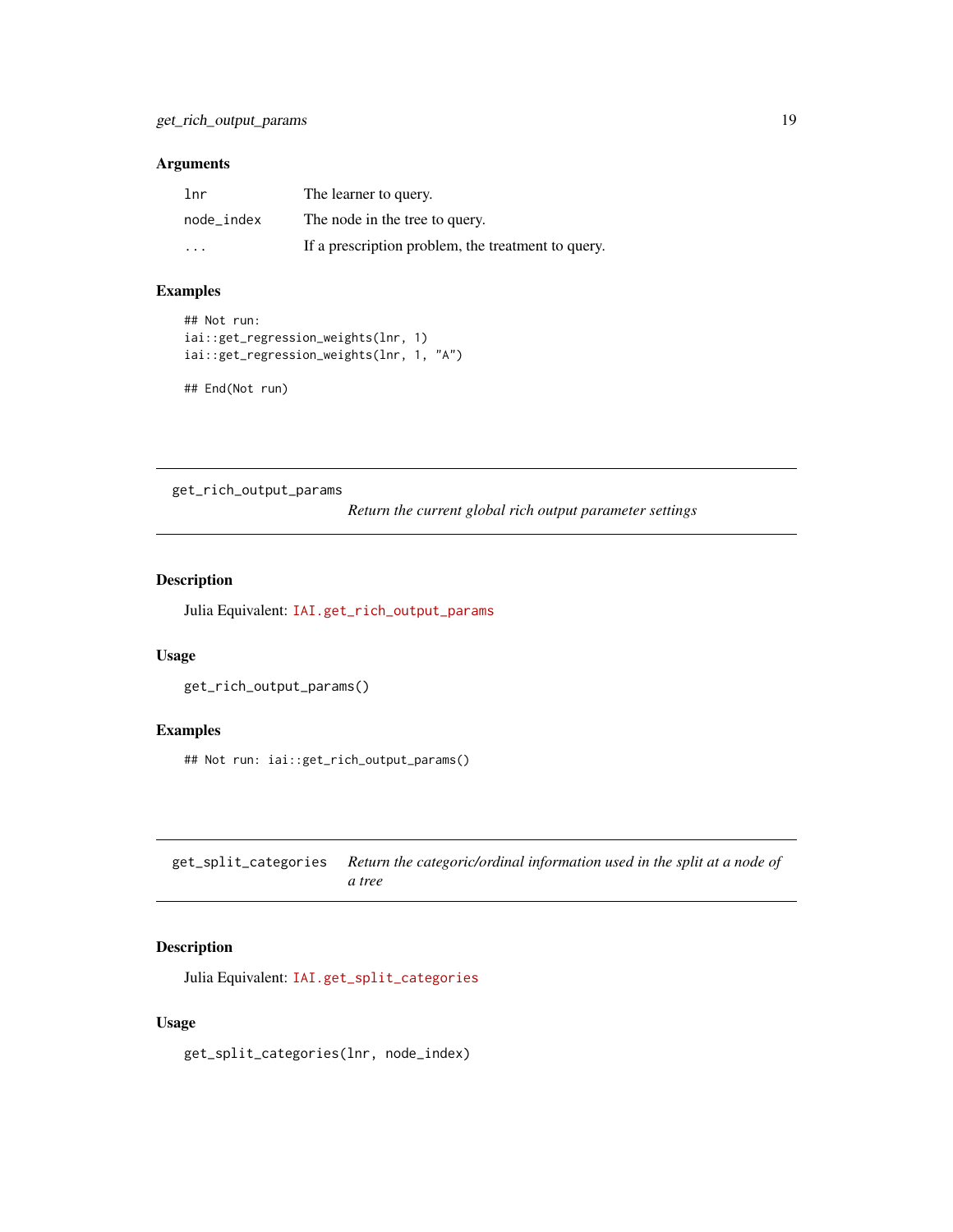### Arguments

| | |
|---|---|
| `lnr` | The learner to query. |
| `node_index` | The node in the tree to query. |
| `...` | If a prescription problem, the treatment to query. |

### Examples

```
## Not run:
iai::get_regression_weights(lnr, 1)
iai::get_regression_weights(lnr, 1, "A")

## End(Not run)
```

---

## get_rich_output_params

*Return the current global rich output parameter settings*

### Description

Julia Equivalent: `IAI.get_rich_output_params`

### Usage

```
get_rich_output_params()
```

### Examples

```
## Not run: iai::get_rich_output_params()
```

---

## get_split_categories

*Return the categoric/ordinal information used in the split at a node of a tree*

### Description

Julia Equivalent: `IAI.get_split_categories`

### Usage

```
get_split_categories(lnr, node_index)
```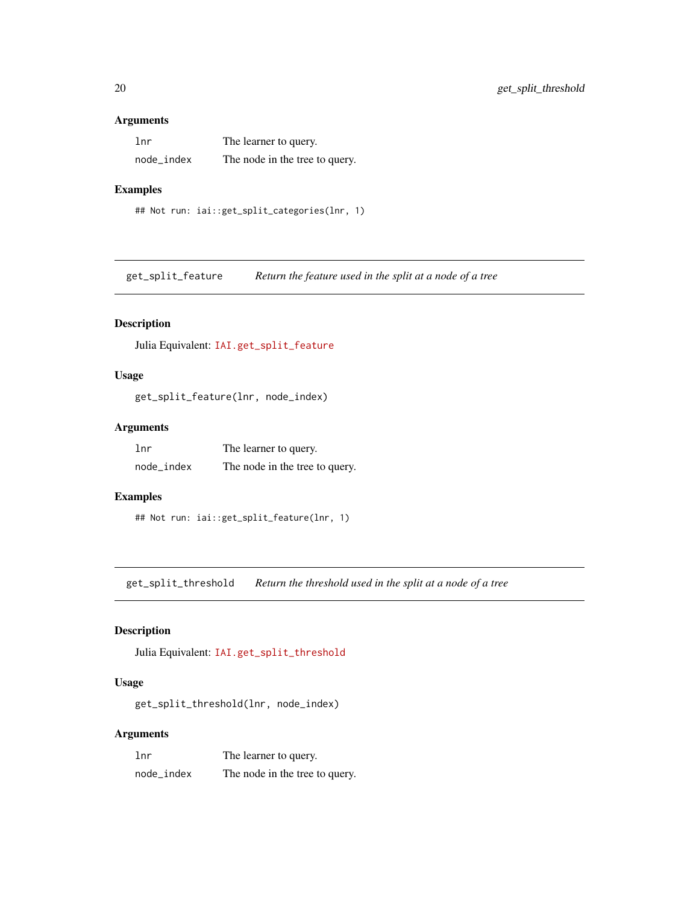### Arguments

| | |
|---|---|
| `lnr` | The learner to query. |
| `node_index` | The node in the tree to query. |

### Examples

```
## Not run: iai::get_split_categories(lnr, 1)
```

---

## get_split_feature — *Return the feature used in the split at a node of a tree*

---

### Description

Julia Equivalent: `IAI.get_split_feature`

### Usage

```
get_split_feature(lnr, node_index)
```

### Arguments

| | |
|---|---|
| `lnr` | The learner to query. |
| `node_index` | The node in the tree to query. |

### Examples

```
## Not run: iai::get_split_feature(lnr, 1)
```

---

## get_split_threshold — *Return the threshold used in the split at a node of a tree*

---

### Description

Julia Equivalent: `IAI.get_split_threshold`

### Usage

```
get_split_threshold(lnr, node_index)
```

### Arguments

| | |
|---|---|
| `lnr` | The learner to query. |
| `node_index` | The node in the tree to query. |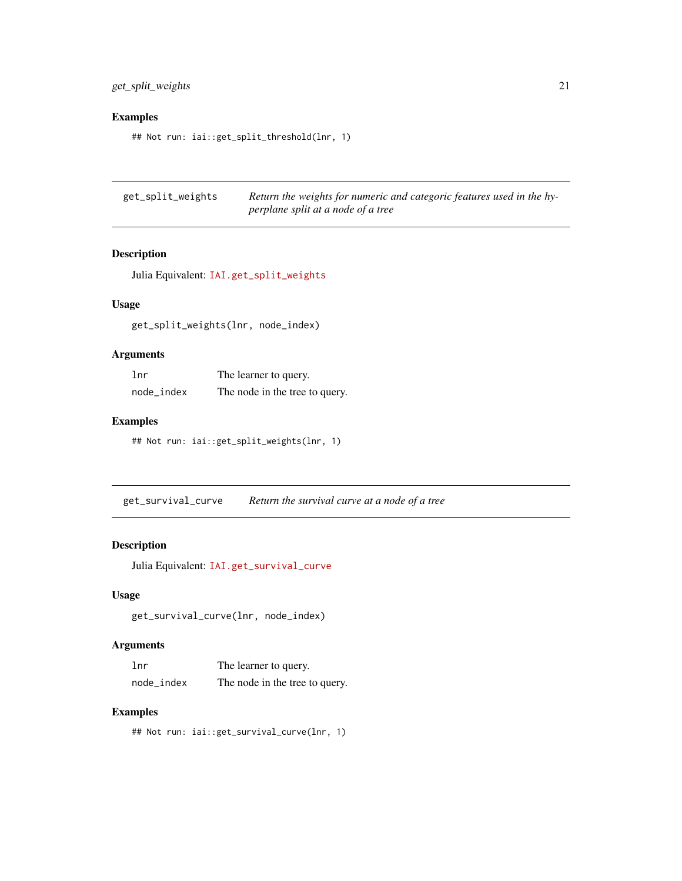### Examples

```
## Not run: iai::get_split_threshold(lnr, 1)
```

---

## get_split_weights — *Return the weights for numeric and categoric features used in the hyperplane split at a node of a tree*

### Description

Julia Equivalent: `IAI.get_split_weights`

### Usage

```
get_split_weights(lnr, node_index)
```

### Arguments

| | |
|---|---|
| `lnr` | The learner to query. |
| `node_index` | The node in the tree to query. |

### Examples

```
## Not run: iai::get_split_weights(lnr, 1)
```

---

## get_survival_curve — *Return the survival curve at a node of a tree*

### Description

Julia Equivalent: `IAI.get_survival_curve`

### Usage

```
get_survival_curve(lnr, node_index)
```

### Arguments

| | |
|---|---|
| `lnr` | The learner to query. |
| `node_index` | The node in the tree to query. |

### Examples

```
## Not run: iai::get_survival_curve(lnr, 1)
```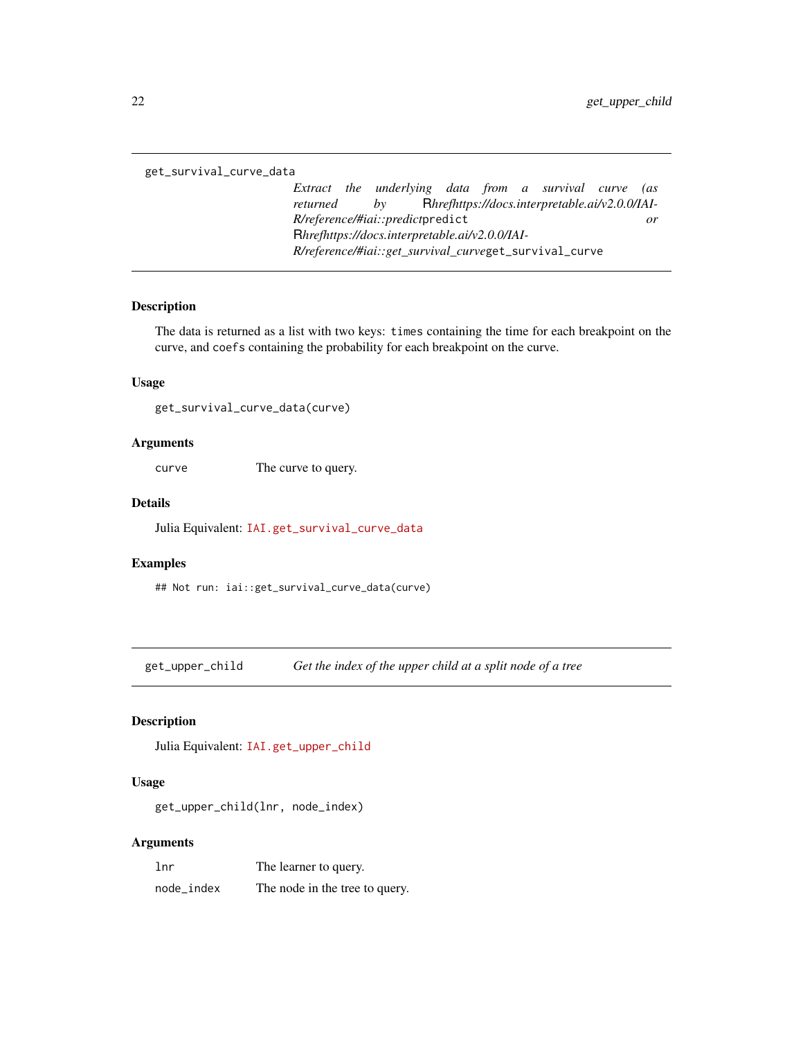## get_survival_curve_data

*Extract the underlying data from a survival curve (as returned by Rhrefhttps://docs.interpretable.ai/v2.0.0/IAI-R/reference/#iai::predict*`predict` *or Rhrefhttps://docs.interpretable.ai/v2.0.0/IAI-R/reference/#iai::get_survival_curve*`get_survival_curve`

### Description

The data is returned as a list with two keys: `times` containing the time for each breakpoint on the curve, and `coefs` containing the probability for each breakpoint on the curve.

### Usage

```
get_survival_curve_data(curve)
```

### Arguments

| | |
|---|---|
| `curve` | The curve to query. |

### Details

Julia Equivalent: `IAI.get_survival_curve_data`

### Examples

```
## Not run: iai::get_survival_curve_data(curve)
```

## get_upper_child

*Get the index of the upper child at a split node of a tree*

### Description

Julia Equivalent: `IAI.get_upper_child`

### Usage

```
get_upper_child(lnr, node_index)
```

### Arguments

| | |
|---|---|
| `lnr` | The learner to query. |
| `node_index` | The node in the tree to query. |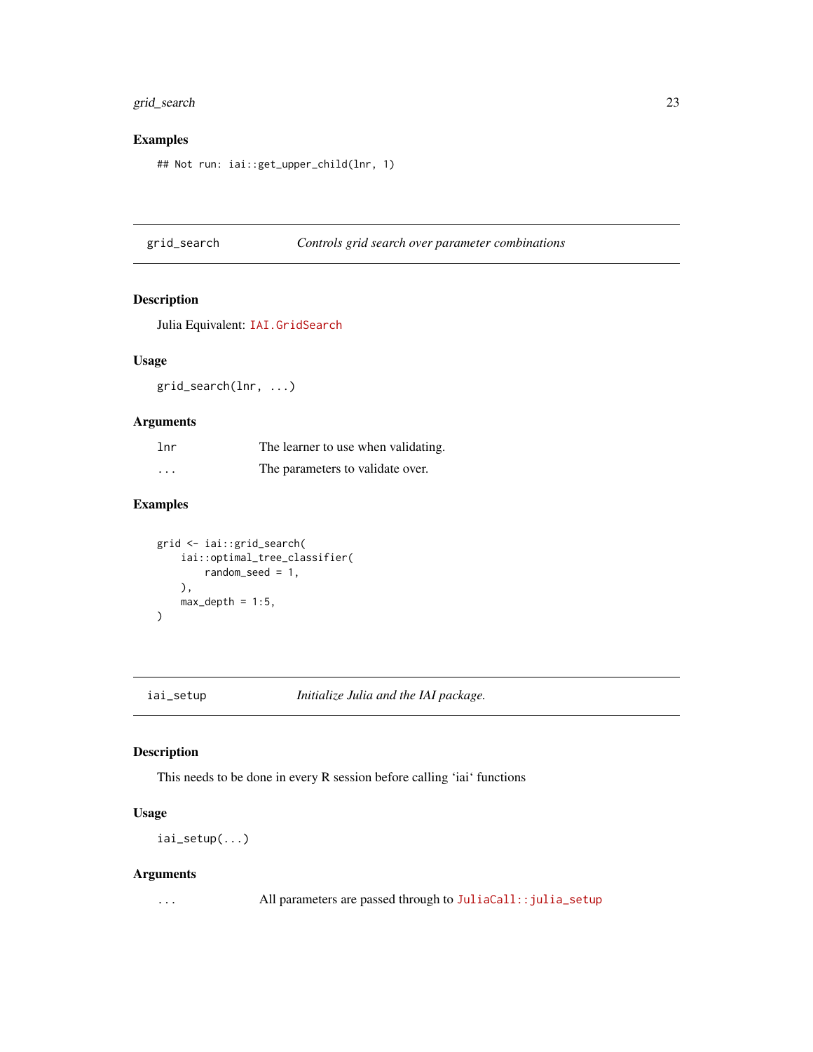## Examples

```
## Not run: iai::get_upper_child(lnr, 1)
```

---

## grid_search — *Controls grid search over parameter combinations*

### Description

Julia Equivalent: IAI.GridSearch

### Usage

```
grid_search(lnr, ...)
```

### Arguments

| | |
|---|---|
| `lnr` | The learner to use when validating. |
| `...` | The parameters to validate over. |

### Examples

```
grid <- iai::grid_search(
    iai::optimal_tree_classifier(
        random_seed = 1,
    ),
    max_depth = 1:5,
)
```

---

## iai_setup — *Initialize Julia and the IAI package.*

### Description

This needs to be done in every R session before calling 'iai' functions

### Usage

```
iai_setup(...)
```

### Arguments

| | |
|---|---|
| `...` | All parameters are passed through to JuliaCall::julia_setup |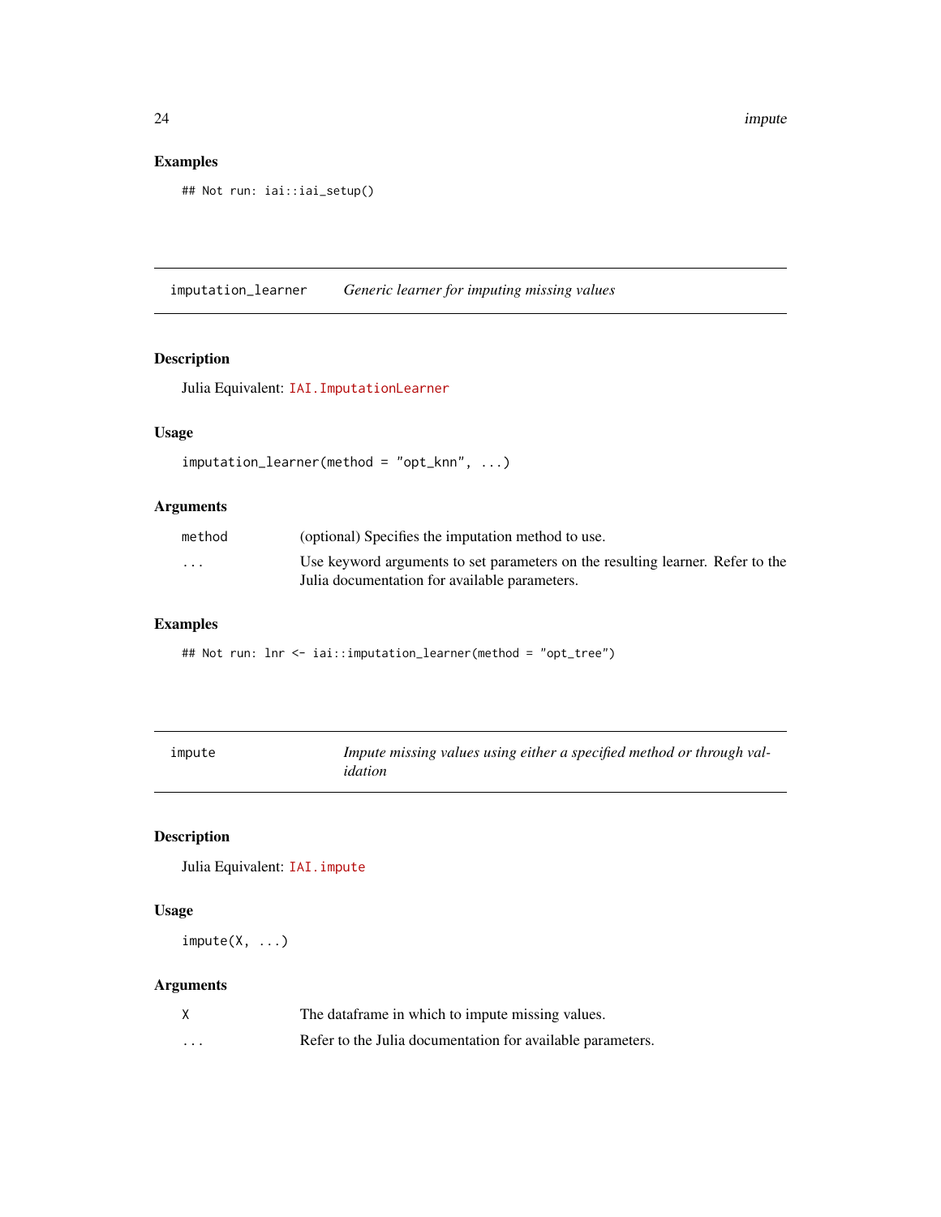### Examples

```
## Not run: iai::iai_setup()
```

---

## imputation_learner — *Generic learner for imputing missing values*

### Description

Julia Equivalent: `IAI.ImputationLearner`

### Usage

```
imputation_learner(method = "opt_knn", ...)
```

### Arguments

| | |
|---|---|
| `method` | (optional) Specifies the imputation method to use. |
| `...` | Use keyword arguments to set parameters on the resulting learner. Refer to the Julia documentation for available parameters. |

### Examples

```
## Not run: lnr <- iai::imputation_learner(method = "opt_tree")
```

---

## impute — *Impute missing values using either a specified method or through validation*

### Description

Julia Equivalent: `IAI.impute`

### Usage

```
impute(X, ...)
```

### Arguments

| | |
|---|---|
| `X` | The dataframe in which to impute missing values. |
| `...` | Refer to the Julia documentation for available parameters. |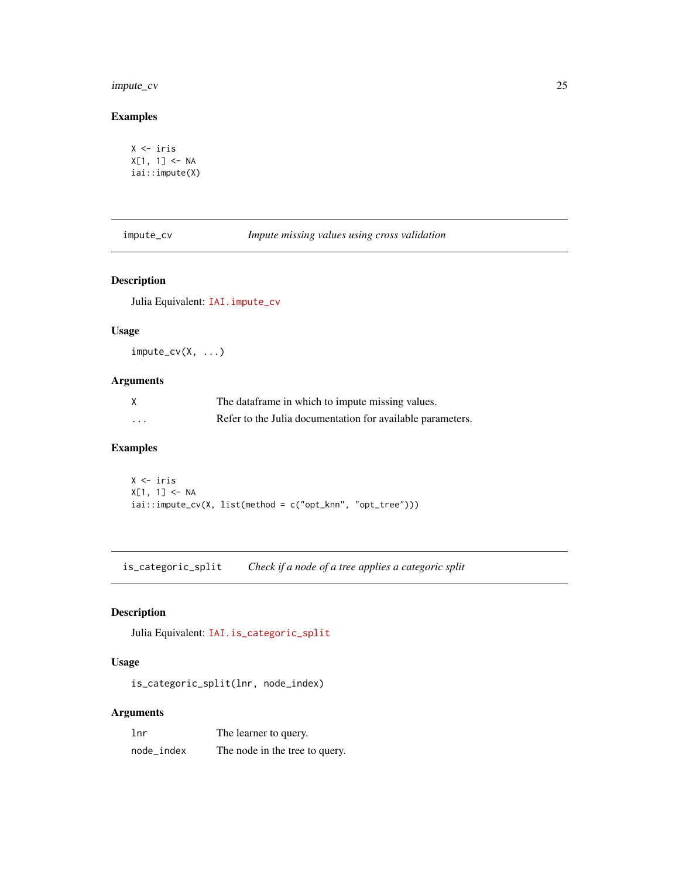### Examples

```
X <- iris
X[1, 1] <- NA
iai::impute(X)
```

## impute_cv — *Impute missing values using cross validation*

### Description

Julia Equivalent: `IAI.impute_cv`

### Usage

```
impute_cv(X, ...)
```

### Arguments

| | |
|---|---|
| `X` | The dataframe in which to impute missing values. |
| `...` | Refer to the Julia documentation for available parameters. |

### Examples

```
X <- iris
X[1, 1] <- NA
iai::impute_cv(X, list(method = c("opt_knn", "opt_tree")))
```

## is_categoric_split — *Check if a node of a tree applies a categoric split*

### Description

Julia Equivalent: `IAI.is_categoric_split`

### Usage

```
is_categoric_split(lnr, node_index)
```

### Arguments

| | |
|---|---|
| `lnr` | The learner to query. |
| `node_index` | The node in the tree to query. |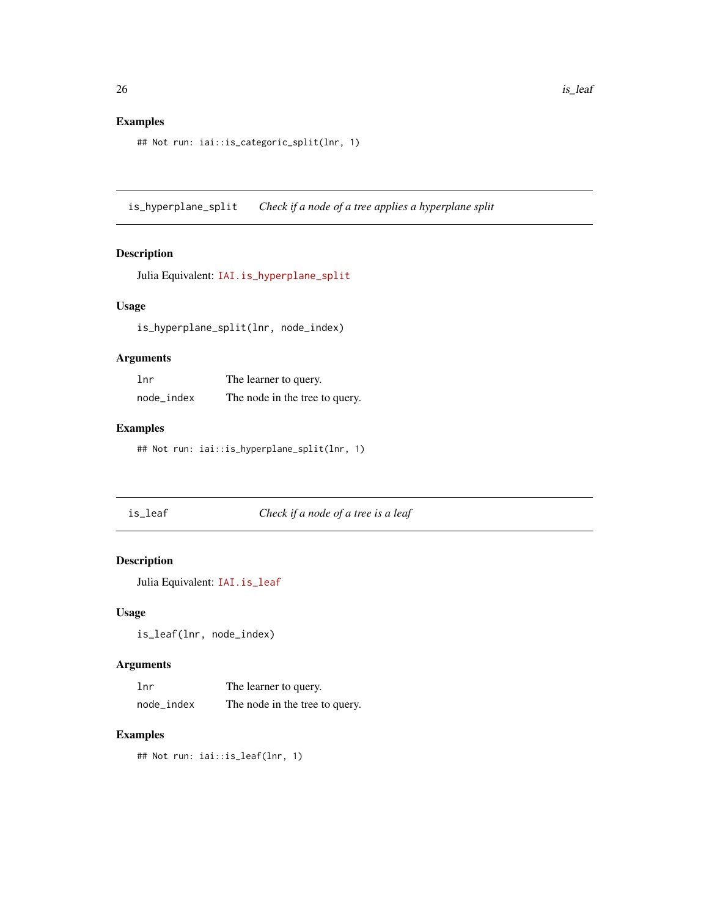## Examples

```
## Not run: iai::is_categoric_split(lnr, 1)
```

---

## is_hyperplane_split — *Check if a node of a tree applies a hyperplane split*

### Description

Julia Equivalent: `IAI.is_hyperplane_split`

### Usage

```
is_hyperplane_split(lnr, node_index)
```

### Arguments

| | |
|---|---|
| `lnr` | The learner to query. |
| `node_index` | The node in the tree to query. |

### Examples

```
## Not run: iai::is_hyperplane_split(lnr, 1)
```

---

## is_leaf — *Check if a node of a tree is a leaf*

### Description

Julia Equivalent: `IAI.is_leaf`

### Usage

```
is_leaf(lnr, node_index)
```

### Arguments

| | |
|---|---|
| `lnr` | The learner to query. |
| `node_index` | The node in the tree to query. |

### Examples

```
## Not run: iai::is_leaf(lnr, 1)
```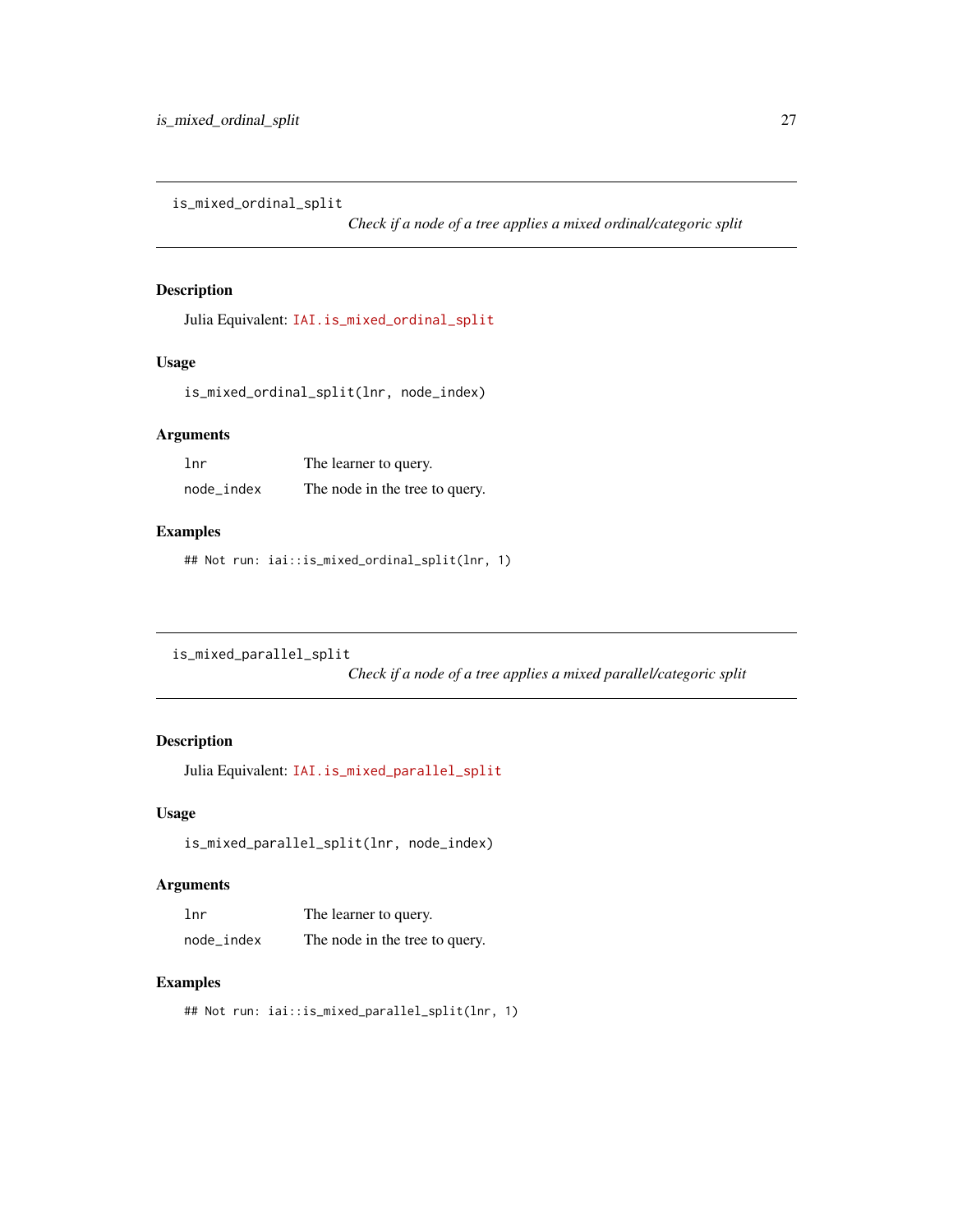## is_mixed_ordinal_split

*Check if a node of a tree applies a mixed ordinal/categoric split*

### Description

Julia Equivalent: `IAI.is_mixed_ordinal_split`

### Usage

```
is_mixed_ordinal_split(lnr, node_index)
```

### Arguments

| | |
|---|---|
| `lnr` | The learner to query. |
| `node_index` | The node in the tree to query. |

### Examples

```
## Not run: iai::is_mixed_ordinal_split(lnr, 1)
```

## is_mixed_parallel_split

*Check if a node of a tree applies a mixed parallel/categoric split*

### Description

Julia Equivalent: `IAI.is_mixed_parallel_split`

### Usage

```
is_mixed_parallel_split(lnr, node_index)
```

### Arguments

| | |
|---|---|
| `lnr` | The learner to query. |
| `node_index` | The node in the tree to query. |

### Examples

```
## Not run: iai::is_mixed_parallel_split(lnr, 1)
```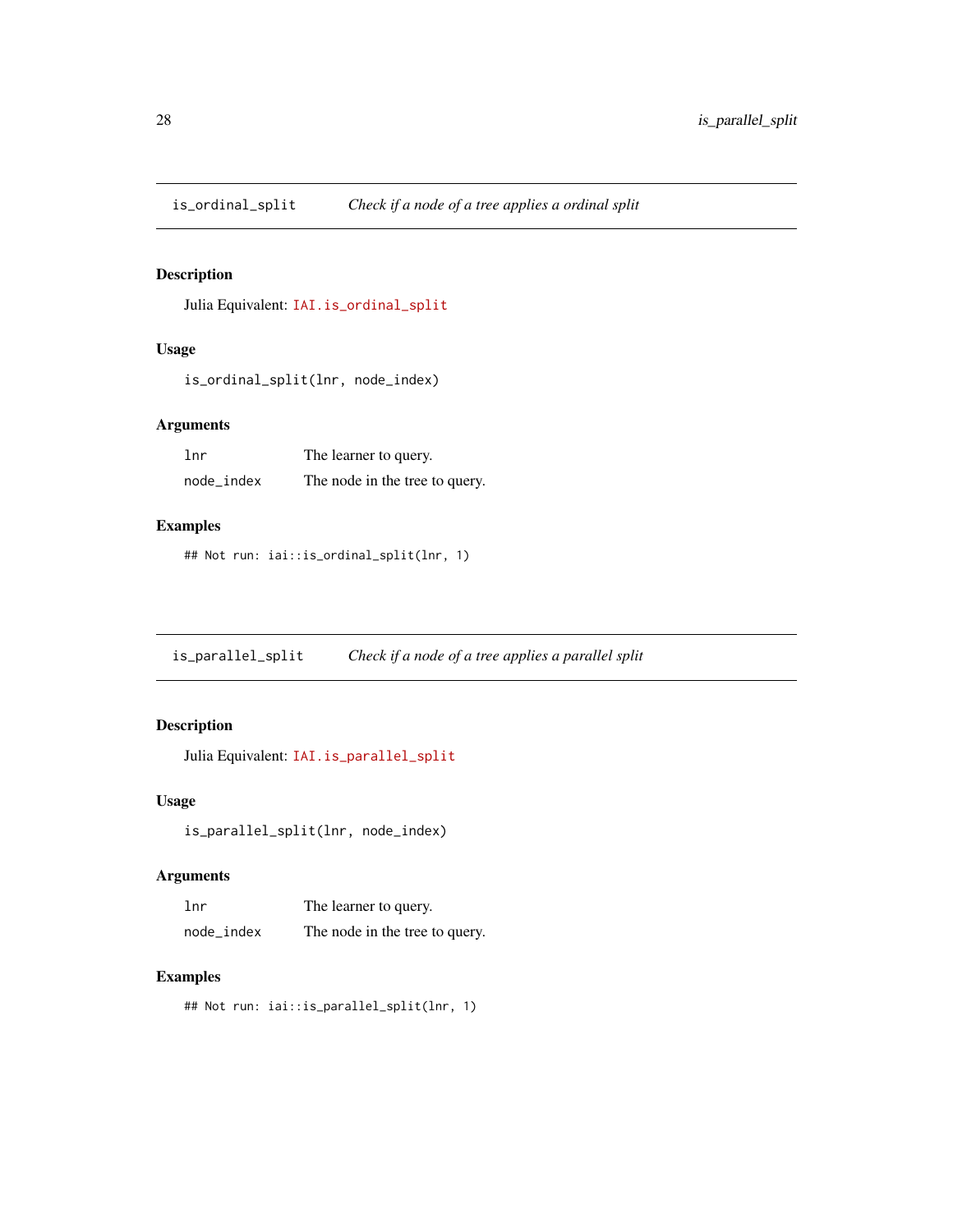## is_ordinal_split — *Check if a node of a tree applies a ordinal split*

### Description

Julia Equivalent: `IAI.is_ordinal_split`

### Usage

```
is_ordinal_split(lnr, node_index)
```

### Arguments

| | |
|---|---|
| `lnr` | The learner to query. |
| `node_index` | The node in the tree to query. |

### Examples

```
## Not run: iai::is_ordinal_split(lnr, 1)
```

## is_parallel_split — *Check if a node of a tree applies a parallel split*

### Description

Julia Equivalent: `IAI.is_parallel_split`

### Usage

```
is_parallel_split(lnr, node_index)
```

### Arguments

| | |
|---|---|
| `lnr` | The learner to query. |
| `node_index` | The node in the tree to query. |

### Examples

```
## Not run: iai::is_parallel_split(lnr, 1)
```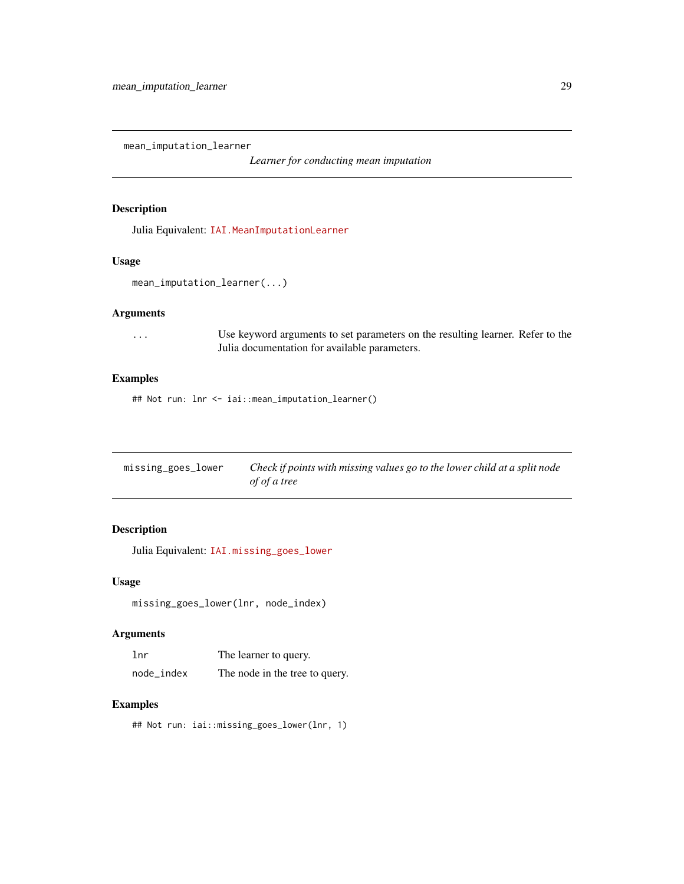## mean_imputation_learner

*Learner for conducting mean imputation*

### Description

Julia Equivalent: IAI.MeanImputationLearner

### Usage

```
mean_imputation_learner(...)
```

### Arguments

| | |
|---|---|
| ... | Use keyword arguments to set parameters on the resulting learner. Refer to the Julia documentation for available parameters. |

### Examples

```
## Not run: lnr <- iai::mean_imputation_learner()
```

## missing_goes_lower

*Check if points with missing values go to the lower child at a split node of of a tree*

### Description

Julia Equivalent: IAI.missing_goes_lower

### Usage

```
missing_goes_lower(lnr, node_index)
```

### Arguments

| | |
|---|---|
| lnr | The learner to query. |
| node_index | The node in the tree to query. |

### Examples

```
## Not run: iai::missing_goes_lower(lnr, 1)
```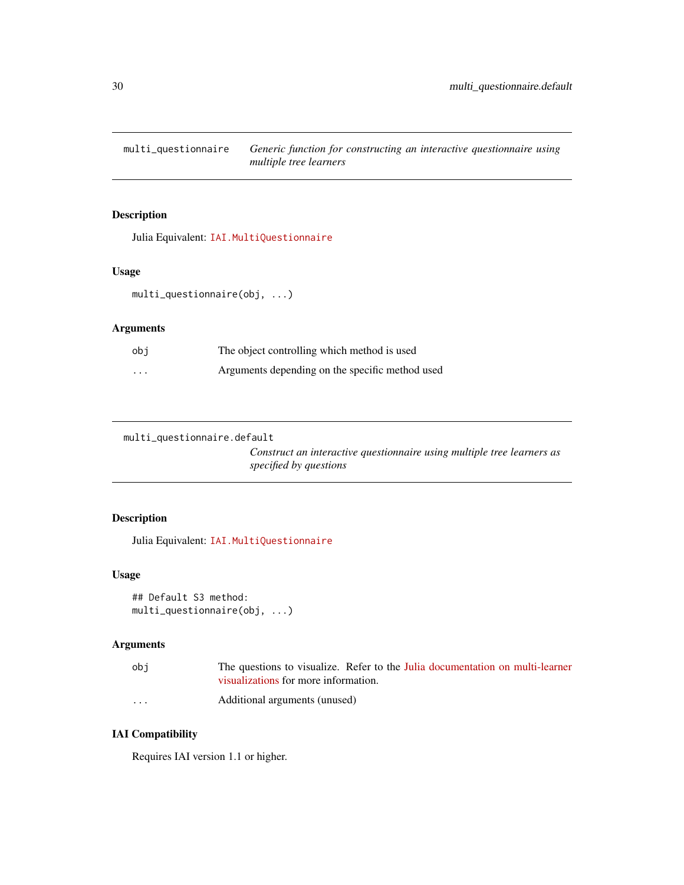## multi_questionnaire — *Generic function for constructing an interactive questionnaire using multiple tree learners*

### Description

Julia Equivalent: `IAI.MultiQuestionnaire`

### Usage

```
multi_questionnaire(obj, ...)
```

### Arguments

| | |
|---|---|
| `obj` | The object controlling which method is used |
| `...` | Arguments depending on the specific method used |

## multi_questionnaire.default — *Construct an interactive questionnaire using multiple tree learners as specified by questions*

### Description

Julia Equivalent: `IAI.MultiQuestionnaire`

### Usage

```
## Default S3 method:
multi_questionnaire(obj, ...)
```

### Arguments

| | |
|---|---|
| `obj` | The questions to visualize. Refer to the Julia documentation on multi-learner visualizations for more information. |
| `...` | Additional arguments (unused) |

### IAI Compatibility

Requires IAI version 1.1 or higher.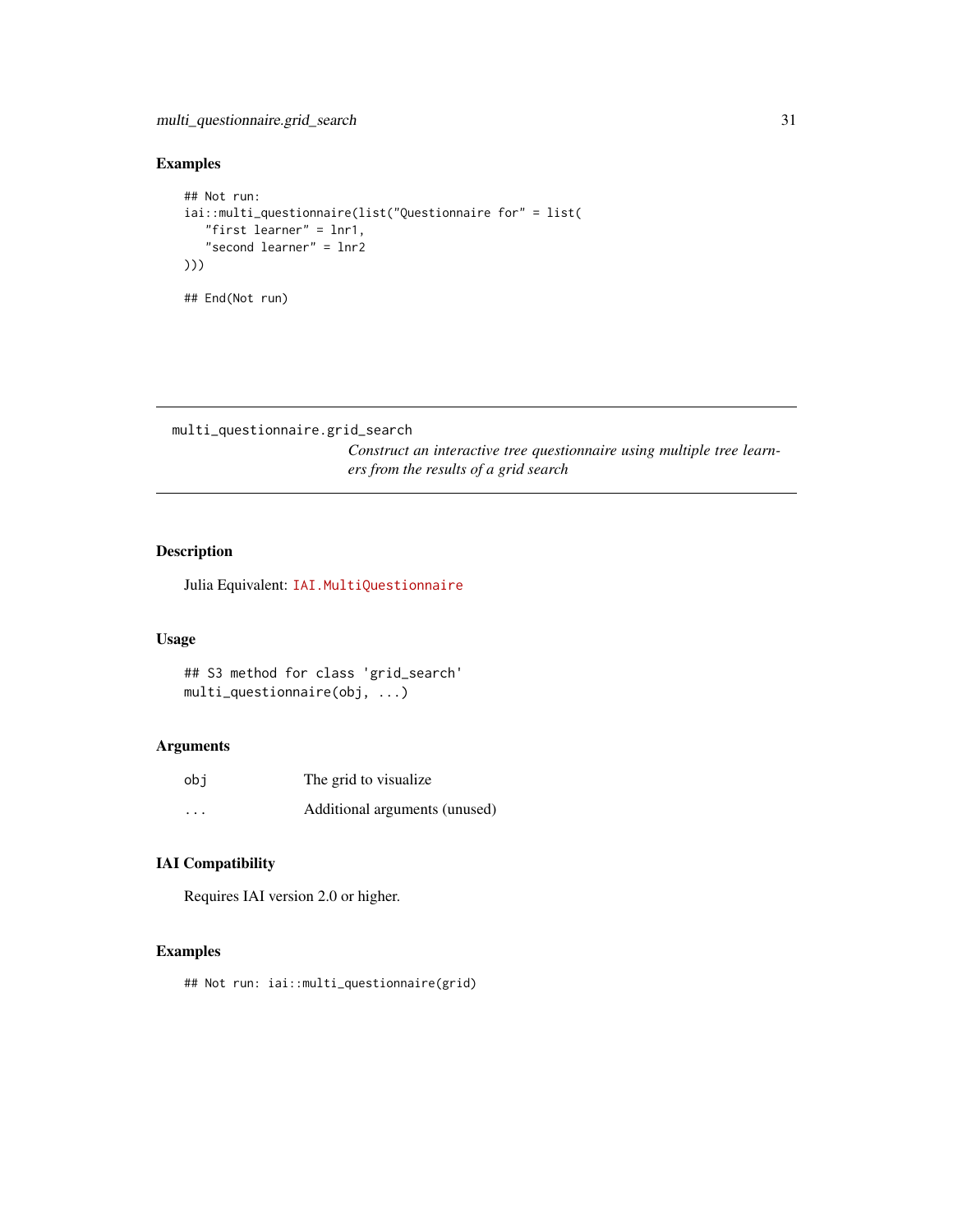## Examples

```
## Not run:
iai::multi_questionnaire(list("Questionnaire for" = list(
   "first learner" = lnr1,
   "second learner" = lnr2
)))

## End(Not run)
```

---

# multi_questionnaire.grid_search

*Construct an interactive tree questionnaire using multiple tree learners from the results of a grid search*

---

## Description

Julia Equivalent: `IAI.MultiQuestionnaire`

## Usage

```
## S3 method for class 'grid_search'
multi_questionnaire(obj, ...)
```

## Arguments

| | |
|---|---|
| `obj` | The grid to visualize |
| `...` | Additional arguments (unused) |

## IAI Compatibility

Requires IAI version 2.0 or higher.

## Examples

```
## Not run: iai::multi_questionnaire(grid)
```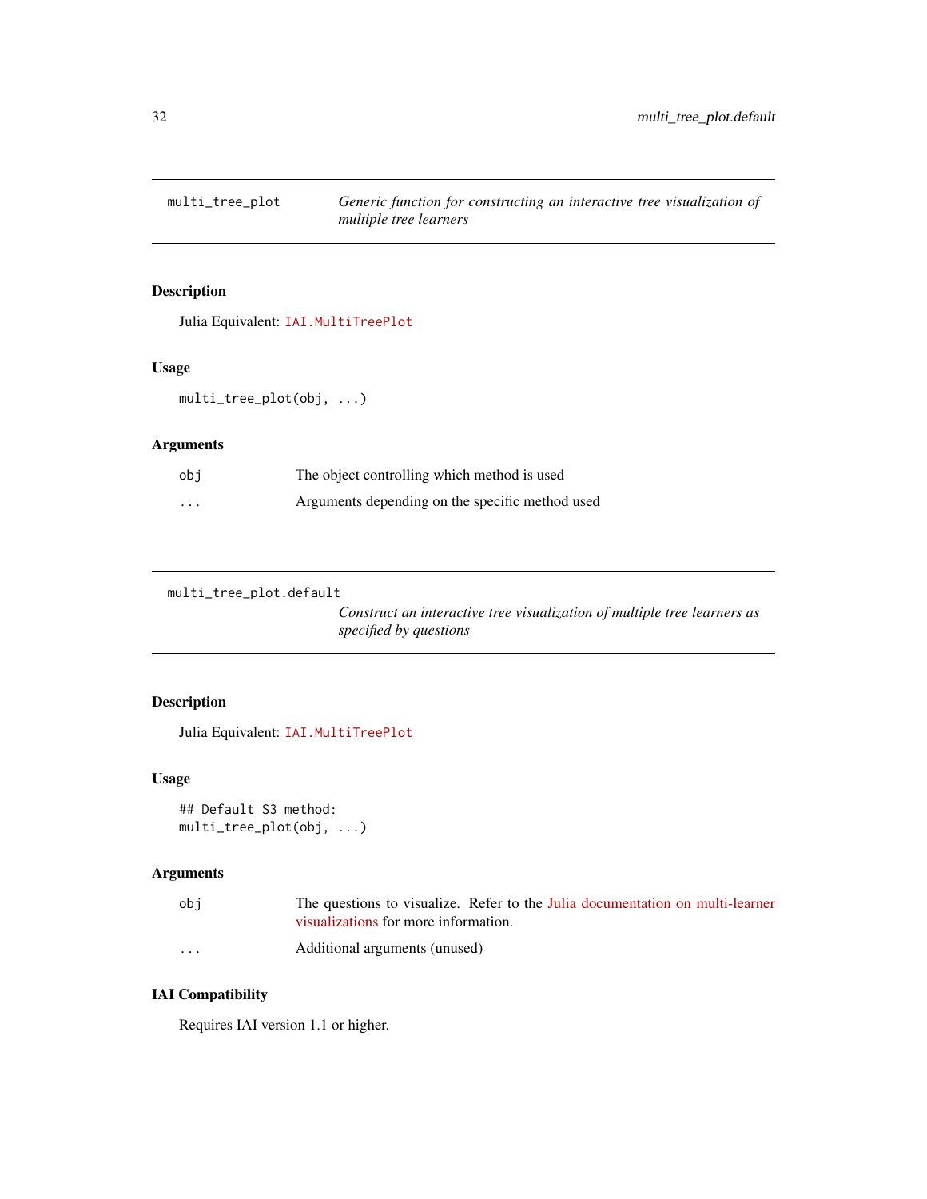## multi_tree_plot — *Generic function for constructing an interactive tree visualization of multiple tree learners*

### Description

Julia Equivalent: `IAI.MultiTreePlot`

### Usage

```
multi_tree_plot(obj, ...)
```

### Arguments

| | |
|---|---|
| `obj` | The object controlling which method is used |
| `...` | Arguments depending on the specific method used |

## multi_tree_plot.default — *Construct an interactive tree visualization of multiple tree learners as specified by questions*

### Description

Julia Equivalent: `IAI.MultiTreePlot`

### Usage

```
## Default S3 method:
multi_tree_plot(obj, ...)
```

### Arguments

| | |
|---|---|
| `obj` | The questions to visualize. Refer to the Julia documentation on multi-learner visualizations for more information. |
| `...` | Additional arguments (unused) |

### IAI Compatibility

Requires IAI version 1.1 or higher.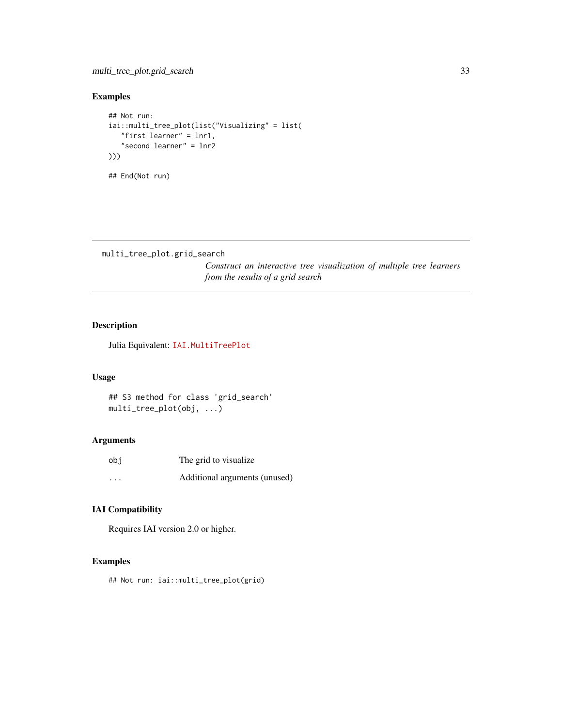## Examples

```
## Not run:
iai::multi_tree_plot(list("Visualizing" = list(
   "first learner" = lnr1,
   "second learner" = lnr2
)))

## End(Not run)
```

---

## multi_tree_plot.grid_search

*Construct an interactive tree visualization of multiple tree learners from the results of a grid search*

---

### Description

Julia Equivalent: IAI.MultiTreePlot

### Usage

```
## S3 method for class 'grid_search'
multi_tree_plot(obj, ...)
```

### Arguments

| | |
|---|---|
| obj | The grid to visualize |
| ... | Additional arguments (unused) |

### IAI Compatibility

Requires IAI version 2.0 or higher.

### Examples

```
## Not run: iai::multi_tree_plot(grid)
```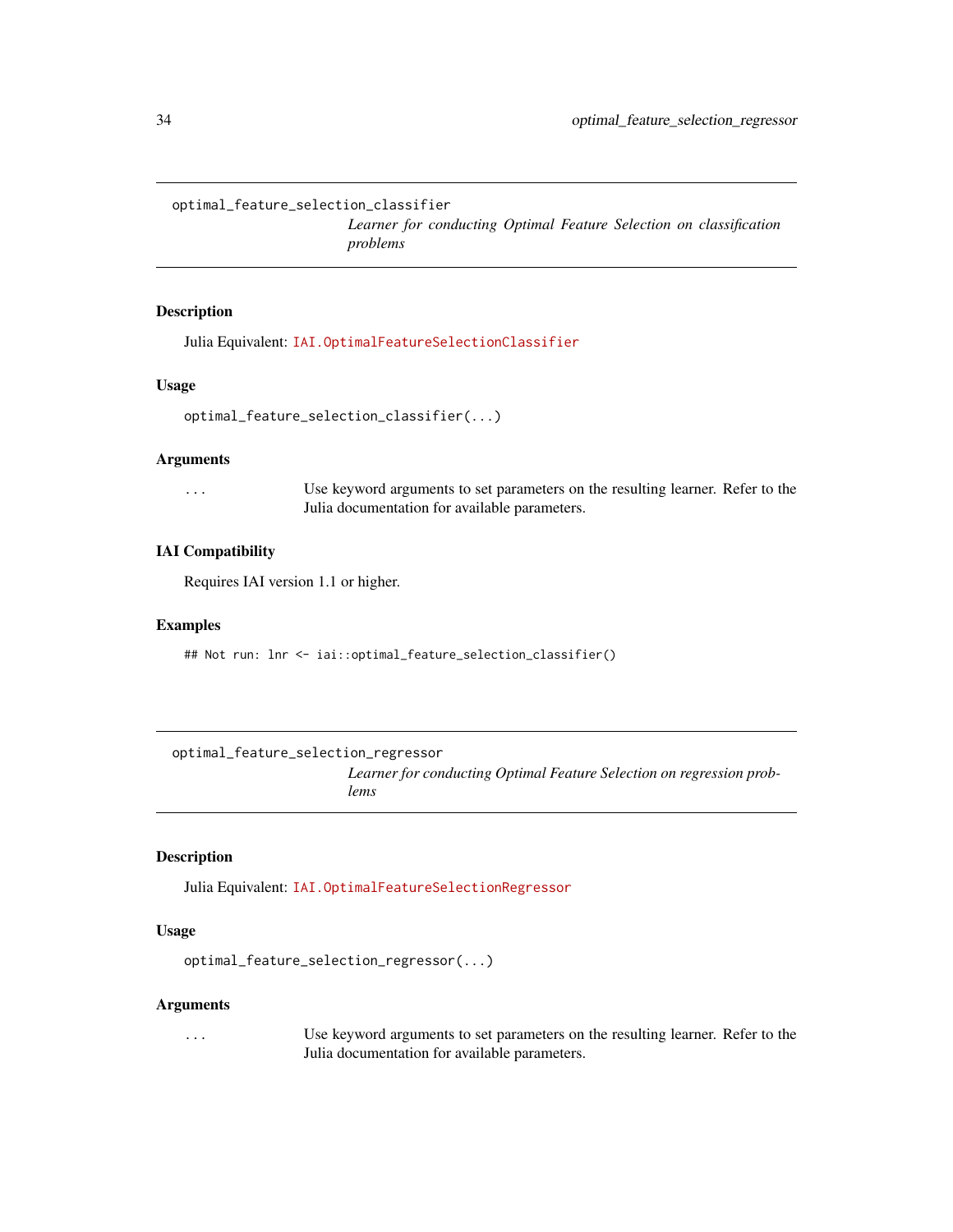optional_feature_selection_classifier

*Learner for conducting Optimal Feature Selection on classification problems*

### Description

Julia Equivalent: `IAI.OptimalFeatureSelectionClassifier`

### Usage

```
optimal_feature_selection_classifier(...)
```

### Arguments

| | |
|---|---|
| `...` | Use keyword arguments to set parameters on the resulting learner. Refer to the Julia documentation for available parameters. |

### IAI Compatibility

Requires IAI version 1.1 or higher.

### Examples

```
## Not run: lnr <- iai::optimal_feature_selection_classifier()
```

---

optimal_feature_selection_regressor

*Learner for conducting Optimal Feature Selection on regression problems*

### Description

Julia Equivalent: `IAI.OptimalFeatureSelectionRegressor`

### Usage

```
optimal_feature_selection_regressor(...)
```

### Arguments

| | |
|---|---|
| `...` | Use keyword arguments to set parameters on the resulting learner. Refer to the Julia documentation for available parameters. |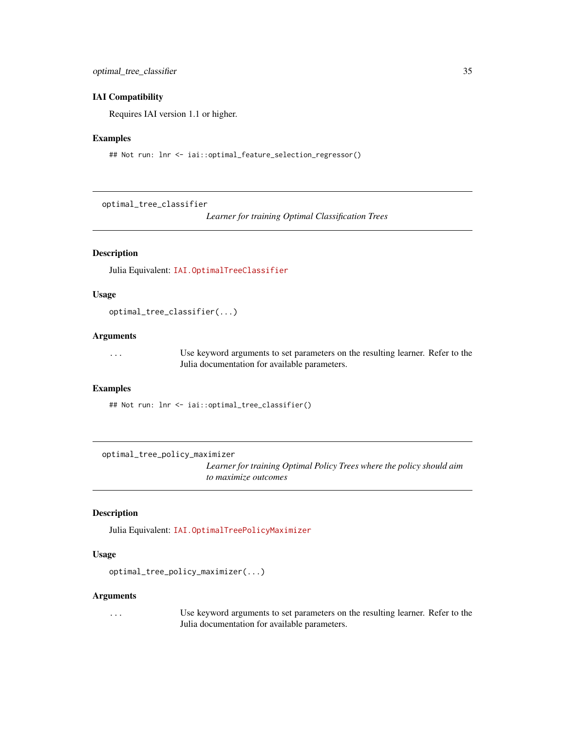### IAI Compatibility

Requires IAI version 1.1 or higher.

### Examples

```
## Not run: lnr <- iai::optimal_feature_selection_regressor()
```

---

## optimal_tree_classifier

*Learner for training Optimal Classification Trees*

---

### Description

Julia Equivalent: `IAI.OptimalTreeClassifier`

### Usage

```
optimal_tree_classifier(...)
```

### Arguments

| | |
|---|---|
| `...` | Use keyword arguments to set parameters on the resulting learner. Refer to the Julia documentation for available parameters. |

### Examples

```
## Not run: lnr <- iai::optimal_tree_classifier()
```

---

## optimal_tree_policy_maximizer

*Learner for training Optimal Policy Trees where the policy should aim to maximize outcomes*

---

### Description

Julia Equivalent: `IAI.OptimalTreePolicyMaximizer`

### Usage

```
optimal_tree_policy_maximizer(...)
```

### Arguments

| | |
|---|---|
| `...` | Use keyword arguments to set parameters on the resulting learner. Refer to the Julia documentation for available parameters. |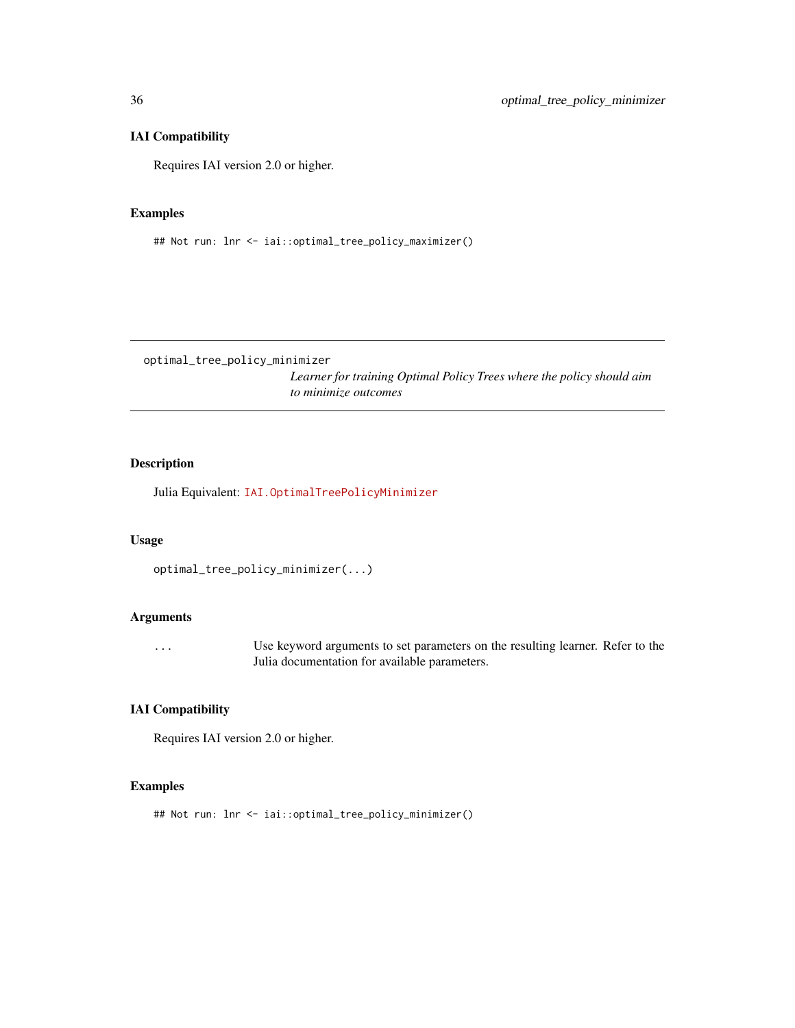### IAI Compatibility

Requires IAI version 2.0 or higher.

### Examples

```
## Not run: lnr <- iai::optimal_tree_policy_maximizer()
```

---

## optimal_tree_policy_minimizer

*Learner for training Optimal Policy Trees where the policy should aim to minimize outcomes*

---

### Description

Julia Equivalent: `IAI.OptimalTreePolicyMinimizer`

### Usage

```
optimal_tree_policy_minimizer(...)
```

### Arguments

| | |
|---|---|
| ... | Use keyword arguments to set parameters on the resulting learner. Refer to the Julia documentation for available parameters. |

### IAI Compatibility

Requires IAI version 2.0 or higher.

### Examples

```
## Not run: lnr <- iai::optimal_tree_policy_minimizer()
```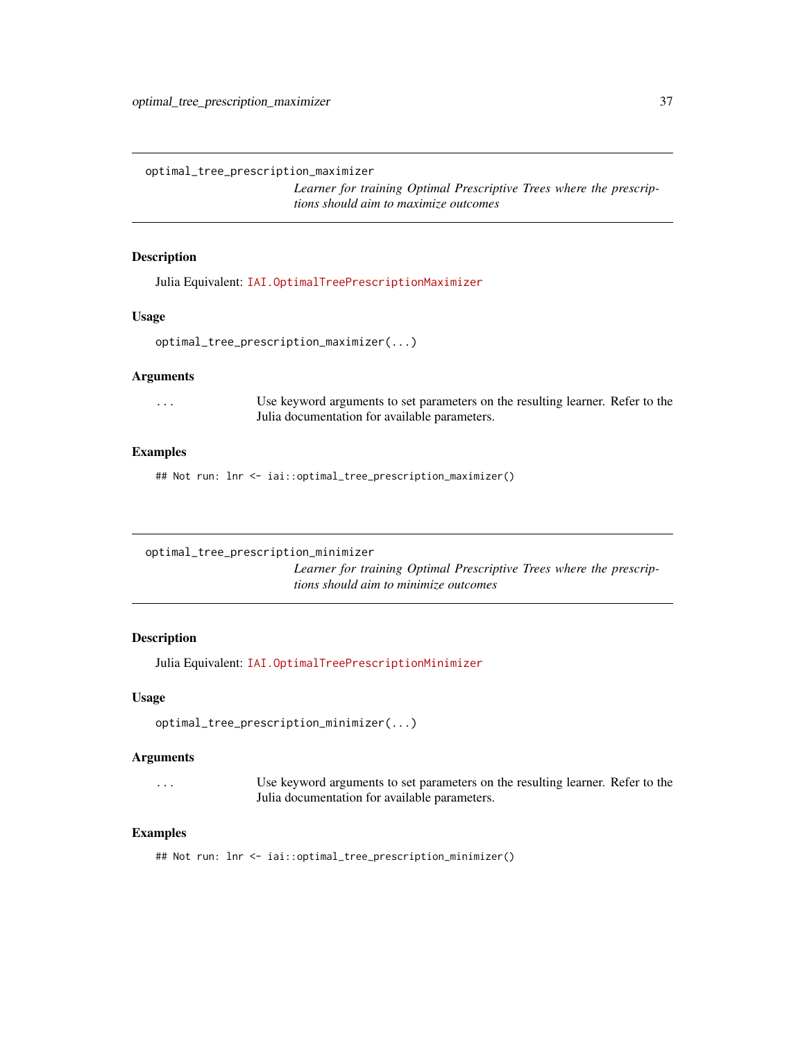## optimal_tree_prescription_maximizer

*Learner for training Optimal Prescriptive Trees where the prescriptions should aim to maximize outcomes*

### Description

Julia Equivalent: `IAI.OptimalTreePrescriptionMaximizer`

### Usage

```
optimal_tree_prescription_maximizer(...)
```

### Arguments

| | |
|---|---|
| `...` | Use keyword arguments to set parameters on the resulting learner. Refer to the Julia documentation for available parameters. |

### Examples

```
## Not run: lnr <- iai::optimal_tree_prescription_maximizer()
```

## optimal_tree_prescription_minimizer

*Learner for training Optimal Prescriptive Trees where the prescriptions should aim to minimize outcomes*

### Description

Julia Equivalent: `IAI.OptimalTreePrescriptionMinimizer`

### Usage

```
optimal_tree_prescription_minimizer(...)
```

### Arguments

| | |
|---|---|
| `...` | Use keyword arguments to set parameters on the resulting learner. Refer to the Julia documentation for available parameters. |

### Examples

```
## Not run: lnr <- iai::optimal_tree_prescription_minimizer()
```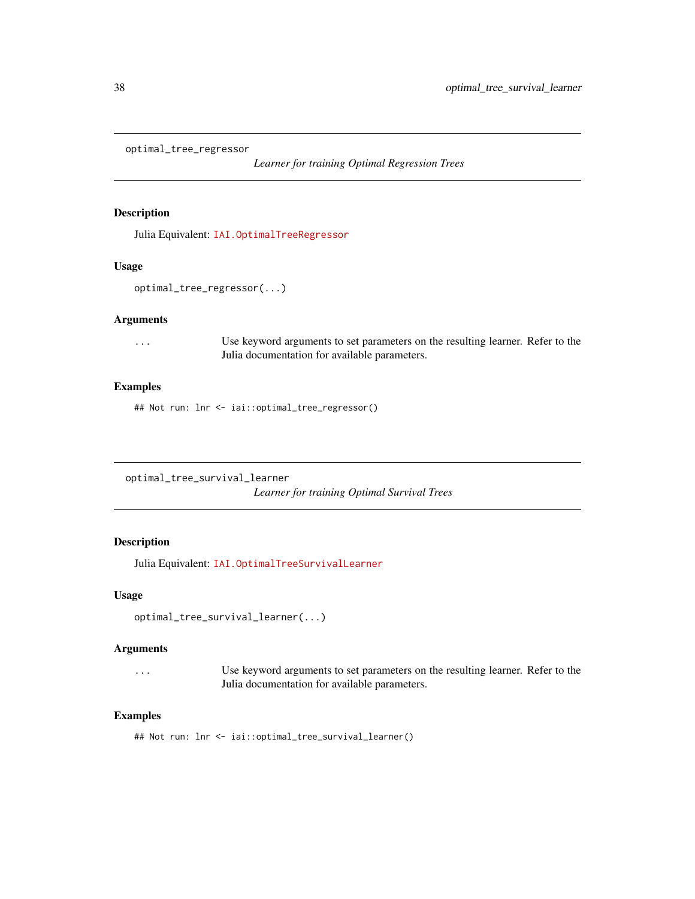## optimal_tree_regressor

*Learner for training Optimal Regression Trees*

### Description

Julia Equivalent: `IAI.OptimalTreeRegressor`

### Usage

```
optimal_tree_regressor(...)
```

### Arguments

`...` Use keyword arguments to set parameters on the resulting learner. Refer to the Julia documentation for available parameters.

### Examples

```
## Not run: lnr <- iai::optimal_tree_regressor()
```

## optimal_tree_survival_learner

*Learner for training Optimal Survival Trees*

### Description

Julia Equivalent: `IAI.OptimalTreeSurvivalLearner`

### Usage

```
optimal_tree_survival_learner(...)
```

### Arguments

`...` Use keyword arguments to set parameters on the resulting learner. Refer to the Julia documentation for available parameters.

### Examples

```
## Not run: lnr <- iai::optimal_tree_survival_learner()
```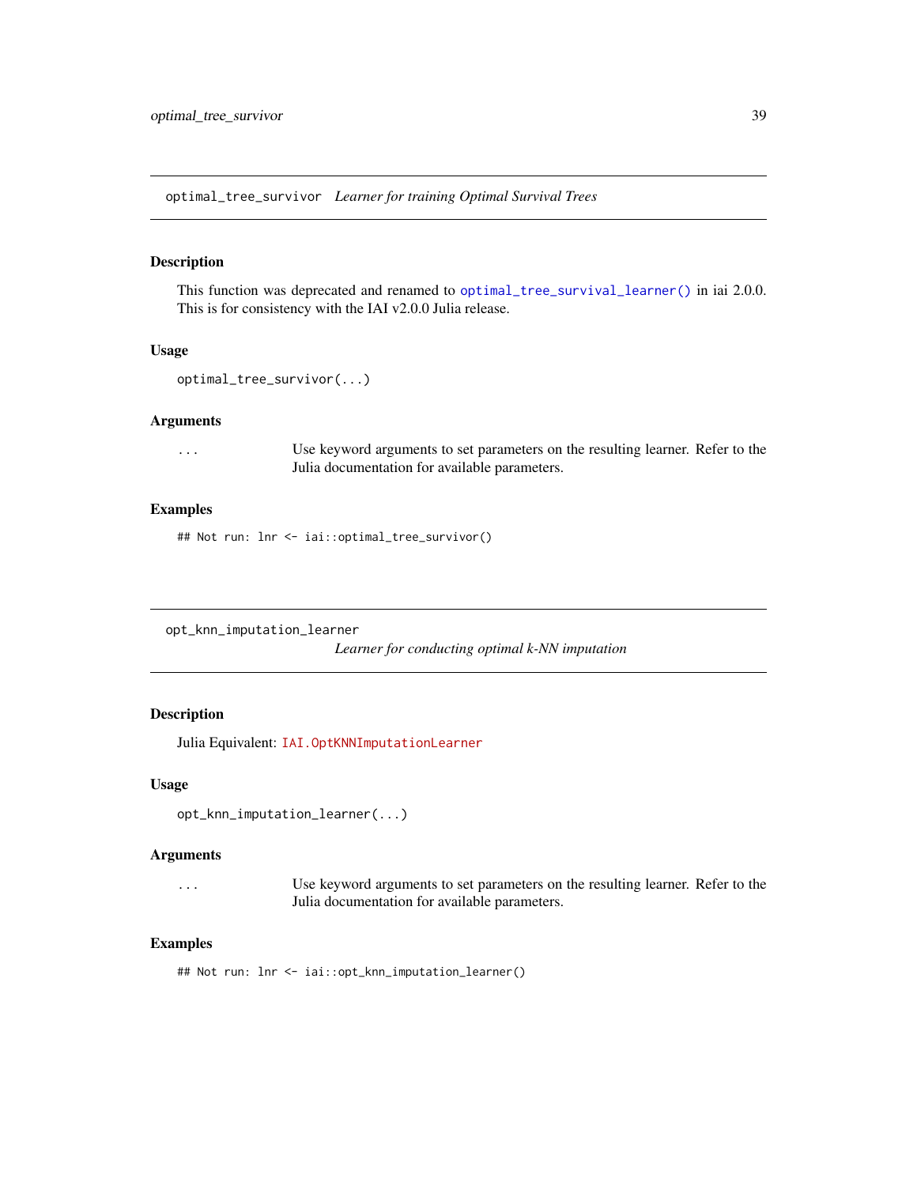## optimal_tree_survivor *Learner for training Optimal Survival Trees*

### Description

This function was deprecated and renamed to `optimal_tree_survival_learner()` in iai 2.0.0. This is for consistency with the IAI v2.0.0 Julia release.

### Usage

```
optimal_tree_survivor(...)
```

### Arguments

`...` Use keyword arguments to set parameters on the resulting learner. Refer to the Julia documentation for available parameters.

### Examples

```
## Not run: lnr <- iai::optimal_tree_survivor()
```

## opt_knn_imputation_learner *Learner for conducting optimal k-NN imputation*

### Description

Julia Equivalent: `IAI.OptKNNImputationLearner`

### Usage

```
opt_knn_imputation_learner(...)
```

### Arguments

`...` Use keyword arguments to set parameters on the resulting learner. Refer to the Julia documentation for available parameters.

### Examples

```
## Not run: lnr <- iai::opt_knn_imputation_learner()
```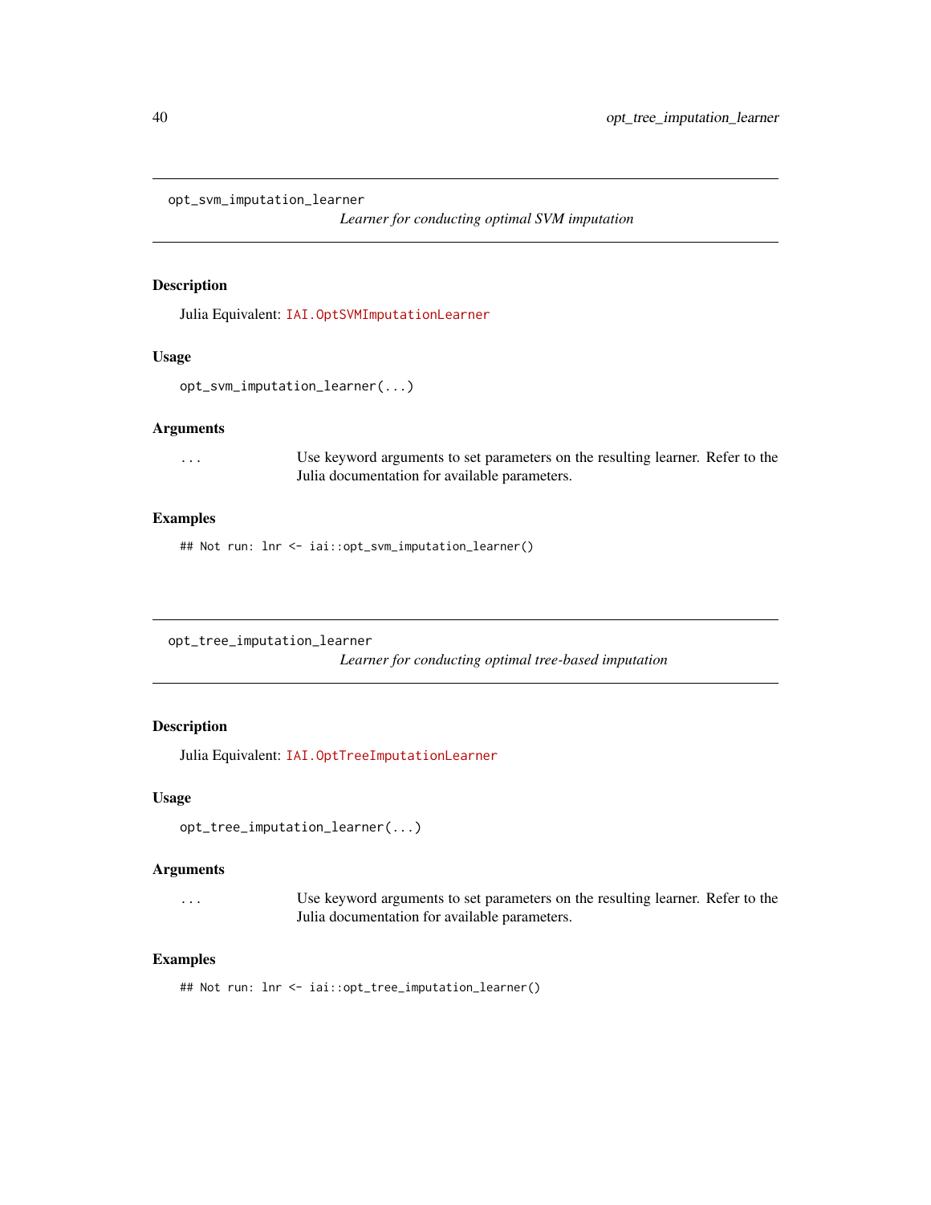## opt_svm_imputation_learner

*Learner for conducting optimal SVM imputation*

### Description

Julia Equivalent: `IAI.OptSVMImputationLearner`

### Usage

```
opt_svm_imputation_learner(...)
```

### Arguments

| | |
|---|---|
| ... | Use keyword arguments to set parameters on the resulting learner. Refer to the Julia documentation for available parameters. |

### Examples

```
## Not run: lnr <- iai::opt_svm_imputation_learner()
```

## opt_tree_imputation_learner

*Learner for conducting optimal tree-based imputation*

### Description

Julia Equivalent: `IAI.OptTreeImputationLearner`

### Usage

```
opt_tree_imputation_learner(...)
```

### Arguments

| | |
|---|---|
| ... | Use keyword arguments to set parameters on the resulting learner. Refer to the Julia documentation for available parameters. |

### Examples

```
## Not run: lnr <- iai::opt_tree_imputation_learner()
```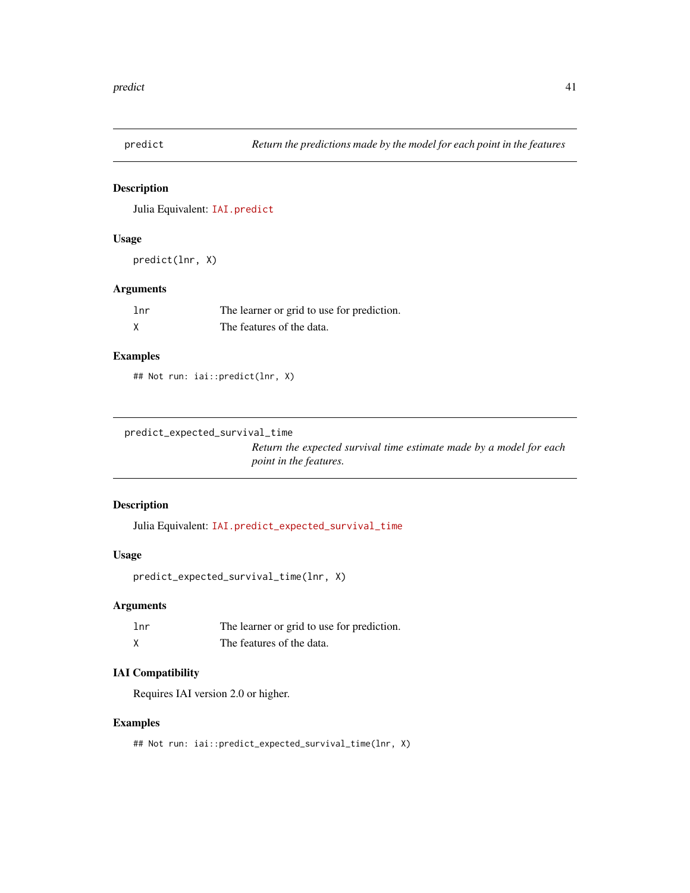## predict

*Return the predictions made by the model for each point in the features*

### Description

Julia Equivalent: IAI.predict

### Usage

```
predict(lnr, X)
```

### Arguments

| | |
|---|---|
| lnr | The learner or grid to use for prediction. |
| X | The features of the data. |

### Examples

```
## Not run: iai::predict(lnr, X)
```

## predict_expected_survival_time

*Return the expected survival time estimate made by a model for each point in the features.*

### Description

Julia Equivalent: IAI.predict_expected_survival_time

### Usage

```
predict_expected_survival_time(lnr, X)
```

### Arguments

| | |
|---|---|
| lnr | The learner or grid to use for prediction. |
| X | The features of the data. |

### IAI Compatibility

Requires IAI version 2.0 or higher.

### Examples

```
## Not run: iai::predict_expected_survival_time(lnr, X)
```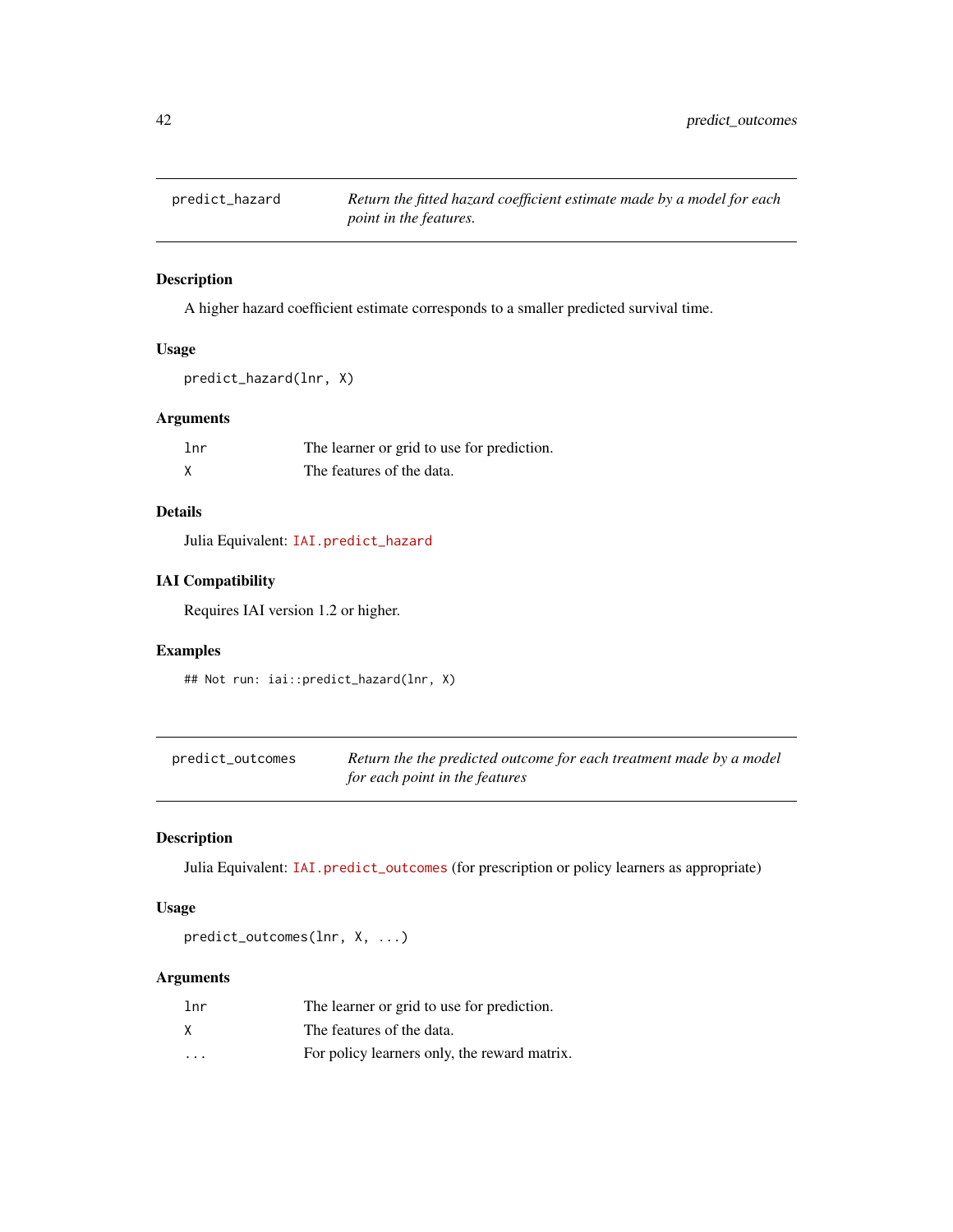## predict_hazard — *Return the fitted hazard coefficient estimate made by a model for each point in the features.*

### Description

A higher hazard coefficient estimate corresponds to a smaller predicted survival time.

### Usage

```
predict_hazard(lnr, X)
```

### Arguments

| | |
|---|---|
| lnr | The learner or grid to use for prediction. |
| X | The features of the data. |

### Details

Julia Equivalent: `IAI.predict_hazard`

### IAI Compatibility

Requires IAI version 1.2 or higher.

### Examples

```
## Not run: iai::predict_hazard(lnr, X)
```

## predict_outcomes — *Return the the predicted outcome for each treatment made by a model for each point in the features*

### Description

Julia Equivalent: `IAI.predict_outcomes` (for prescription or policy learners as appropriate)

### Usage

```
predict_outcomes(lnr, X, ...)
```

### Arguments

| | |
|---|---|
| lnr | The learner or grid to use for prediction. |
| X | The features of the data. |
| ... | For policy learners only, the reward matrix. |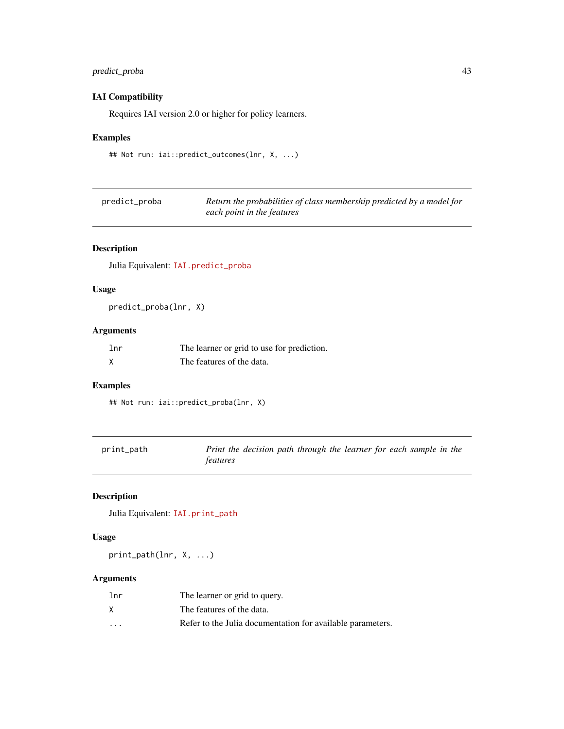### IAI Compatibility

Requires IAI version 2.0 or higher for policy learners.

### Examples

```
## Not run: iai::predict_outcomes(lnr, X, ...)
```

---

## predict_proba

*Return the probabilities of class membership predicted by a model for each point in the features*

---

### Description

Julia Equivalent: `IAI.predict_proba`

### Usage

```
predict_proba(lnr, X)
```

### Arguments

| | |
|---|---|
| `lnr` | The learner or grid to use for prediction. |
| `X` | The features of the data. |

### Examples

```
## Not run: iai::predict_proba(lnr, X)
```

---

## print_path

*Print the decision path through the learner for each sample in the features*

---

### Description

Julia Equivalent: `IAI.print_path`

### Usage

```
print_path(lnr, X, ...)
```

### Arguments

| | |
|---|---|
| `lnr` | The learner or grid to query. |
| `X` | The features of the data. |
| `...` | Refer to the Julia documentation for available parameters. |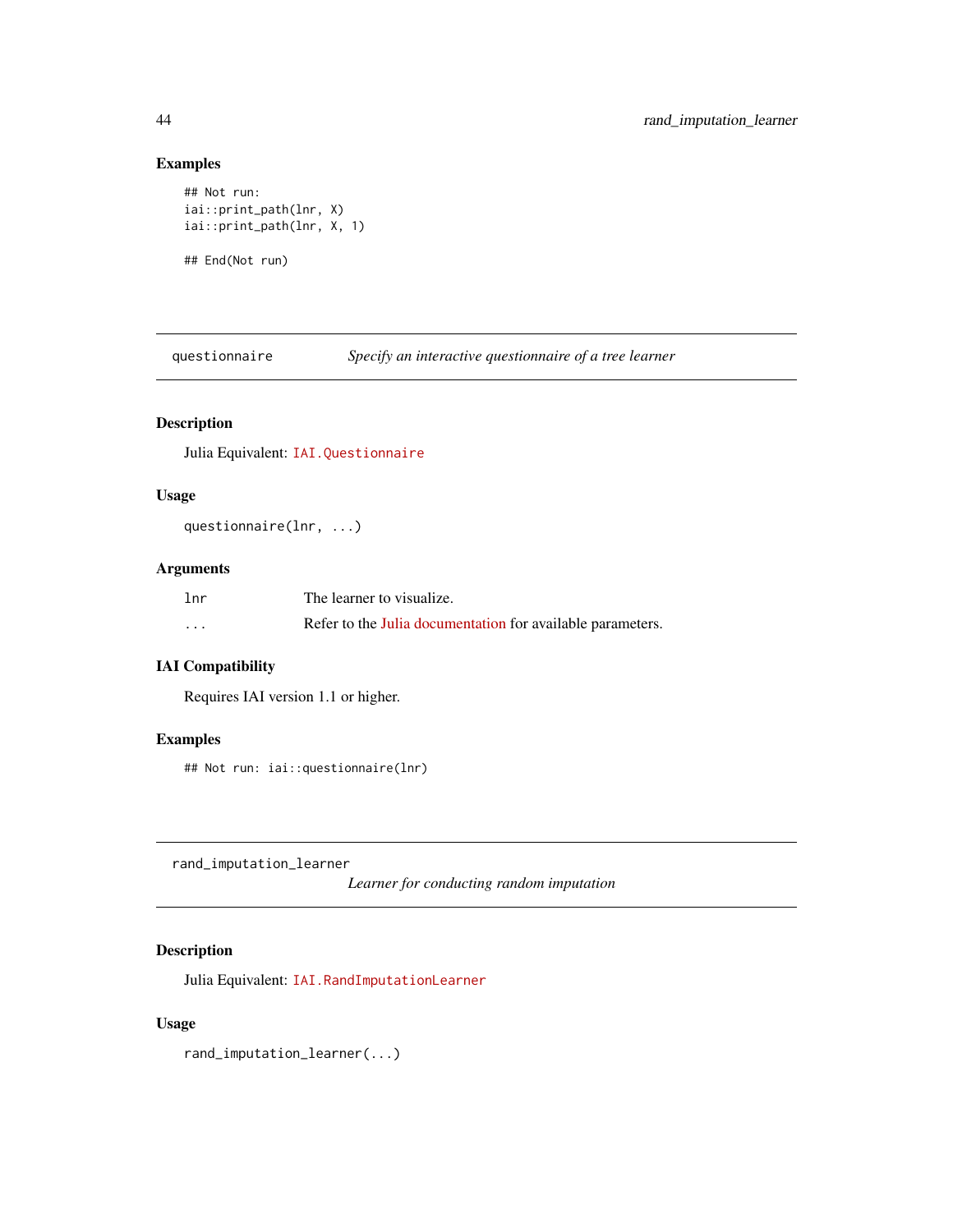## Examples

```
## Not run:
iai::print_path(lnr, X)
iai::print_path(lnr, X, 1)

## End(Not run)
```

---

## questionnaire — *Specify an interactive questionnaire of a tree learner*

### Description

Julia Equivalent: `IAI.Questionnaire`

### Usage

```
questionnaire(lnr, ...)
```

### Arguments

| | |
|---|---|
| lnr | The learner to visualize. |
| ... | Refer to the Julia documentation for available parameters. |

### IAI Compatibility

Requires IAI version 1.1 or higher.

### Examples

```
## Not run: iai::questionnaire(lnr)
```

---

## rand_imputation_learner — *Learner for conducting random imputation*

### Description

Julia Equivalent: `IAI.RandImputationLearner`

### Usage

```
rand_imputation_learner(...)
```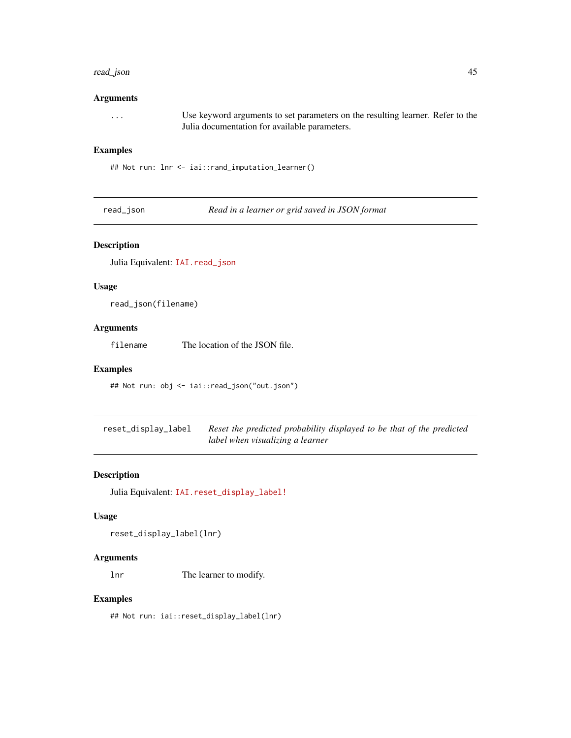### Arguments

`...` Use keyword arguments to set parameters on the resulting learner. Refer to the Julia documentation for available parameters.

### Examples

```
## Not run: lnr <- iai::rand_imputation_learner()
```

---

## read_json — *Read in a learner or grid saved in JSON format*

### Description

Julia Equivalent: `IAI.read_json`

### Usage

```
read_json(filename)
```

### Arguments

`filename` The location of the JSON file.

### Examples

```
## Not run: obj <- iai::read_json("out.json")
```

---

## reset_display_label — *Reset the predicted probability displayed to be that of the predicted label when visualizing a learner*

### Description

Julia Equivalent: `IAI.reset_display_label!`

### Usage

```
reset_display_label(lnr)
```

### Arguments

`lnr` The learner to modify.

### Examples

```
## Not run: iai::reset_display_label(lnr)
```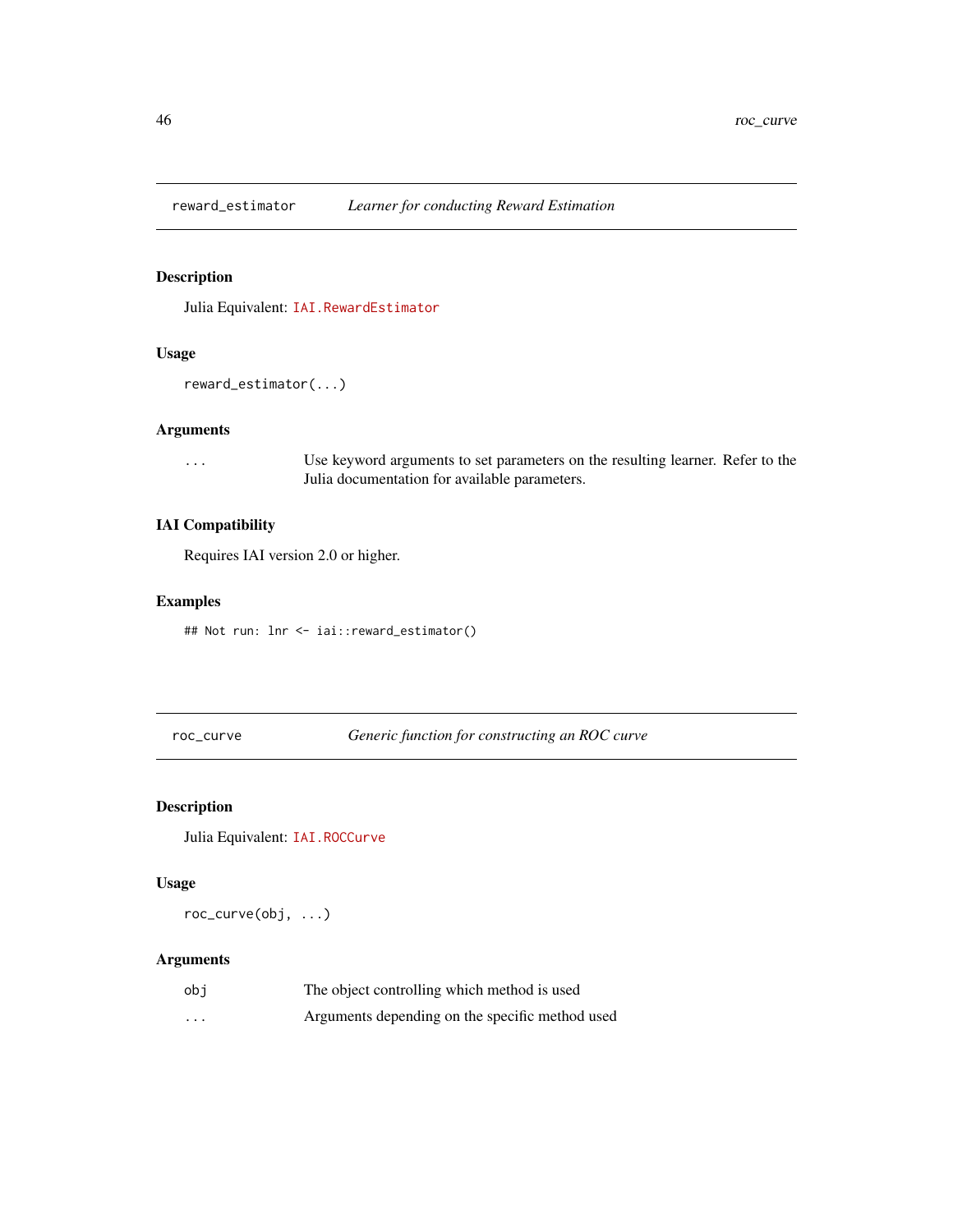## reward_estimator — *Learner for conducting Reward Estimation*

### Description

Julia Equivalent: `IAI.RewardEstimator`

### Usage

```
reward_estimator(...)
```

### Arguments

| | |
|---|---|
| ... | Use keyword arguments to set parameters on the resulting learner. Refer to the Julia documentation for available parameters. |

### IAI Compatibility

Requires IAI version 2.0 or higher.

### Examples

```
## Not run: lnr <- iai::reward_estimator()
```

## roc_curve — *Generic function for constructing an ROC curve*

### Description

Julia Equivalent: `IAI.ROCCurve`

### Usage

```
roc_curve(obj, ...)
```

### Arguments

| | |
|---|---|
| obj | The object controlling which method is used |
| ... | Arguments depending on the specific method used |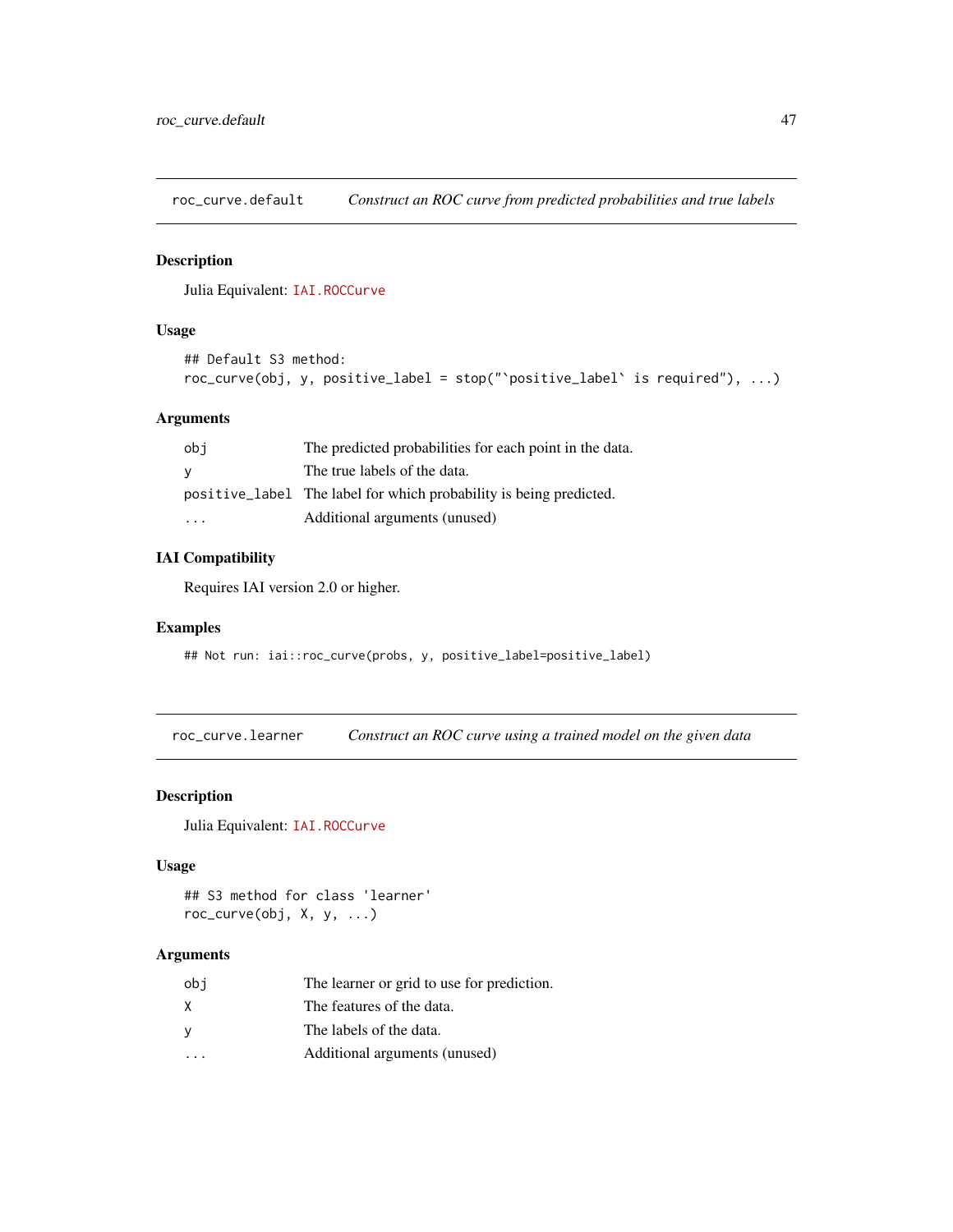## roc_curve.default — *Construct an ROC curve from predicted probabilities and true labels*

### Description

Julia Equivalent: `IAI.ROCCurve`

### Usage

```
## Default S3 method:
roc_curve(obj, y, positive_label = stop("`positive_label` is required"), ...)
```

### Arguments

| | |
|---|---|
| `obj` | The predicted probabilities for each point in the data. |
| `y` | The true labels of the data. |
| `positive_label` | The label for which probability is being predicted. |
| `...` | Additional arguments (unused) |

### IAI Compatibility

Requires IAI version 2.0 or higher.

### Examples

```
## Not run: iai::roc_curve(probs, y, positive_label=positive_label)
```

## roc_curve.learner — *Construct an ROC curve using a trained model on the given data*

### Description

Julia Equivalent: `IAI.ROCCurve`

### Usage

```
## S3 method for class 'learner'
roc_curve(obj, X, y, ...)
```

### Arguments

| | |
|---|---|
| `obj` | The learner or grid to use for prediction. |
| `X` | The features of the data. |
| `y` | The labels of the data. |
| `...` | Additional arguments (unused) |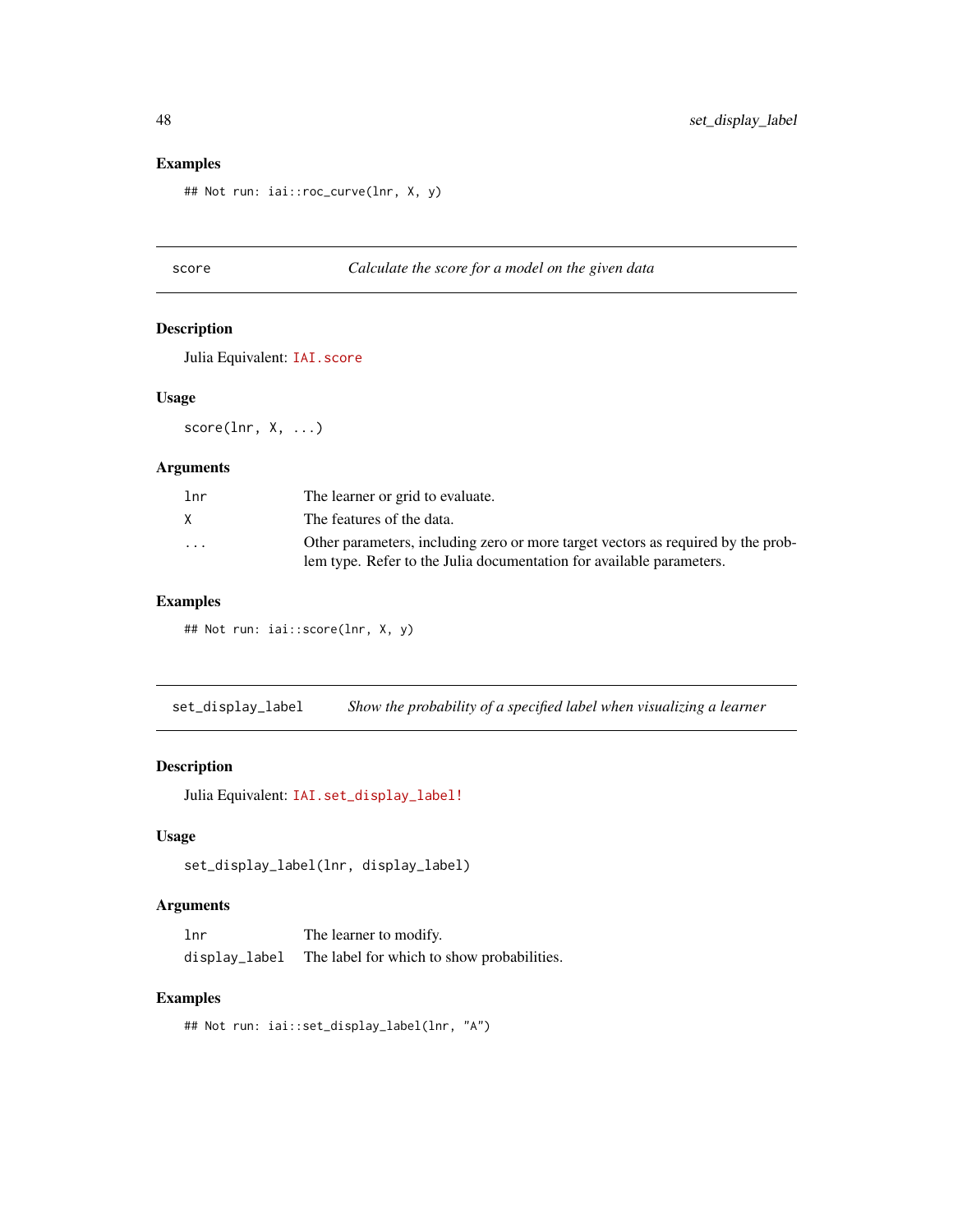### Examples

```
## Not run: iai::roc_curve(lnr, X, y)
```

---

## score — *Calculate the score for a model on the given data*

### Description

Julia Equivalent: `IAI.score`

### Usage

```
score(lnr, X, ...)
```

### Arguments

| | |
|---|---|
| `lnr` | The learner or grid to evaluate. |
| `X` | The features of the data. |
| `...` | Other parameters, including zero or more target vectors as required by the problem type. Refer to the Julia documentation for available parameters. |

### Examples

```
## Not run: iai::score(lnr, X, y)
```

---

## set_display_label — *Show the probability of a specified label when visualizing a learner*

### Description

Julia Equivalent: `IAI.set_display_label!`

### Usage

```
set_display_label(lnr, display_label)
```

### Arguments

| | |
|---|---|
| `lnr` | The learner to modify. |
| `display_label` | The label for which to show probabilities. |

### Examples

```
## Not run: iai::set_display_label(lnr, "A")
```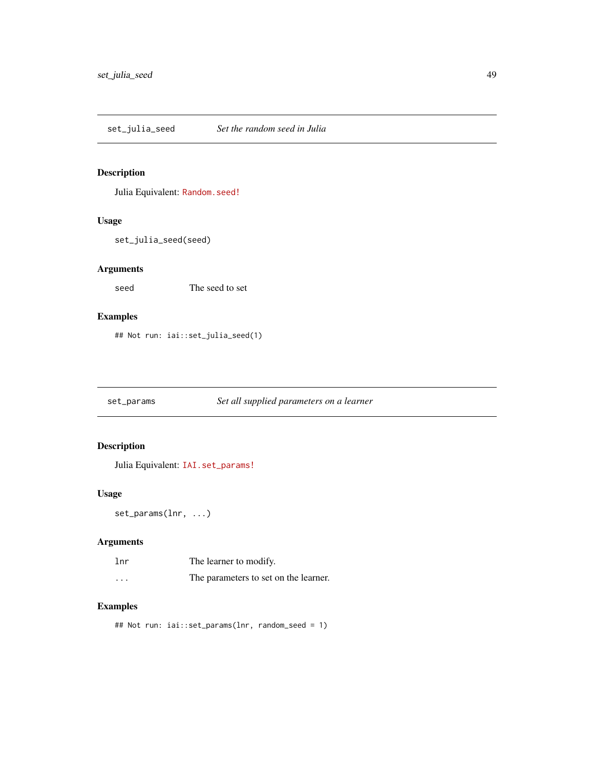## set_julia_seed — *Set the random seed in Julia*

### Description

Julia Equivalent: `Random.seed!`

### Usage

```
set_julia_seed(seed)
```

### Arguments

| | |
|---|---|
| seed | The seed to set |

### Examples

```
## Not run: iai::set_julia_seed(1)
```

## set_params — *Set all supplied parameters on a learner*

### Description

Julia Equivalent: `IAI.set_params!`

### Usage

```
set_params(lnr, ...)
```

### Arguments

| | |
|---|---|
| lnr | The learner to modify. |
| ... | The parameters to set on the learner. |

### Examples

```
## Not run: iai::set_params(lnr, random_seed = 1)
```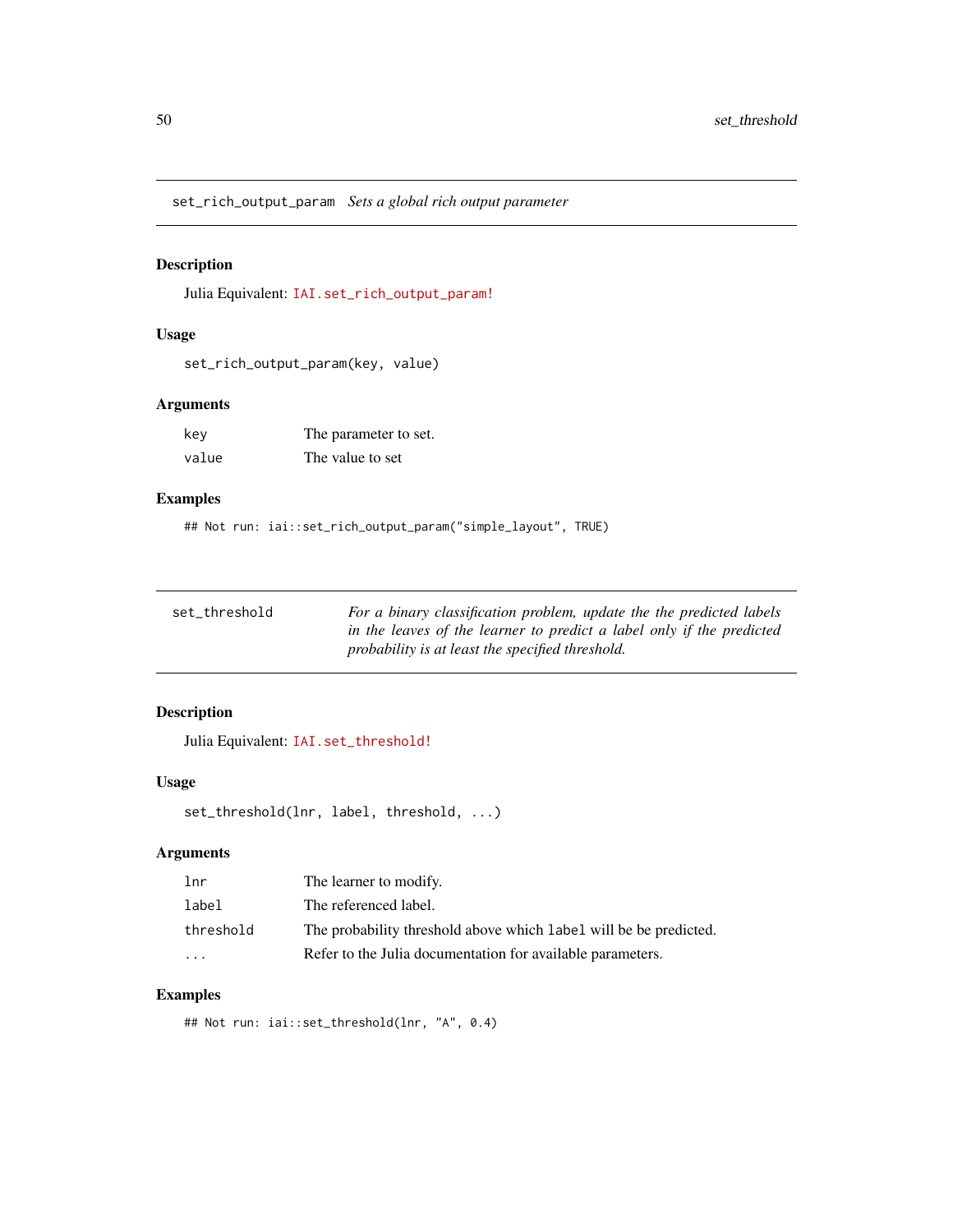## set_rich_output_param *Sets a global rich output parameter*

### Description

Julia Equivalent: `IAI.set_rich_output_param!`

### Usage

```
set_rich_output_param(key, value)
```

### Arguments

| | |
|---|---|
| key | The parameter to set. |
| value | The value to set |

### Examples

```
## Not run: iai::set_rich_output_param("simple_layout", TRUE)
```

## set_threshold *For a binary classification problem, update the the predicted labels in the leaves of the learner to predict a label only if the predicted probability is at least the specified threshold.*

### Description

Julia Equivalent: `IAI.set_threshold!`

### Usage

```
set_threshold(lnr, label, threshold, ...)
```

### Arguments

| | |
|---|---|
| lnr | The learner to modify. |
| label | The referenced label. |
| threshold | The probability threshold above which `label` will be be predicted. |
| ... | Refer to the Julia documentation for available parameters. |

### Examples

```
## Not run: iai::set_threshold(lnr, "A", 0.4)
```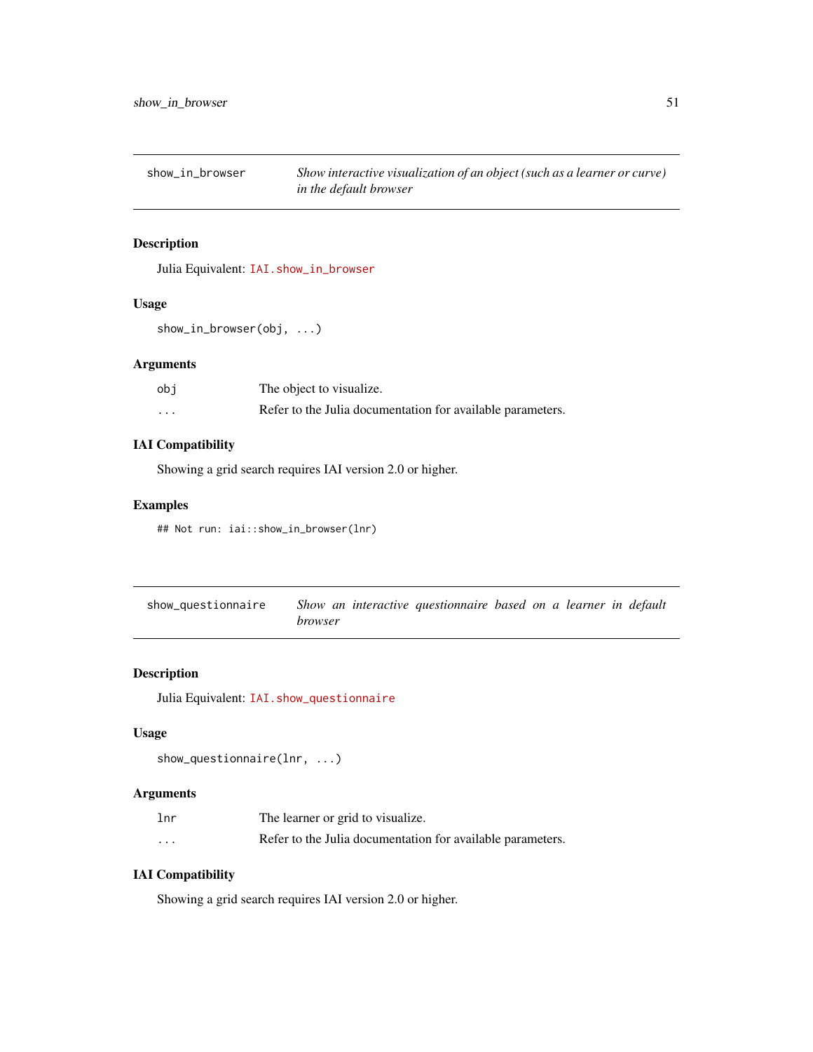## show_in_browser — *Show interactive visualization of an object (such as a learner or curve) in the default browser*

### Description

Julia Equivalent: `IAI.show_in_browser`

### Usage

```
show_in_browser(obj, ...)
```

### Arguments

| | |
|---|---|
| `obj` | The object to visualize. |
| `...` | Refer to the Julia documentation for available parameters. |

### IAI Compatibility

Showing a grid search requires IAI version 2.0 or higher.

### Examples

```
## Not run: iai::show_in_browser(lnr)
```

## show_questionnaire — *Show an interactive questionnaire based on a learner in default browser*

### Description

Julia Equivalent: `IAI.show_questionnaire`

### Usage

```
show_questionnaire(lnr, ...)
```

### Arguments

| | |
|---|---|
| `lnr` | The learner or grid to visualize. |
| `...` | Refer to the Julia documentation for available parameters. |

### IAI Compatibility

Showing a grid search requires IAI version 2.0 or higher.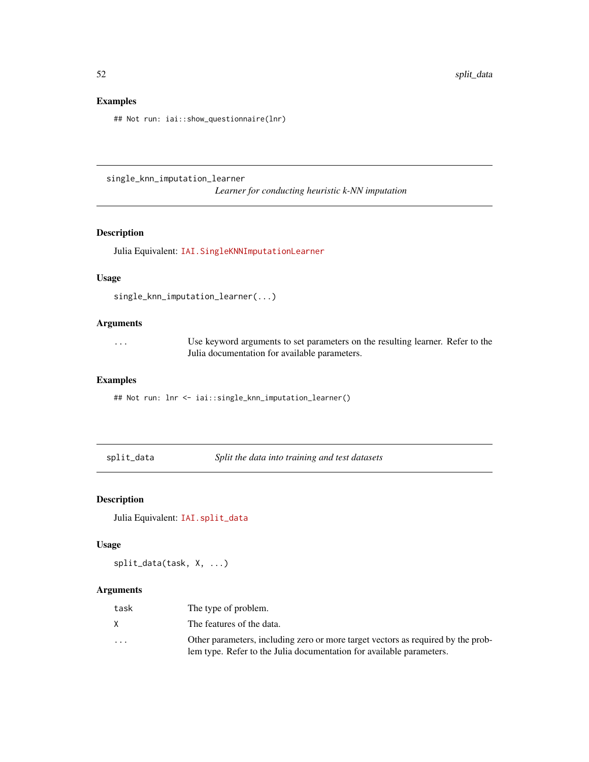### Examples

```
## Not run: iai::show_questionnaire(lnr)
```

---

## single_knn_imputation_learner

*Learner for conducting heuristic k-NN imputation*

### Description

Julia Equivalent: `IAI.SingleKNNImputationLearner`

### Usage

```
single_knn_imputation_learner(...)
```

### Arguments

| | |
|---|---|
| ... | Use keyword arguments to set parameters on the resulting learner. Refer to the Julia documentation for available parameters. |

### Examples

```
## Not run: lnr <- iai::single_knn_imputation_learner()
```

---

## split_data

*Split the data into training and test datasets*

### Description

Julia Equivalent: `IAI.split_data`

### Usage

```
split_data(task, X, ...)
```

### Arguments

| | |
|---|---|
| task | The type of problem. |
| X | The features of the data. |
| ... | Other parameters, including zero or more target vectors as required by the problem type. Refer to the Julia documentation for available parameters. |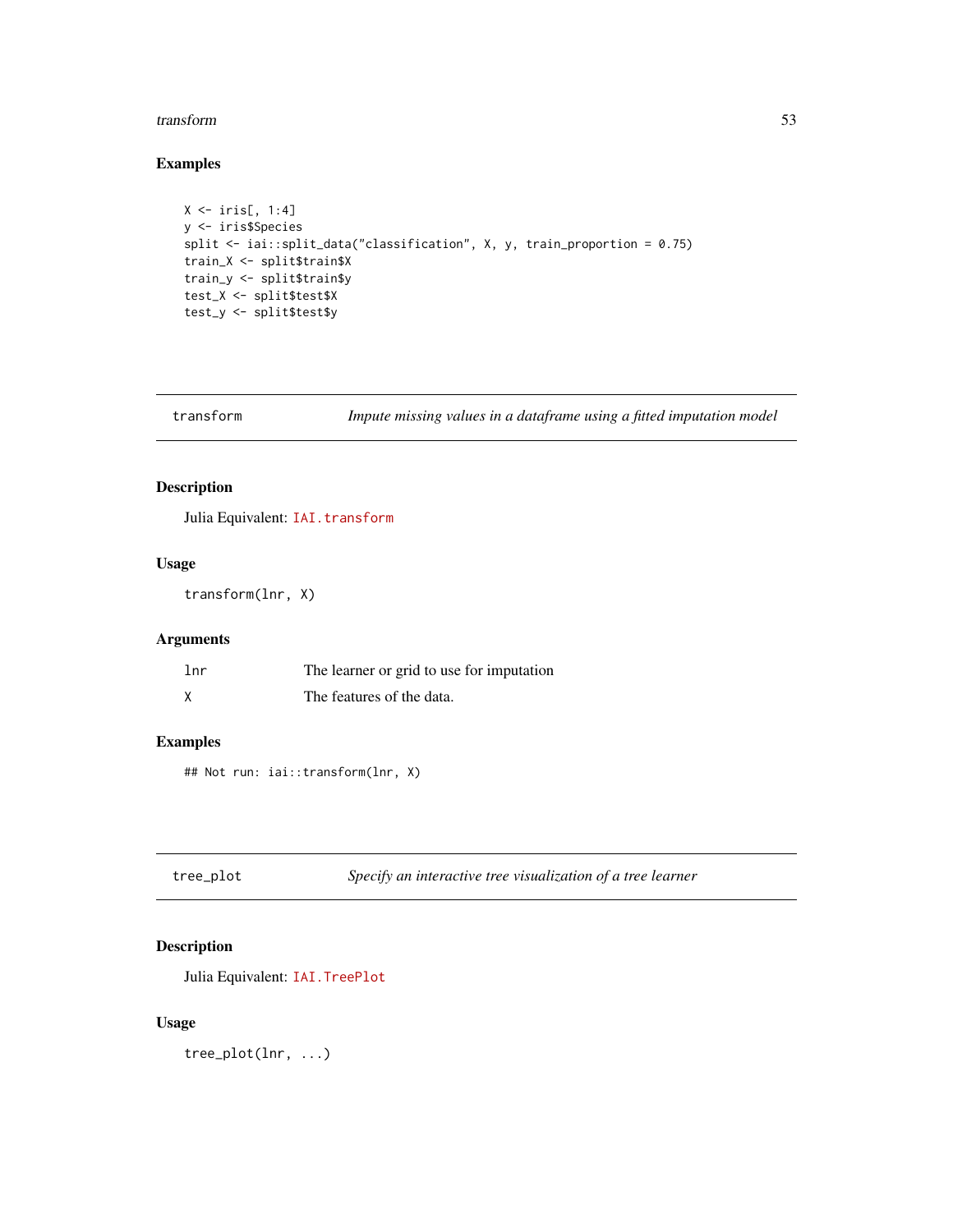### Examples

```
X <- iris[, 1:4]
y <- iris$Species
split <- iai::split_data("classification", X, y, train_proportion = 0.75)
train_X <- split$train$X
train_y <- split$train$y
test_X <- split$test$X
test_y <- split$test$y
```

---

## transform — *Impute missing values in a dataframe using a fitted imputation model*

### Description

Julia Equivalent: `IAI.transform`

### Usage

```
transform(lnr, X)
```

### Arguments

| | |
|---|---|
| `lnr` | The learner or grid to use for imputation |
| `X` | The features of the data. |

### Examples

```
## Not run: iai::transform(lnr, X)
```

---

## tree_plot — *Specify an interactive tree visualization of a tree learner*

### Description

Julia Equivalent: `IAI.TreePlot`

### Usage

```
tree_plot(lnr, ...)
```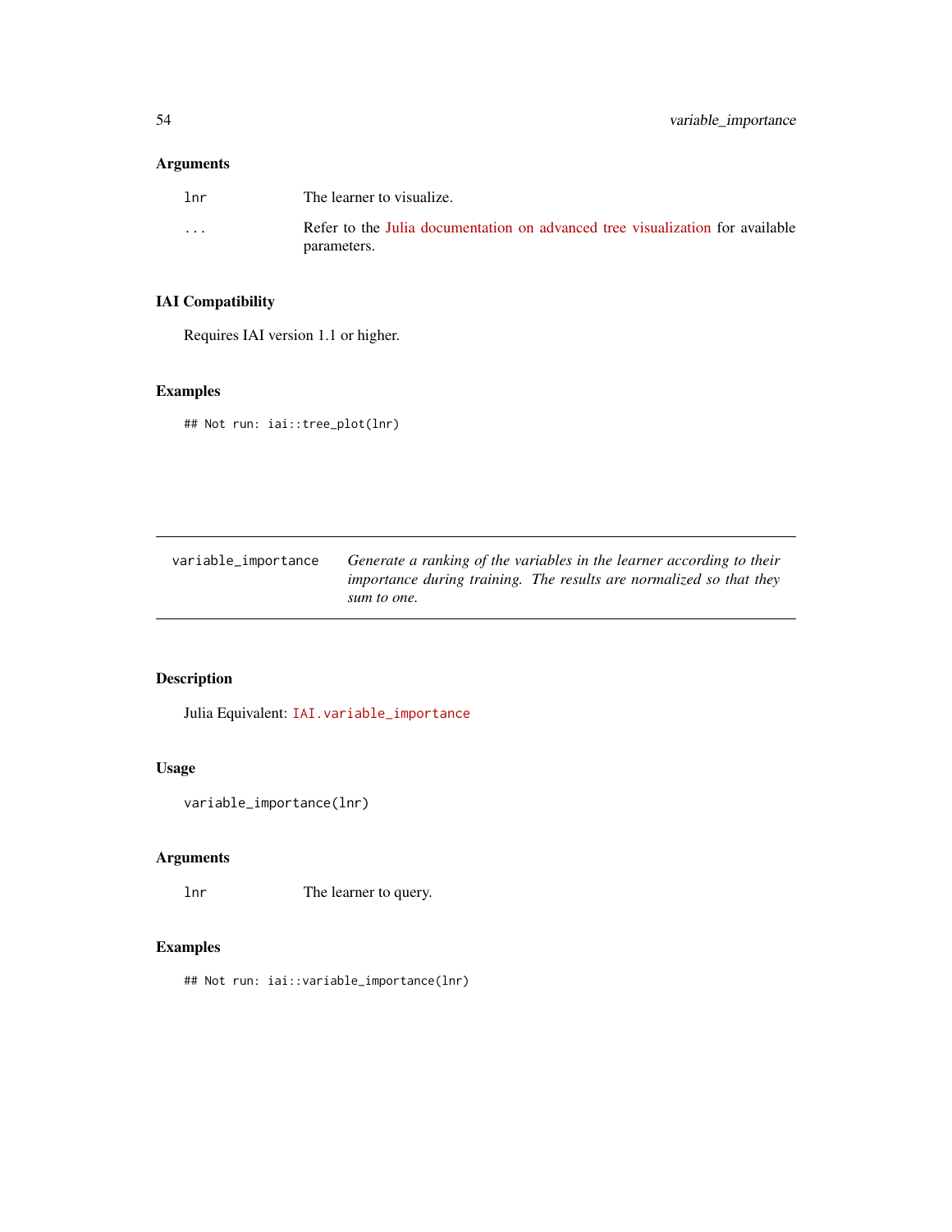### Arguments

| | |
|---|---|
| `lnr` | The learner to visualize. |
| `...` | Refer to the Julia documentation on advanced tree visualization for available parameters. |

### IAI Compatibility

Requires IAI version 1.1 or higher.

### Examples

```
## Not run: iai::tree_plot(lnr)
```

---

## variable_importance

*Generate a ranking of the variables in the learner according to their importance during training. The results are normalized so that they sum to one.*

---

### Description

Julia Equivalent: `IAI.variable_importance`

### Usage

```
variable_importance(lnr)
```

### Arguments

| | |
|---|---|
| `lnr` | The learner to query. |

### Examples

```
## Not run: iai::variable_importance(lnr)
```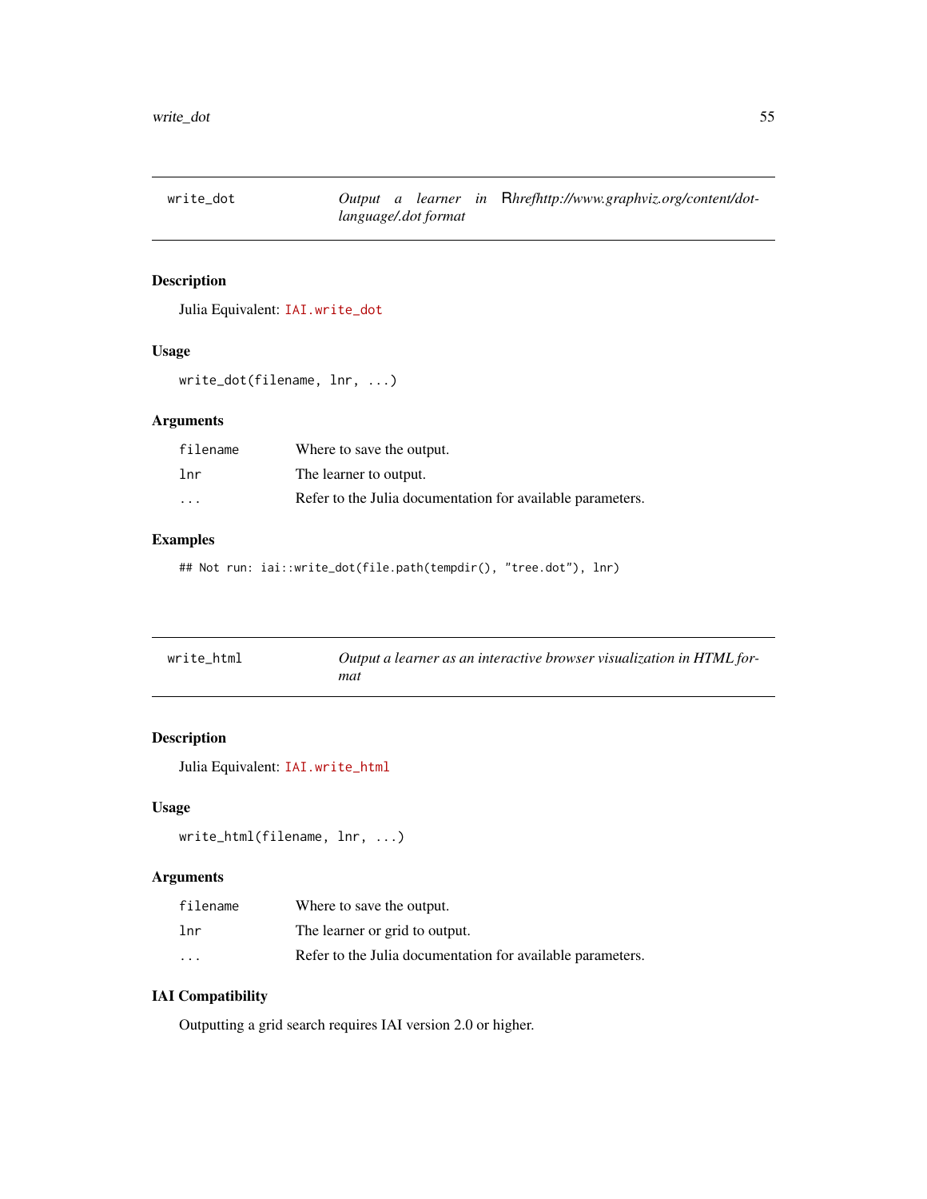## write_dot — *Output a learner in Rhrefhttp://www.graphviz.org/content/dot-language/.dot format*

### Description

Julia Equivalent: IAI.write_dot

### Usage

```
write_dot(filename, lnr, ...)
```

### Arguments

| | |
|---|---|
| filename | Where to save the output. |
| lnr | The learner to output. |
| ... | Refer to the Julia documentation for available parameters. |

### Examples

```
## Not run: iai::write_dot(file.path(tempdir(), "tree.dot"), lnr)
```

## write_html — *Output a learner as an interactive browser visualization in HTML format*

### Description

Julia Equivalent: IAI.write_html

### Usage

```
write_html(filename, lnr, ...)
```

### Arguments

| | |
|---|---|
| filename | Where to save the output. |
| lnr | The learner or grid to output. |
| ... | Refer to the Julia documentation for available parameters. |

### IAI Compatibility

Outputting a grid search requires IAI version 2.0 or higher.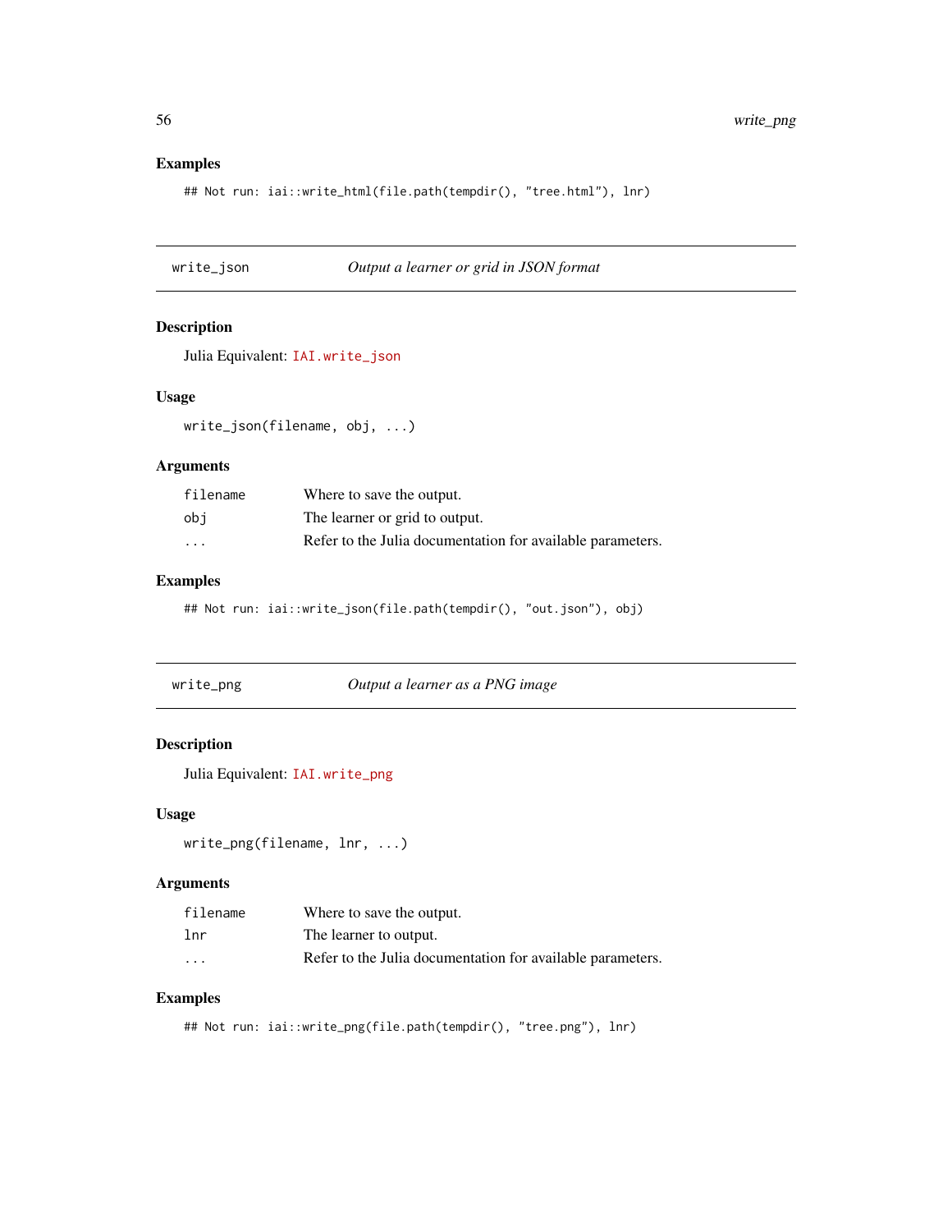## Examples

```
## Not run: iai::write_html(file.path(tempdir(), "tree.html"), lnr)
```

---

## write_json — *Output a learner or grid in JSON format*

### Description

Julia Equivalent: `IAI.write_json`

### Usage

```
write_json(filename, obj, ...)
```

### Arguments

| | |
|---|---|
| `filename` | Where to save the output. |
| `obj` | The learner or grid to output. |
| `...` | Refer to the Julia documentation for available parameters. |

### Examples

```
## Not run: iai::write_json(file.path(tempdir(), "out.json"), obj)
```

---

## write_png — *Output a learner as a PNG image*

### Description

Julia Equivalent: `IAI.write_png`

### Usage

```
write_png(filename, lnr, ...)
```

### Arguments

| | |
|---|---|
| `filename` | Where to save the output. |
| `lnr` | The learner to output. |
| `...` | Refer to the Julia documentation for available parameters. |

### Examples

```
## Not run: iai::write_png(file.path(tempdir(), "tree.png"), lnr)
```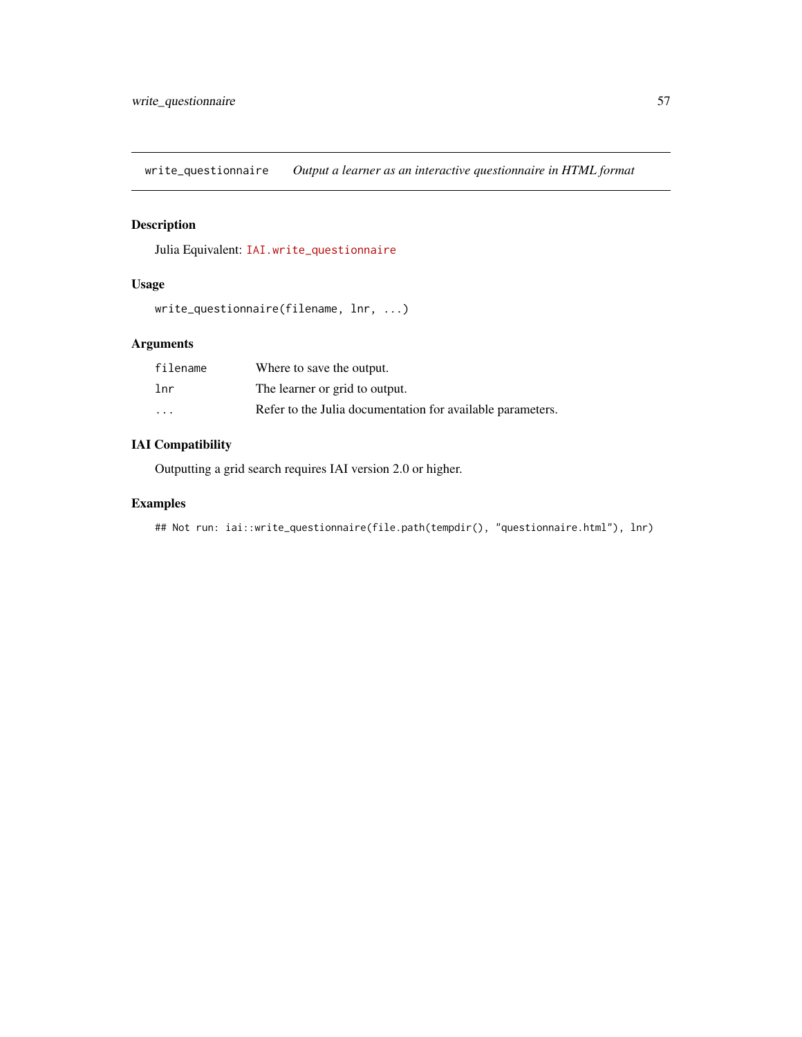## write_questionnaire — *Output a learner as an interactive questionnaire in HTML format*

### Description

Julia Equivalent: `IAI.write_questionnaire`

### Usage

```
write_questionnaire(filename, lnr, ...)
```

### Arguments

| | |
|---|---|
| `filename` | Where to save the output. |
| `lnr` | The learner or grid to output. |
| `...` | Refer to the Julia documentation for available parameters. |

### IAI Compatibility

Outputting a grid search requires IAI version 2.0 or higher.

### Examples

```
## Not run: iai::write_questionnaire(file.path(tempdir(), "questionnaire.html"), lnr)
```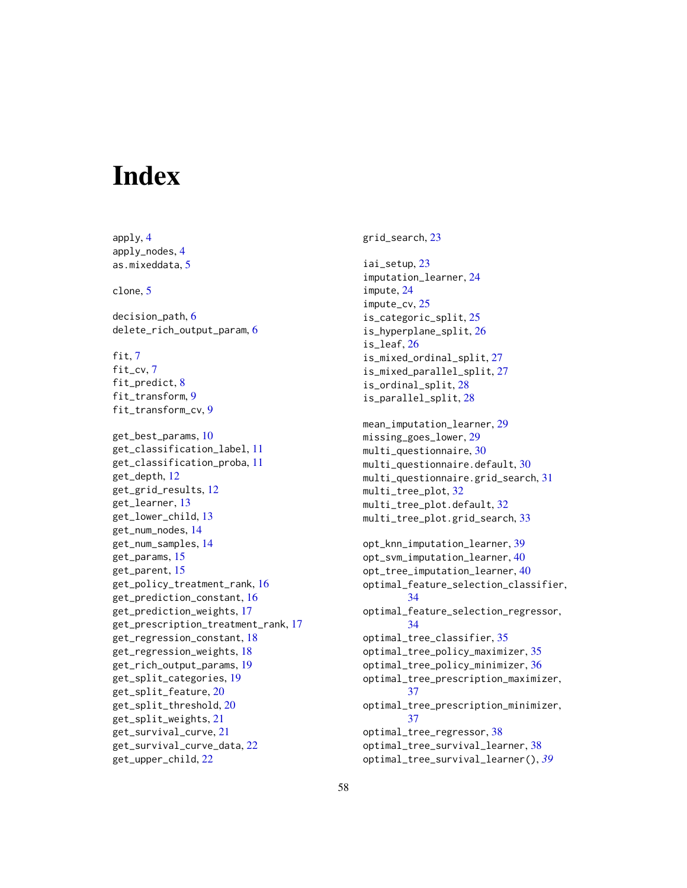# Index

apply, 4
apply_nodes, 4
as.mixeddata, 5

clone, 5

decision_path, 6
delete_rich_output_param, 6

fit, 7
fit_cv, 7
fit_predict, 8
fit_transform, 9
fit_transform_cv, 9

get_best_params, 10
get_classification_label, 11
get_classification_proba, 11
get_depth, 12
get_grid_results, 12
get_learner, 13
get_lower_child, 13
get_num_nodes, 14
get_num_samples, 14
get_params, 15
get_parent, 15
get_policy_treatment_rank, 16
get_prediction_constant, 16
get_prediction_weights, 17
get_prescription_treatment_rank, 17
get_regression_constant, 18
get_regression_weights, 18
get_rich_output_params, 19
get_split_categories, 19
get_split_feature, 20
get_split_threshold, 20
get_split_weights, 21
get_survival_curve, 21
get_survival_curve_data, 22
get_upper_child, 22

grid_search, 23

iai_setup, 23
imputation_learner, 24
impute, 24
impute_cv, 25
is_categoric_split, 25
is_hyperplane_split, 26
is_leaf, 26
is_mixed_ordinal_split, 27
is_mixed_parallel_split, 27
is_ordinal_split, 28
is_parallel_split, 28

mean_imputation_learner, 29
missing_goes_lower, 29
multi_questionnaire, 30
multi_questionnaire.default, 30
multi_questionnaire.grid_search, 31
multi_tree_plot, 32
multi_tree_plot.default, 32
multi_tree_plot.grid_search, 33

opt_knn_imputation_learner, 39
opt_svm_imputation_learner, 40
opt_tree_imputation_learner, 40
optimal_feature_selection_classifier, 34
optimal_feature_selection_regressor, 34
optimal_tree_classifier, 35
optimal_tree_policy_maximizer, 35
optimal_tree_policy_minimizer, 36
optimal_tree_prescription_maximizer, 37
optimal_tree_prescription_minimizer, 37
optimal_tree_regressor, 38
optimal_tree_survival_learner, 38
optimal_tree_survival_learner(), *39*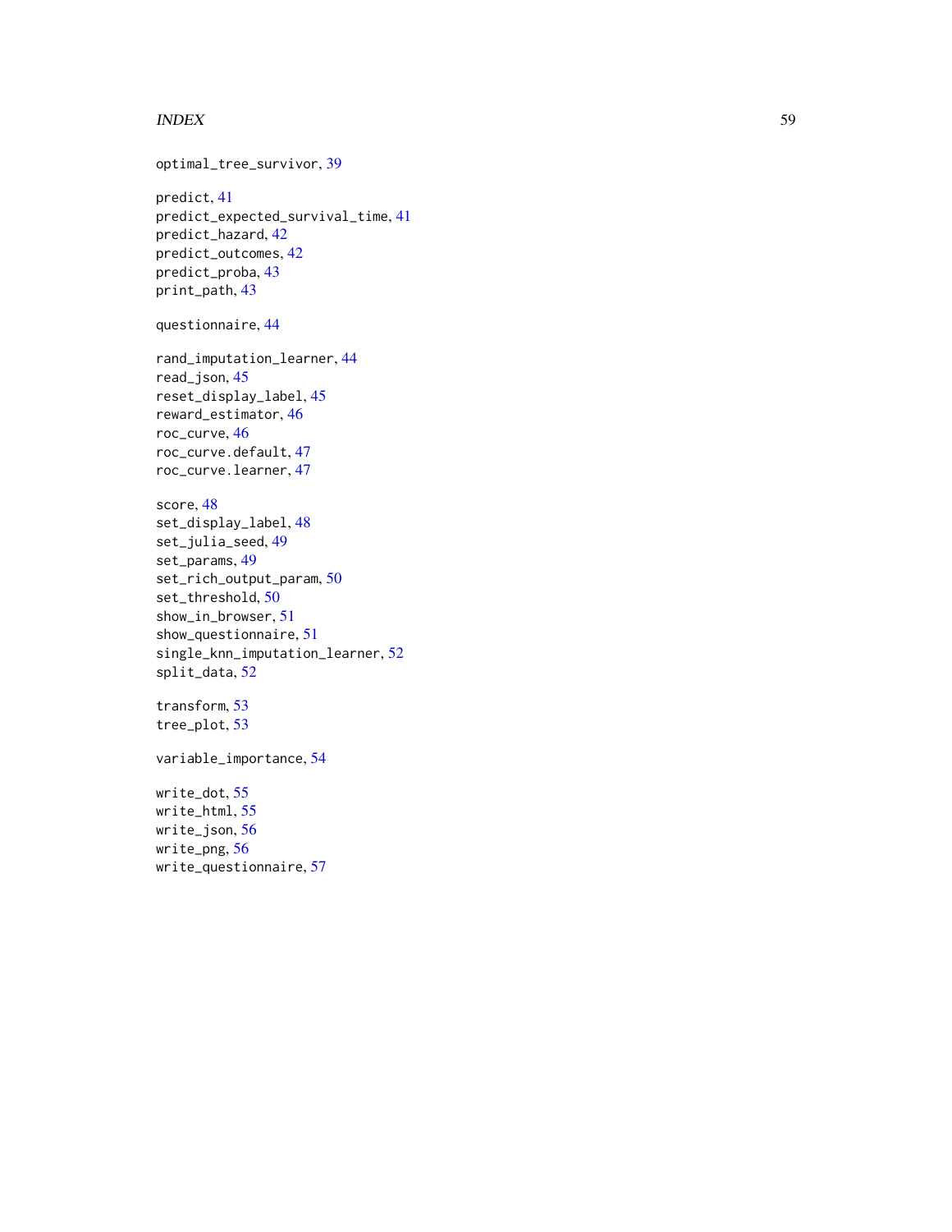optimal_tree_survivor, 39

predict, 41
predict_expected_survival_time, 41
predict_hazard, 42
predict_outcomes, 42
predict_proba, 43
print_path, 43

questionnaire, 44

rand_imputation_learner, 44
read_json, 45
reset_display_label, 45
reward_estimator, 46
roc_curve, 46
roc_curve.default, 47
roc_curve.learner, 47

score, 48
set_display_label, 48
set_julia_seed, 49
set_params, 49
set_rich_output_param, 50
set_threshold, 50
show_in_browser, 51
show_questionnaire, 51
single_knn_imputation_learner, 52
split_data, 52

transform, 53
tree_plot, 53

variable_importance, 54

write_dot, 55
write_html, 55
write_json, 56
write_png, 56
write_questionnaire, 57